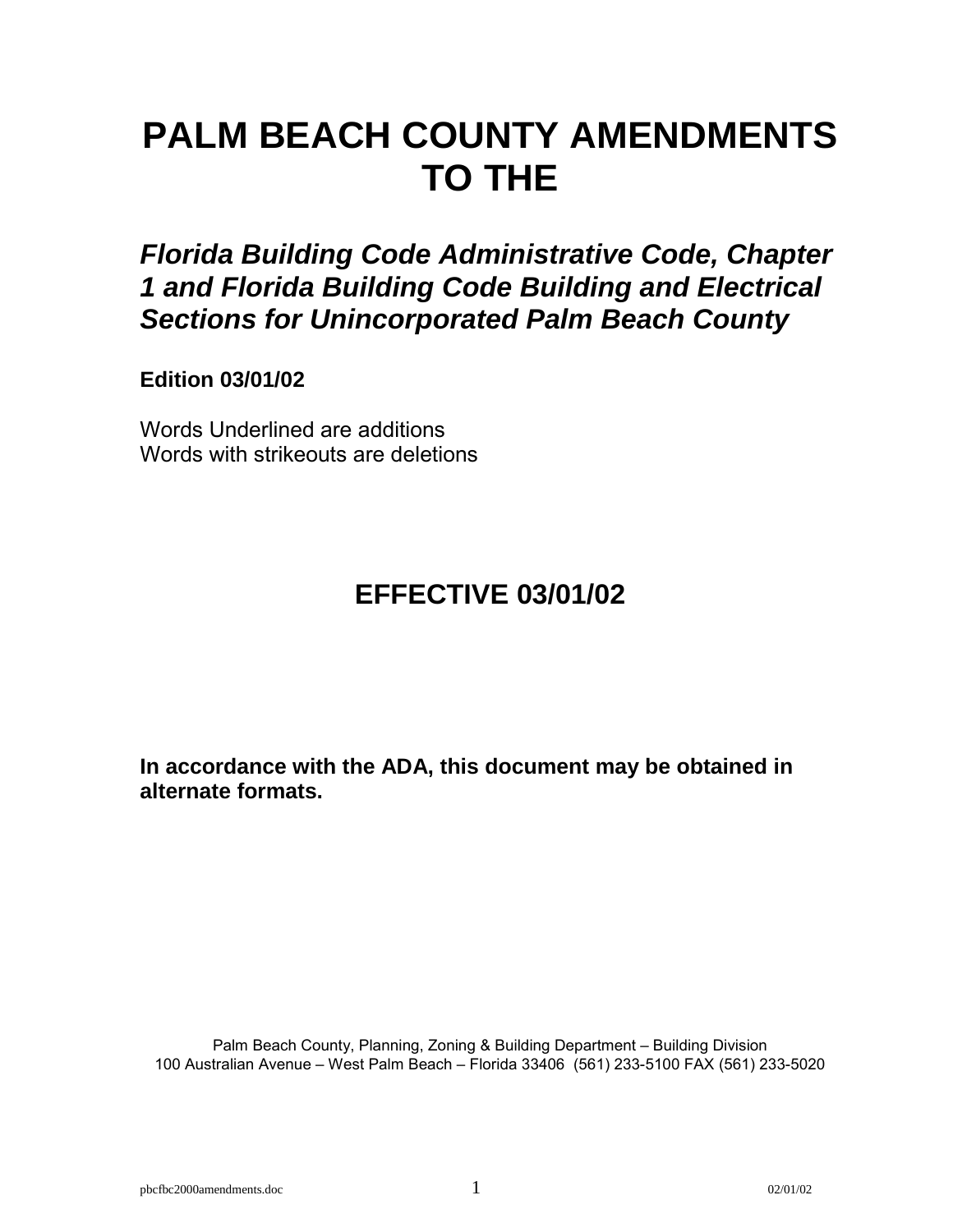# PALM BEACH COUNTY AMENDMENTS TO THE

## *Florida Building Code Administrative Code, Chapter 1 and Florida Building Code Building and Electrical Sections for Unincorporated Palm Beach County*

**Edition 03/01/02**

Words Underlined are additions
Words with strikeouts are deletions

## EFFECTIVE 03/01/02

**In accordance with the ADA, this document may be obtained in alternate formats.**

Palm Beach County, Planning, Zoning & Building Department – Building Division
100 Australian Avenue – West Palm Beach – Florida 33406 (561) 233-5100 FAX (561) 233-5020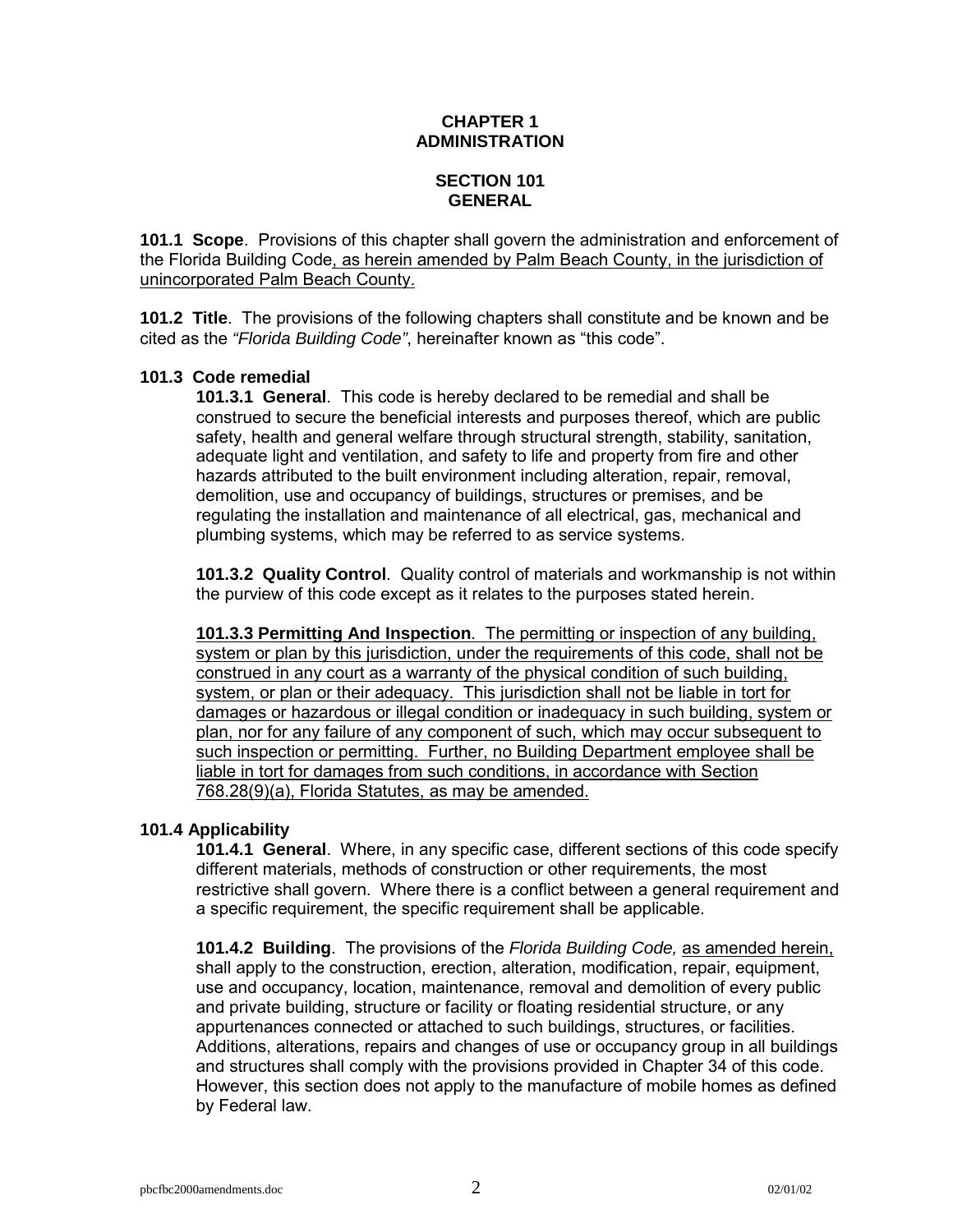# CHAPTER 1
# ADMINISTRATION

## SECTION 101
## GENERAL

**101.1 Scope**. Provisions of this chapter shall govern the administration and enforcement of the Florida Building Code, as herein amended by Palm Beach County, in the jurisdiction of unincorporated Palm Beach County.

**101.2 Title**. The provisions of the following chapters shall constitute and be known and be cited as the *"Florida Building Code"*, hereinafter known as "this code".

**101.3 Code remedial**

**101.3.1 General**. This code is hereby declared to be remedial and shall be construed to secure the beneficial interests and purposes thereof, which are public safety, health and general welfare through structural strength, stability, sanitation, adequate light and ventilation, and safety to life and property from fire and other hazards attributed to the built environment including alteration, repair, removal, demolition, use and occupancy of buildings, structures or premises, and be regulating the installation and maintenance of all electrical, gas, mechanical and plumbing systems, which may be referred to as service systems.

**101.3.2 Quality Control**. Quality control of materials and workmanship is not within the purview of this code except as it relates to the purposes stated herein.

**101.3.3 Permitting And Inspection**. The permitting or inspection of any building, system or plan by this jurisdiction, under the requirements of this code, shall not be construed in any court as a warranty of the physical condition of such building, system, or plan or their adequacy. This jurisdiction shall not be liable in tort for damages or hazardous or illegal condition or inadequacy in such building, system or plan, nor for any failure of any component of such, which may occur subsequent to such inspection or permitting. Further, no Building Department employee shall be liable in tort for damages from such conditions, in accordance with Section 768.28(9)(a), Florida Statutes, as may be amended.

**101.4 Applicability**

**101.4.1 General**. Where, in any specific case, different sections of this code specify different materials, methods of construction or other requirements, the most restrictive shall govern. Where there is a conflict between a general requirement and a specific requirement, the specific requirement shall be applicable.

**101.4.2 Building**. The provisions of the *Florida Building Code,* as amended herein, shall apply to the construction, erection, alteration, modification, repair, equipment, use and occupancy, location, maintenance, removal and demolition of every public and private building, structure or facility or floating residential structure, or any appurtenances connected or attached to such buildings, structures, or facilities. Additions, alterations, repairs and changes of use or occupancy group in all buildings and structures shall comply with the provisions provided in Chapter 34 of this code. However, this section does not apply to the manufacture of mobile homes as defined by Federal law.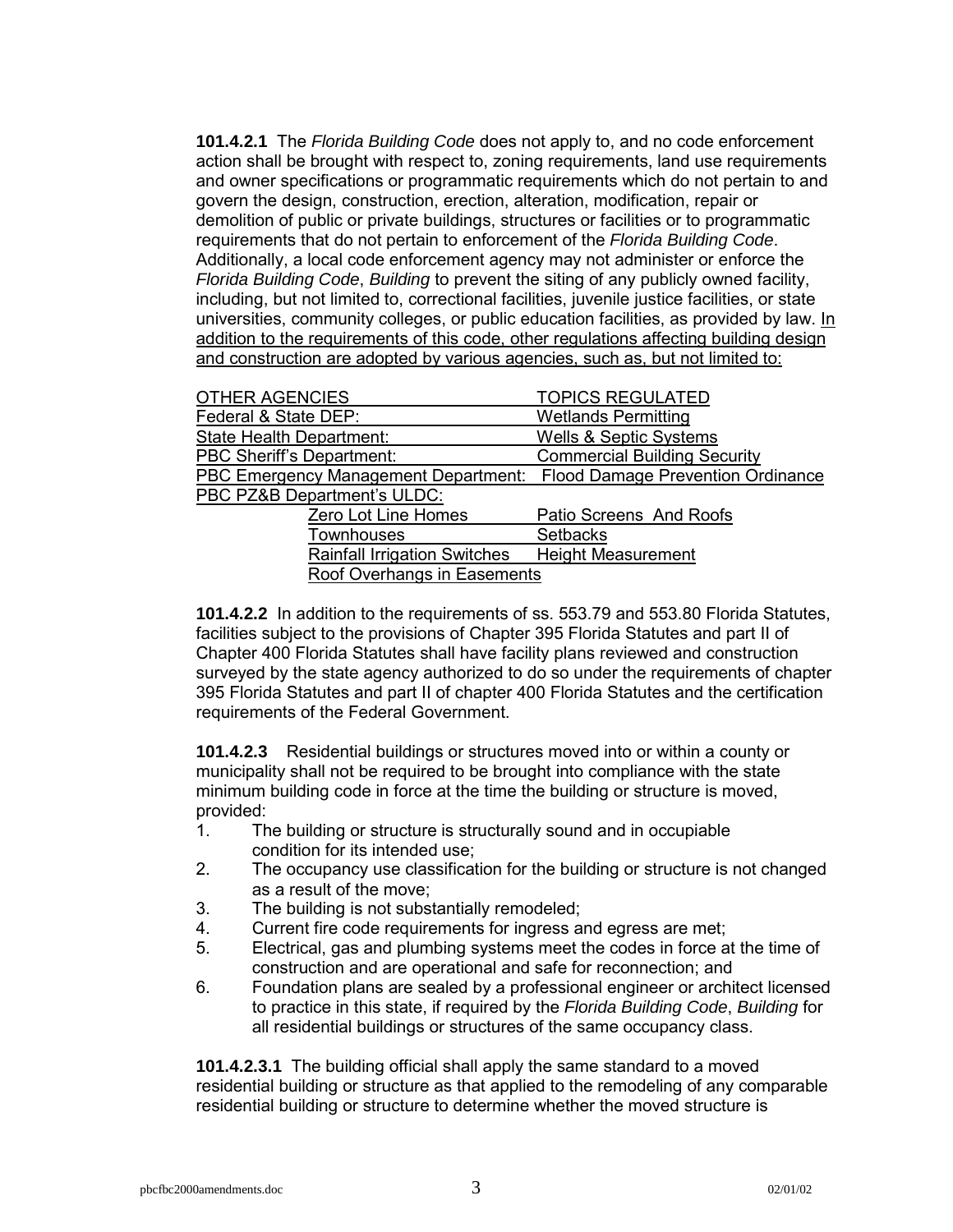**101.4.2.1** The *Florida Building Code* does not apply to, and no code enforcement action shall be brought with respect to, zoning requirements, land use requirements and owner specifications or programmatic requirements which do not pertain to and govern the design, construction, erection, alteration, modification, repair or demolition of public or private buildings, structures or facilities or to programmatic requirements that do not pertain to enforcement of the *Florida Building Code*. Additionally, a local code enforcement agency may not administer or enforce the *Florida Building Code*, *Building* to prevent the siting of any publicly owned facility, including, but not limited to, correctional facilities, juvenile justice facilities, or state universities, community colleges, or public education facilities, as provided by law. In addition to the requirements of this code, other regulations affecting building design and construction are adopted by various agencies, such as, but not limited to:

| OTHER AGENCIES | TOPICS REGULATED |
|---|---|
| Federal & State DEP: | Wetlands Permitting |
| State Health Department: | Wells & Septic Systems |
| PBC Sheriff's Department: | Commercial Building Security |
| PBC Emergency Management Department: | Flood Damage Prevention Ordinance |
| PBC PZ&B Department's ULDC: | |
| Zero Lot Line Homes | Patio Screens And Roofs |
| Townhouses | Setbacks |
| Rainfall Irrigation Switches | Height Measurement |
| Roof Overhangs in Easements | |

**101.4.2.2** In addition to the requirements of ss. 553.79 and 553.80 Florida Statutes, facilities subject to the provisions of Chapter 395 Florida Statutes and part II of Chapter 400 Florida Statutes shall have facility plans reviewed and construction surveyed by the state agency authorized to do so under the requirements of chapter 395 Florida Statutes and part II of chapter 400 Florida Statutes and the certification requirements of the Federal Government.

**101.4.2.3** Residential buildings or structures moved into or within a county or municipality shall not be required to be brought into compliance with the state minimum building code in force at the time the building or structure is moved, provided:

1. The building or structure is structurally sound and in occupiable condition for its intended use;
2. The occupancy use classification for the building or structure is not changed as a result of the move;
3. The building is not substantially remodeled;
4. Current fire code requirements for ingress and egress are met;
5. Electrical, gas and plumbing systems meet the codes in force at the time of construction and are operational and safe for reconnection; and
6. Foundation plans are sealed by a professional engineer or architect licensed to practice in this state, if required by the *Florida Building Code*, *Building* for all residential buildings or structures of the same occupancy class.

**101.4.2.3.1** The building official shall apply the same standard to a moved residential building or structure as that applied to the remodeling of any comparable residential building or structure to determine whether the moved structure is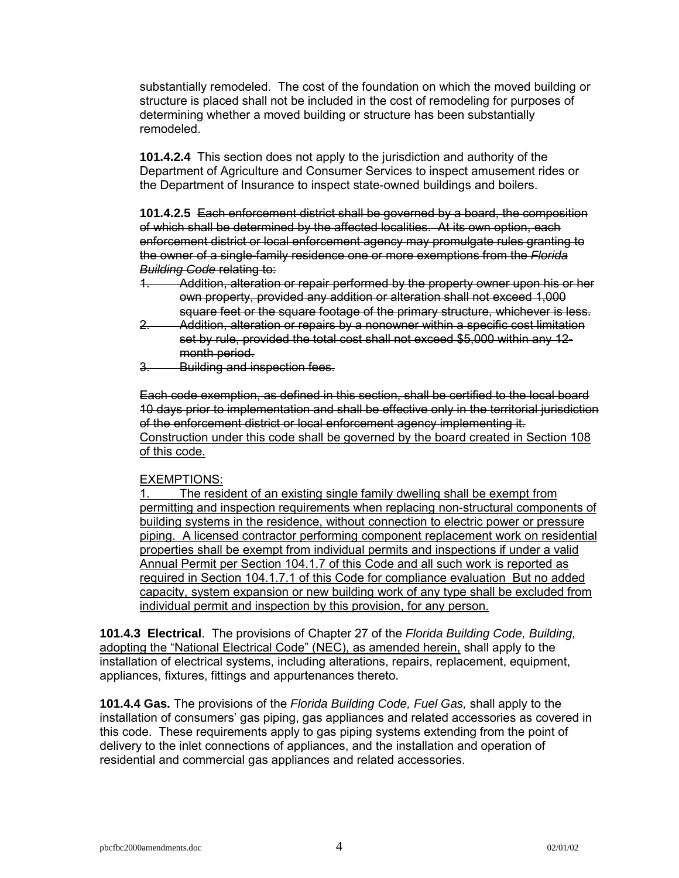substantially remodeled. The cost of the foundation on which the moved building or structure is placed shall not be included in the cost of remodeling for purposes of determining whether a moved building or structure has been substantially remodeled.

**101.4.2.4** This section does not apply to the jurisdiction and authority of the Department of Agriculture and Consumer Services to inspect amusement rides or the Department of Insurance to inspect state-owned buildings and boilers.

**101.4.2.5** ~~Each enforcement district shall be governed by a board, the composition of which shall be determined by the affected localities. At its own option, each enforcement district or local enforcement agency may promulgate rules granting to the owner of a single-family residence one or more exemptions from the *Florida Building Code* relating to:~~

1. ~~Addition, alteration or repair performed by the property owner upon his or her own property, provided any addition or alteration shall not exceed 1,000 square feet or the square footage of the primary structure, whichever is less.~~
2. ~~Addition, alteration or repairs by a nonowner within a specific cost limitation set by rule, provided the total cost shall not exceed $5,000 within any 12-month period.~~
3. ~~Building and inspection fees.~~

~~Each code exemption, as defined in this section, shall be certified to the local board 10 days prior to implementation and shall be effective only in the territorial jurisdiction of the enforcement district or local enforcement agency implementing it.~~ <u>Construction under this code shall be governed by the board created in Section 108 of this code.</u>

<u>EXEMPTIONS:</u>

<u>1. The resident of an existing single family dwelling shall be exempt from permitting and inspection requirements when replacing non-structural components of building systems in the residence, without connection to electric power or pressure piping. A licensed contractor performing component replacement work on residential properties shall be exempt from individual permits and inspections if under a valid Annual Permit per Section 104.1.7 of this Code and all such work is reported as required in Section 104.1.7.1 of this Code for compliance evaluation But no added capacity, system expansion or new building work of any type shall be excluded from individual permit and inspection by this provision, for any person.</u>

**101.4.3 Electrical**. The provisions of Chapter 27 of the *Florida Building Code, Building,* <u>adopting the "National Electrical Code" (NEC), as amended herein,</u> shall apply to the installation of electrical systems, including alterations, repairs, replacement, equipment, appliances, fixtures, fittings and appurtenances thereto.

**101.4.4 Gas.** The provisions of the *Florida Building Code, Fuel Gas,* shall apply to the installation of consumers' gas piping, gas appliances and related accessories as covered in this code. These requirements apply to gas piping systems extending from the point of delivery to the inlet connections of appliances, and the installation and operation of residential and commercial gas appliances and related accessories.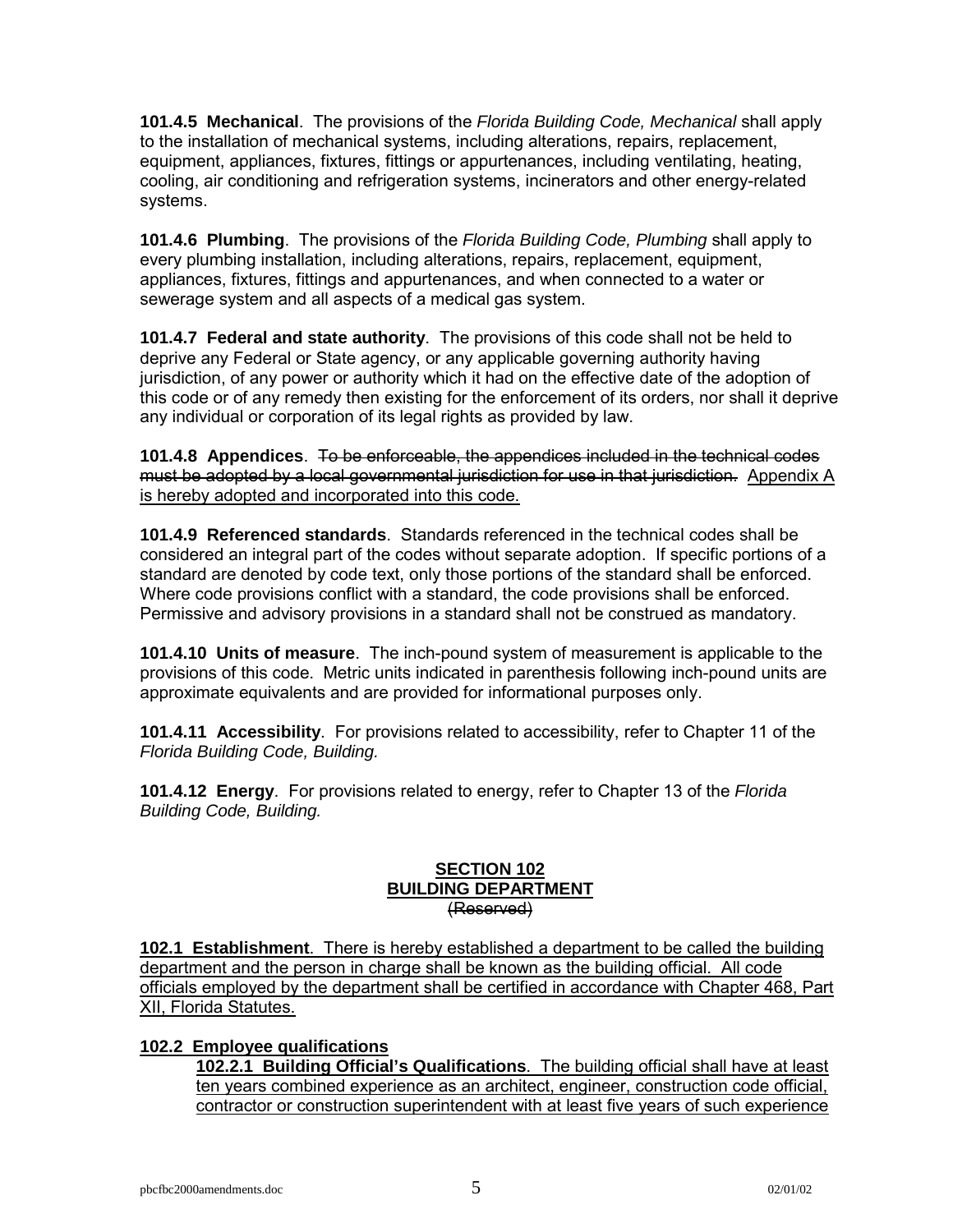**101.4.5 Mechanical**. The provisions of the *Florida Building Code, Mechanical* shall apply to the installation of mechanical systems, including alterations, repairs, replacement, equipment, appliances, fixtures, fittings or appurtenances, including ventilating, heating, cooling, air conditioning and refrigeration systems, incinerators and other energy-related systems.

**101.4.6 Plumbing**. The provisions of the *Florida Building Code, Plumbing* shall apply to every plumbing installation, including alterations, repairs, replacement, equipment, appliances, fixtures, fittings and appurtenances, and when connected to a water or sewerage system and all aspects of a medical gas system.

**101.4.7 Federal and state authority**. The provisions of this code shall not be held to deprive any Federal or State agency, or any applicable governing authority having jurisdiction, of any power or authority which it had on the effective date of the adoption of this code or of any remedy then existing for the enforcement of its orders, nor shall it deprive any individual or corporation of its legal rights as provided by law.

**101.4.8 Appendices**. ~~To be enforceable, the appendices included in the technical codes must be adopted by a local governmental jurisdiction for use in that jurisdiction.~~ <u>Appendix A is hereby adopted and incorporated into this code.</u>

**101.4.9 Referenced standards**. Standards referenced in the technical codes shall be considered an integral part of the codes without separate adoption. If specific portions of a standard are denoted by code text, only those portions of the standard shall be enforced. Where code provisions conflict with a standard, the code provisions shall be enforced. Permissive and advisory provisions in a standard shall not be construed as mandatory.

**101.4.10 Units of measure**. The inch-pound system of measurement is applicable to the provisions of this code. Metric units indicated in parenthesis following inch-pound units are approximate equivalents and are provided for informational purposes only.

**101.4.11 Accessibility**. For provisions related to accessibility, refer to Chapter 11 of the *Florida Building Code, Building.*

**101.4.12 Energy**. For provisions related to energy, refer to Chapter 13 of the *Florida Building Code, Building.*

## <u>SECTION 102</u>
## <u>BUILDING DEPARTMENT</u>

~~(Reserved)~~

<u>**102.1 Establishment**. There is hereby established a department to be called the building department and the person in charge shall be known as the building official. All code officials employed by the department shall be certified in accordance with Chapter 468, Part XII, Florida Statutes.</u>

<u>**102.2 Employee qualifications**</u>

<u>**102.2.1 Building Official's Qualifications**. The building official shall have at least ten years combined experience as an architect, engineer, construction code official, contractor or construction superintendent with at least five years of such experience</u>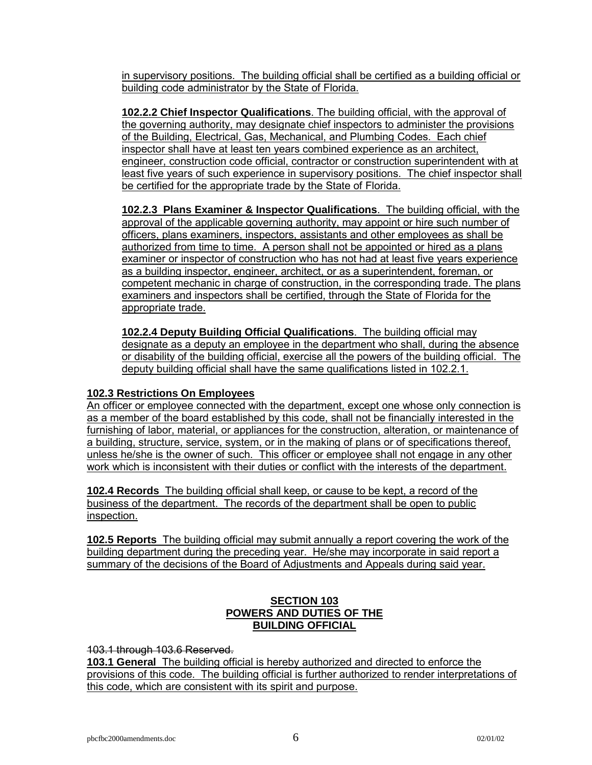in supervisory positions. The building official shall be certified as a building official or building code administrator by the State of Florida.

**102.2.2 Chief Inspector Qualifications**. The building official, with the approval of the governing authority, may designate chief inspectors to administer the provisions of the Building, Electrical, Gas, Mechanical, and Plumbing Codes. Each chief inspector shall have at least ten years combined experience as an architect, engineer, construction code official, contractor or construction superintendent with at least five years of such experience in supervisory positions. The chief inspector shall be certified for the appropriate trade by the State of Florida.

**102.2.3 Plans Examiner & Inspector Qualifications**. The building official, with the approval of the applicable governing authority, may appoint or hire such number of officers, plans examiners, inspectors, assistants and other employees as shall be authorized from time to time. A person shall not be appointed or hired as a plans examiner or inspector of construction who has not had at least five years experience as a building inspector, engineer, architect, or as a superintendent, foreman, or competent mechanic in charge of construction, in the corresponding trade. The plans examiners and inspectors shall be certified, through the State of Florida for the appropriate trade.

**102.2.4 Deputy Building Official Qualifications**. The building official may designate as a deputy an employee in the department who shall, during the absence or disability of the building official, exercise all the powers of the building official. The deputy building official shall have the same qualifications listed in 102.2.1.

**102.3 Restrictions On Employees**

An officer or employee connected with the department, except one whose only connection is as a member of the board established by this code, shall not be financially interested in the furnishing of labor, material, or appliances for the construction, alteration, or maintenance of a building, structure, service, system, or in the making of plans or of specifications thereof, unless he/she is the owner of such. This officer or employee shall not engage in any other work which is inconsistent with their duties or conflict with the interests of the department.

**102.4 Records** The building official shall keep, or cause to be kept, a record of the business of the department. The records of the department shall be open to public inspection.

**102.5 Reports** The building official may submit annually a report covering the work of the building department during the preceding year. He/she may incorporate in said report a summary of the decisions of the Board of Adjustments and Appeals during said year.

**SECTION 103**
**POWERS AND DUTIES OF THE BUILDING OFFICIAL**

~~103.1 through 103.6 Reserved.~~

**103.1 General** The building official is hereby authorized and directed to enforce the provisions of this code. The building official is further authorized to render interpretations of this code, which are consistent with its spirit and purpose.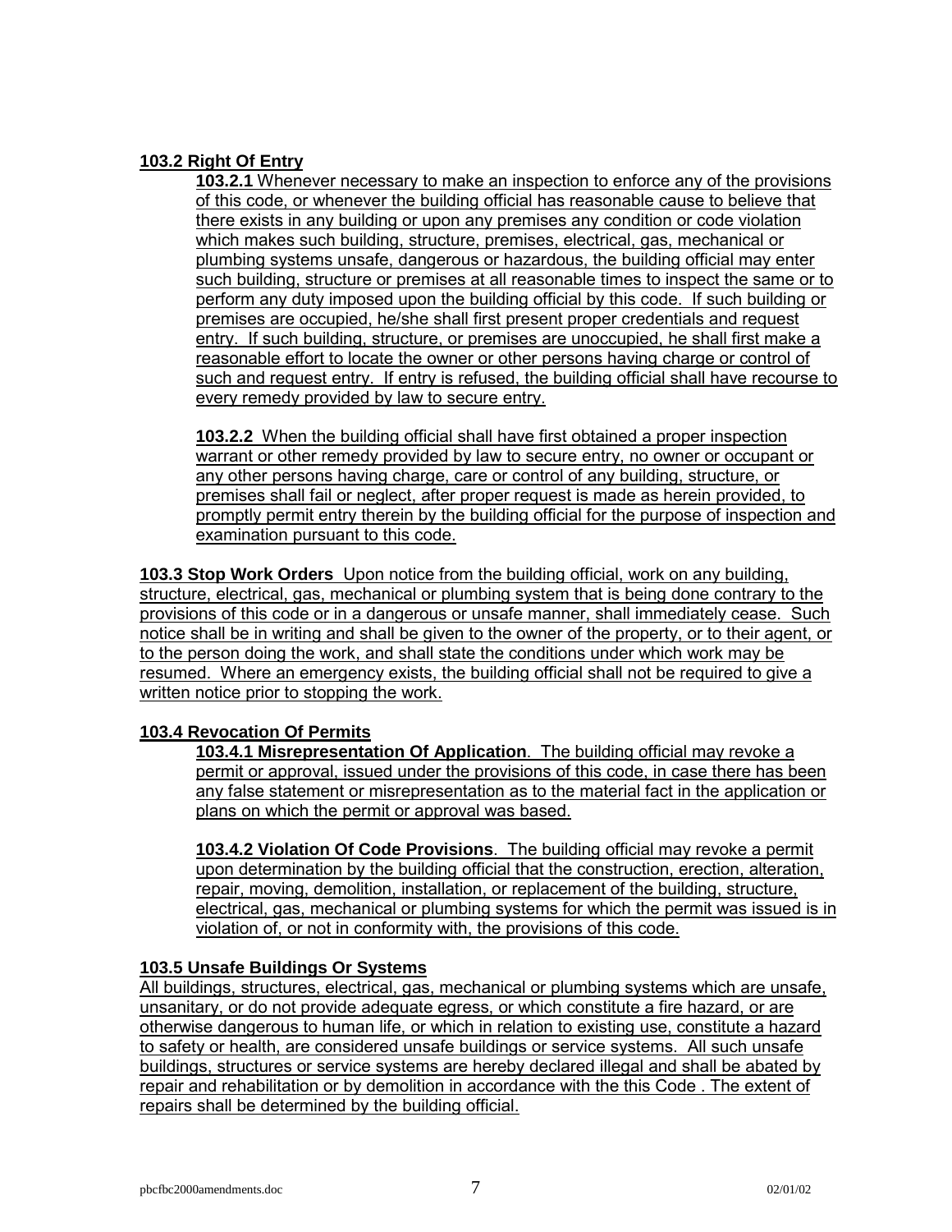**103.2 Right Of Entry**

**103.2.1** Whenever necessary to make an inspection to enforce any of the provisions of this code, or whenever the building official has reasonable cause to believe that there exists in any building or upon any premises any condition or code violation which makes such building, structure, premises, electrical, gas, mechanical or plumbing systems unsafe, dangerous or hazardous, the building official may enter such building, structure or premises at all reasonable times to inspect the same or to perform any duty imposed upon the building official by this code. If such building or premises are occupied, he/she shall first present proper credentials and request entry. If such building, structure, or premises are unoccupied, he shall first make a reasonable effort to locate the owner or other persons having charge or control of such and request entry. If entry is refused, the building official shall have recourse to every remedy provided by law to secure entry.

**103.2.2** When the building official shall have first obtained a proper inspection warrant or other remedy provided by law to secure entry, no owner or occupant or any other persons having charge, care or control of any building, structure, or premises shall fail or neglect, after proper request is made as herein provided, to promptly permit entry therein by the building official for the purpose of inspection and examination pursuant to this code.

**103.3 Stop Work Orders** Upon notice from the building official, work on any building, structure, electrical, gas, mechanical or plumbing system that is being done contrary to the provisions of this code or in a dangerous or unsafe manner, shall immediately cease. Such notice shall be in writing and shall be given to the owner of the property, or to their agent, or to the person doing the work, and shall state the conditions under which work may be resumed. Where an emergency exists, the building official shall not be required to give a written notice prior to stopping the work.

**103.4 Revocation Of Permits**

**103.4.1 Misrepresentation Of Application**. The building official may revoke a permit or approval, issued under the provisions of this code, in case there has been any false statement or misrepresentation as to the material fact in the application or plans on which the permit or approval was based.

**103.4.2 Violation Of Code Provisions**. The building official may revoke a permit upon determination by the building official that the construction, erection, alteration, repair, moving, demolition, installation, or replacement of the building, structure, electrical, gas, mechanical or plumbing systems for which the permit was issued is in violation of, or not in conformity with, the provisions of this code.

**103.5 Unsafe Buildings Or Systems**

All buildings, structures, electrical, gas, mechanical or plumbing systems which are unsafe, unsanitary, or do not provide adequate egress, or which constitute a fire hazard, or are otherwise dangerous to human life, or which in relation to existing use, constitute a hazard to safety or health, are considered unsafe buildings or service systems. All such unsafe buildings, structures or service systems are hereby declared illegal and shall be abated by repair and rehabilitation or by demolition in accordance with the this Code . The extent of repairs shall be determined by the building official.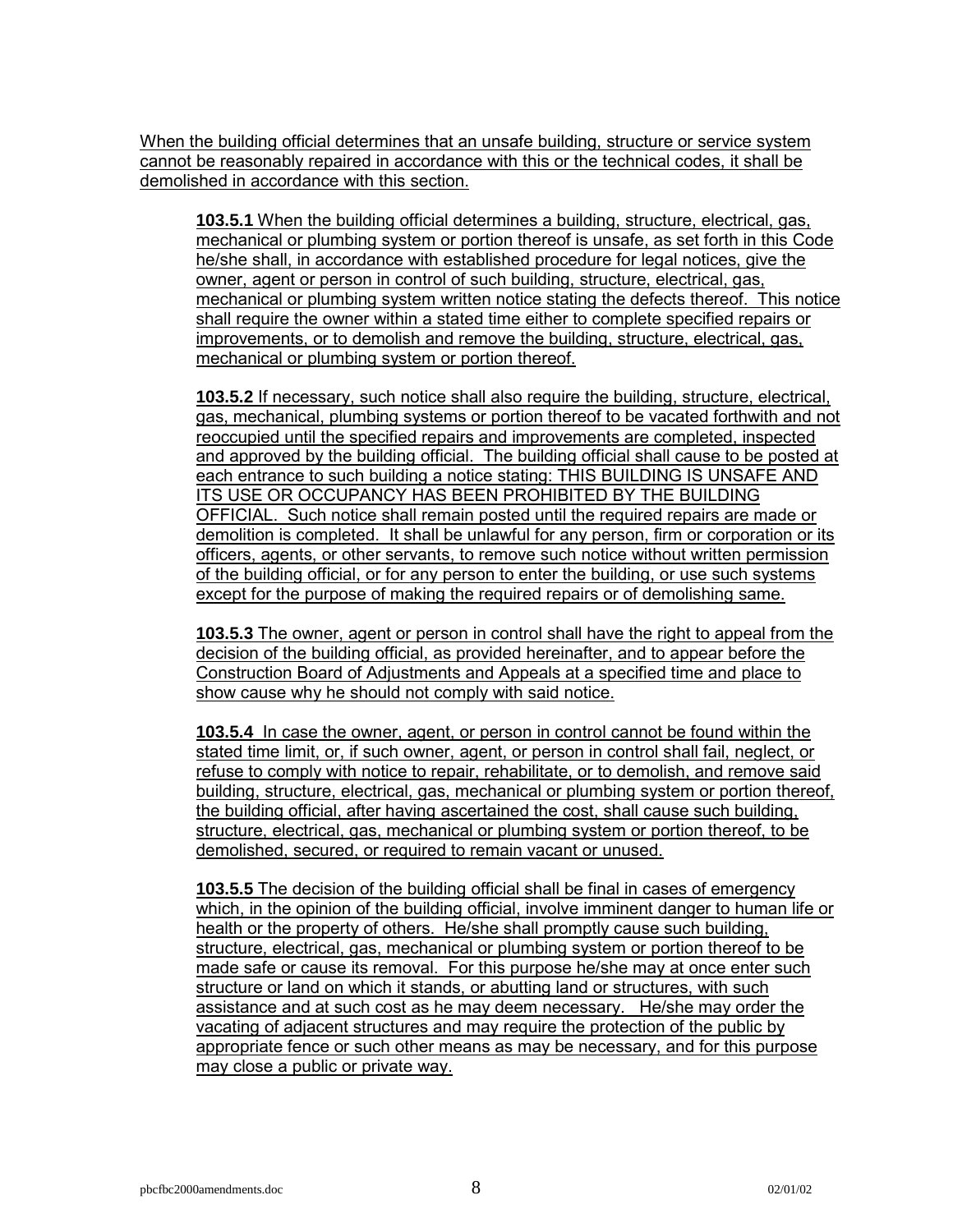When the building official determines that an unsafe building, structure or service system cannot be reasonably repaired in accordance with this or the technical codes, it shall be demolished in accordance with this section.

**103.5.1** When the building official determines a building, structure, electrical, gas, mechanical or plumbing system or portion thereof is unsafe, as set forth in this Code he/she shall, in accordance with established procedure for legal notices, give the owner, agent or person in control of such building, structure, electrical, gas, mechanical or plumbing system written notice stating the defects thereof. This notice shall require the owner within a stated time either to complete specified repairs or improvements, or to demolish and remove the building, structure, electrical, gas, mechanical or plumbing system or portion thereof.

**103.5.2** If necessary, such notice shall also require the building, structure, electrical, gas, mechanical, plumbing systems or portion thereof to be vacated forthwith and not reoccupied until the specified repairs and improvements are completed, inspected and approved by the building official. The building official shall cause to be posted at each entrance to such building a notice stating: THIS BUILDING IS UNSAFE AND ITS USE OR OCCUPANCY HAS BEEN PROHIBITED BY THE BUILDING OFFICIAL. Such notice shall remain posted until the required repairs are made or demolition is completed. It shall be unlawful for any person, firm or corporation or its officers, agents, or other servants, to remove such notice without written permission of the building official, or for any person to enter the building, or use such systems except for the purpose of making the required repairs or of demolishing same.

**103.5.3** The owner, agent or person in control shall have the right to appeal from the decision of the building official, as provided hereinafter, and to appear before the Construction Board of Adjustments and Appeals at a specified time and place to show cause why he should not comply with said notice.

**103.5.4** In case the owner, agent, or person in control cannot be found within the stated time limit, or, if such owner, agent, or person in control shall fail, neglect, or refuse to comply with notice to repair, rehabilitate, or to demolish, and remove said building, structure, electrical, gas, mechanical or plumbing system or portion thereof, the building official, after having ascertained the cost, shall cause such building, structure, electrical, gas, mechanical or plumbing system or portion thereof, to be demolished, secured, or required to remain vacant or unused.

**103.5.5** The decision of the building official shall be final in cases of emergency which, in the opinion of the building official, involve imminent danger to human life or health or the property of others. He/she shall promptly cause such building, structure, electrical, gas, mechanical or plumbing system or portion thereof to be made safe or cause its removal. For this purpose he/she may at once enter such structure or land on which it stands, or abutting land or structures, with such assistance and at such cost as he may deem necessary. He/she may order the vacating of adjacent structures and may require the protection of the public by appropriate fence or such other means as may be necessary, and for this purpose may close a public or private way.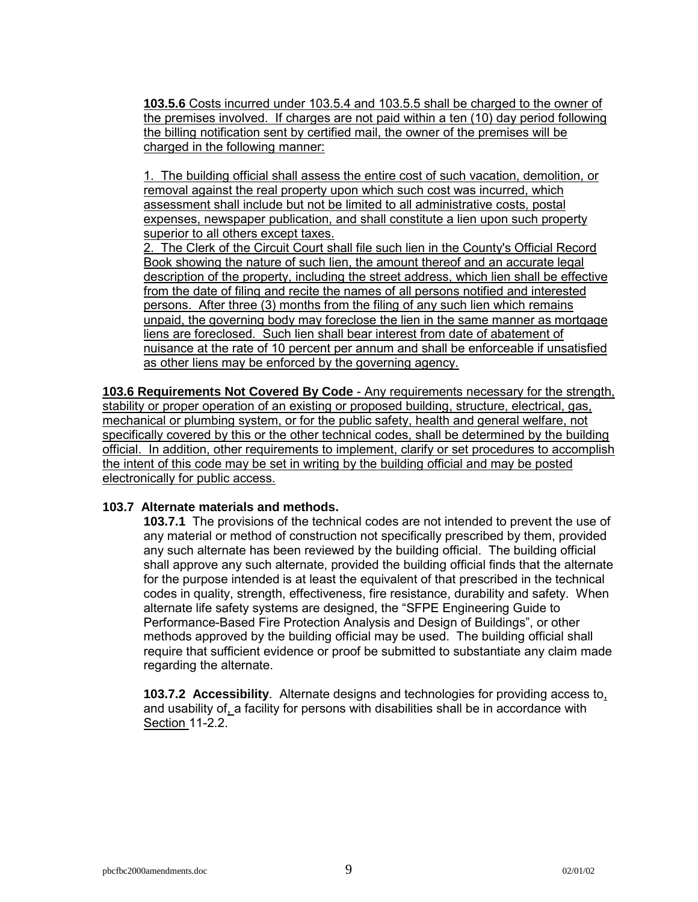**103.5.6** Costs incurred under 103.5.4 and 103.5.5 shall be charged to the owner of the premises involved. If charges are not paid within a ten (10) day period following the billing notification sent by certified mail, the owner of the premises will be charged in the following manner:

1. The building official shall assess the entire cost of such vacation, demolition, or removal against the real property upon which such cost was incurred, which assessment shall include but not be limited to all administrative costs, postal expenses, newspaper publication, and shall constitute a lien upon such property superior to all others except taxes.
2. The Clerk of the Circuit Court shall file such lien in the County's Official Record Book showing the nature of such lien, the amount thereof and an accurate legal description of the property, including the street address, which lien shall be effective from the date of filing and recite the names of all persons notified and interested persons. After three (3) months from the filing of any such lien which remains unpaid, the governing body may foreclose the lien in the same manner as mortgage liens are foreclosed. Such lien shall bear interest from date of abatement of nuisance at the rate of 10 percent per annum and shall be enforceable if unsatisfied as other liens may be enforced by the governing agency.

**103.6 Requirements Not Covered By Code** - Any requirements necessary for the strength, stability or proper operation of an existing or proposed building, structure, electrical, gas, mechanical or plumbing system, or for the public safety, health and general welfare, not specifically covered by this or the other technical codes, shall be determined by the building official. In addition, other requirements to implement, clarify or set procedures to accomplish the intent of this code may be set in writing by the building official and may be posted electronically for public access.

**103.7 Alternate materials and methods.**

**103.7.1** The provisions of the technical codes are not intended to prevent the use of any material or method of construction not specifically prescribed by them, provided any such alternate has been reviewed by the building official. The building official shall approve any such alternate, provided the building official finds that the alternate for the purpose intended is at least the equivalent of that prescribed in the technical codes in quality, strength, effectiveness, fire resistance, durability and safety. When alternate life safety systems are designed, the "SFPE Engineering Guide to Performance-Based Fire Protection Analysis and Design of Buildings", or other methods approved by the building official may be used. The building official shall require that sufficient evidence or proof be submitted to substantiate any claim made regarding the alternate.

**103.7.2 Accessibility**. Alternate designs and technologies for providing access to, and usability of, a facility for persons with disabilities shall be in accordance with Section 11-2.2.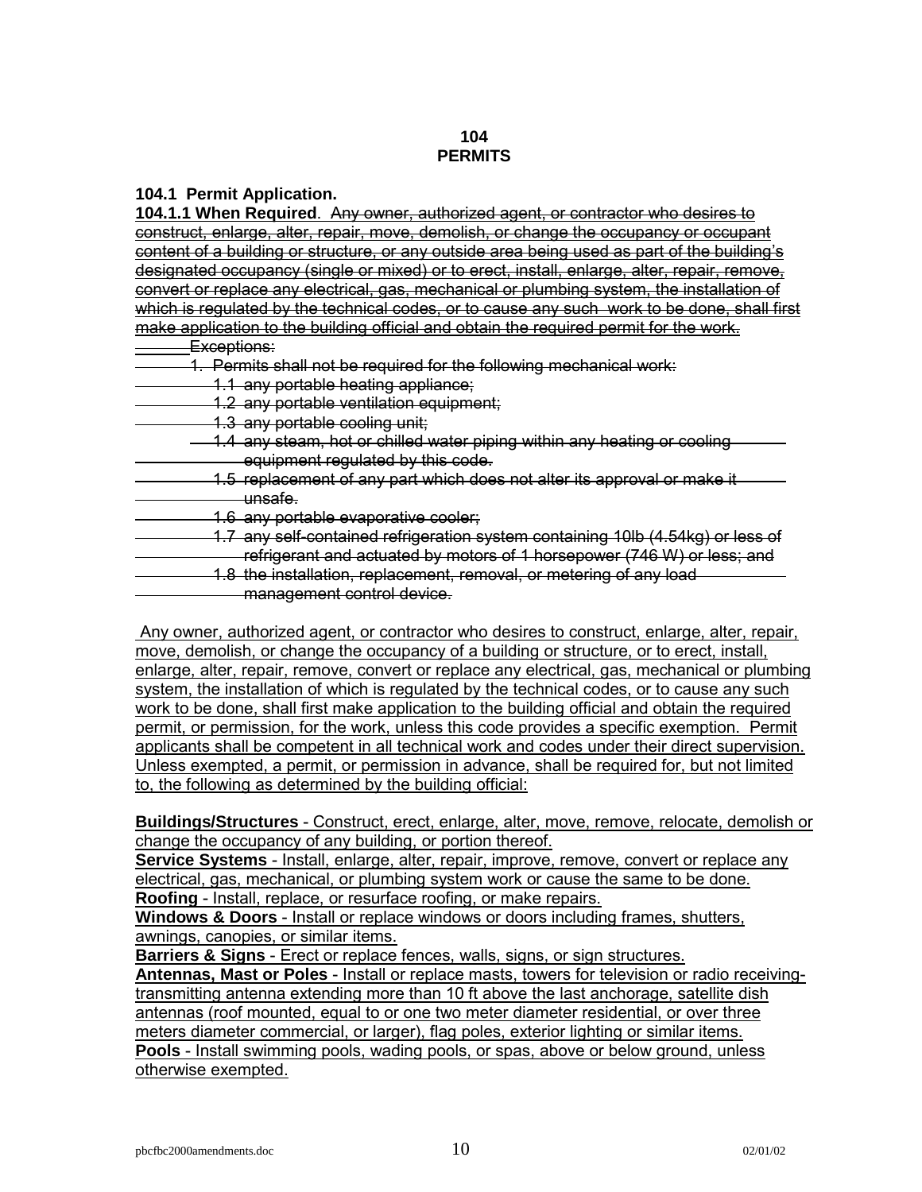**104**
**PERMITS**

**104.1 Permit Application.**

**104.1.1 When Required**. ~~Any owner, authorized agent, or contractor who desires to construct, enlarge, alter, repair, move, demolish, or change the occupancy or occupant content of a building or structure, or any outside area being used as part of the building's designated occupancy (single or mixed) or to erect, install, enlarge, alter, repair, remove, convert or replace any electrical, gas, mechanical or plumbing system, the installation of which is regulated by the technical codes, or to cause any such work to be done, shall first make application to the building official and obtain the required permit for the work.~~

~~Exceptions:~~

~~1. Permits shall not be required for the following mechanical work:~~

~~1.1 any portable heating appliance;~~

~~1.2 any portable ventilation equipment;~~

~~1.3 any portable cooling unit;~~

~~1.4 any steam, hot or chilled water piping within any heating or cooling equipment regulated by this code.~~

~~1.5 replacement of any part which does not alter its approval or make it unsafe.~~

~~1.6 any portable evaporative cooler;~~

~~1.7 any self-contained refrigeration system containing 10lb (4.54kg) or less of refrigerant and actuated by motors of 1 horsepower (746 W) or less; and~~

~~1.8 the installation, replacement, removal, or metering of any load management control device.~~

Any owner, authorized agent, or contractor who desires to construct, enlarge, alter, repair, move, demolish, or change the occupancy of a building or structure, or to erect, install, enlarge, alter, repair, remove, convert or replace any electrical, gas, mechanical or plumbing system, the installation of which is regulated by the technical codes, or to cause any such work to be done, shall first make application to the building official and obtain the required permit, or permission, for the work, unless this code provides a specific exemption. Permit applicants shall be competent in all technical work and codes under their direct supervision. Unless exempted, a permit, or permission in advance, shall be required for, but not limited to, the following as determined by the building official:

**Buildings/Structures** - Construct, erect, enlarge, alter, move, remove, relocate, demolish or change the occupancy of any building, or portion thereof.

**Service Systems** - Install, enlarge, alter, repair, improve, remove, convert or replace any electrical, gas, mechanical, or plumbing system work or cause the same to be done.

**Roofing** - Install, replace, or resurface roofing, or make repairs.

**Windows & Doors** - Install or replace windows or doors including frames, shutters, awnings, canopies, or similar items.

**Barriers & Signs** - Erect or replace fences, walls, signs, or sign structures.

**Antennas, Mast or Poles** - Install or replace masts, towers for television or radio receiving-transmitting antenna extending more than 10 ft above the last anchorage, satellite dish antennas (roof mounted, equal to or one two meter diameter residential, or over three meters diameter commercial, or larger), flag poles, exterior lighting or similar items.

**Pools** - Install swimming pools, wading pools, or spas, above or below ground, unless otherwise exempted.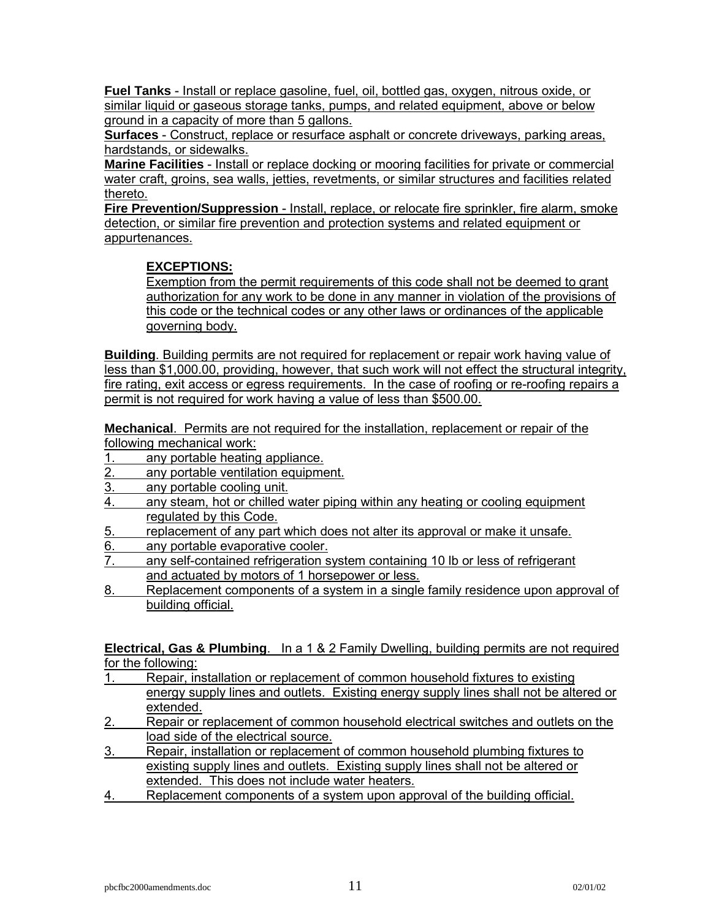**Fuel Tanks** - Install or replace gasoline, fuel, oil, bottled gas, oxygen, nitrous oxide, or similar liquid or gaseous storage tanks, pumps, and related equipment, above or below ground in a capacity of more than 5 gallons.

**Surfaces** - Construct, replace or resurface asphalt or concrete driveways, parking areas, hardstands, or sidewalks.

**Marine Facilities** - Install or replace docking or mooring facilities for private or commercial water craft, groins, sea walls, jetties, revetments, or similar structures and facilities related thereto.

**Fire Prevention/Suppression** - Install, replace, or relocate fire sprinkler, fire alarm, smoke detection, or similar fire prevention and protection systems and related equipment or appurtenances.

**EXCEPTIONS:**

Exemption from the permit requirements of this code shall not be deemed to grant authorization for any work to be done in any manner in violation of the provisions of this code or the technical codes or any other laws or ordinances of the applicable governing body.

**Building**. Building permits are not required for replacement or repair work having value of less than $1,000.00, providing, however, that such work will not effect the structural integrity, fire rating, exit access or egress requirements. In the case of roofing or re-roofing repairs a permit is not required for work having a value of less than $500.00.

**Mechanical**. Permits are not required for the installation, replacement or repair of the following mechanical work:

1. any portable heating appliance.
2. any portable ventilation equipment.
3. any portable cooling unit.
4. any steam, hot or chilled water piping within any heating or cooling equipment regulated by this Code.
5. replacement of any part which does not alter its approval or make it unsafe.
6. any portable evaporative cooler.
7. any self-contained refrigeration system containing 10 lb or less of refrigerant and actuated by motors of 1 horsepower or less.
8. Replacement components of a system in a single family residence upon approval of building official.

**Electrical, Gas & Plumbing**. In a 1 & 2 Family Dwelling, building permits are not required for the following:

1. Repair, installation or replacement of common household fixtures to existing energy supply lines and outlets. Existing energy supply lines shall not be altered or extended.
2. Repair or replacement of common household electrical switches and outlets on the load side of the electrical source.
3. Repair, installation or replacement of common household plumbing fixtures to existing supply lines and outlets. Existing supply lines shall not be altered or extended. This does not include water heaters.
4. Replacement components of a system upon approval of the building official.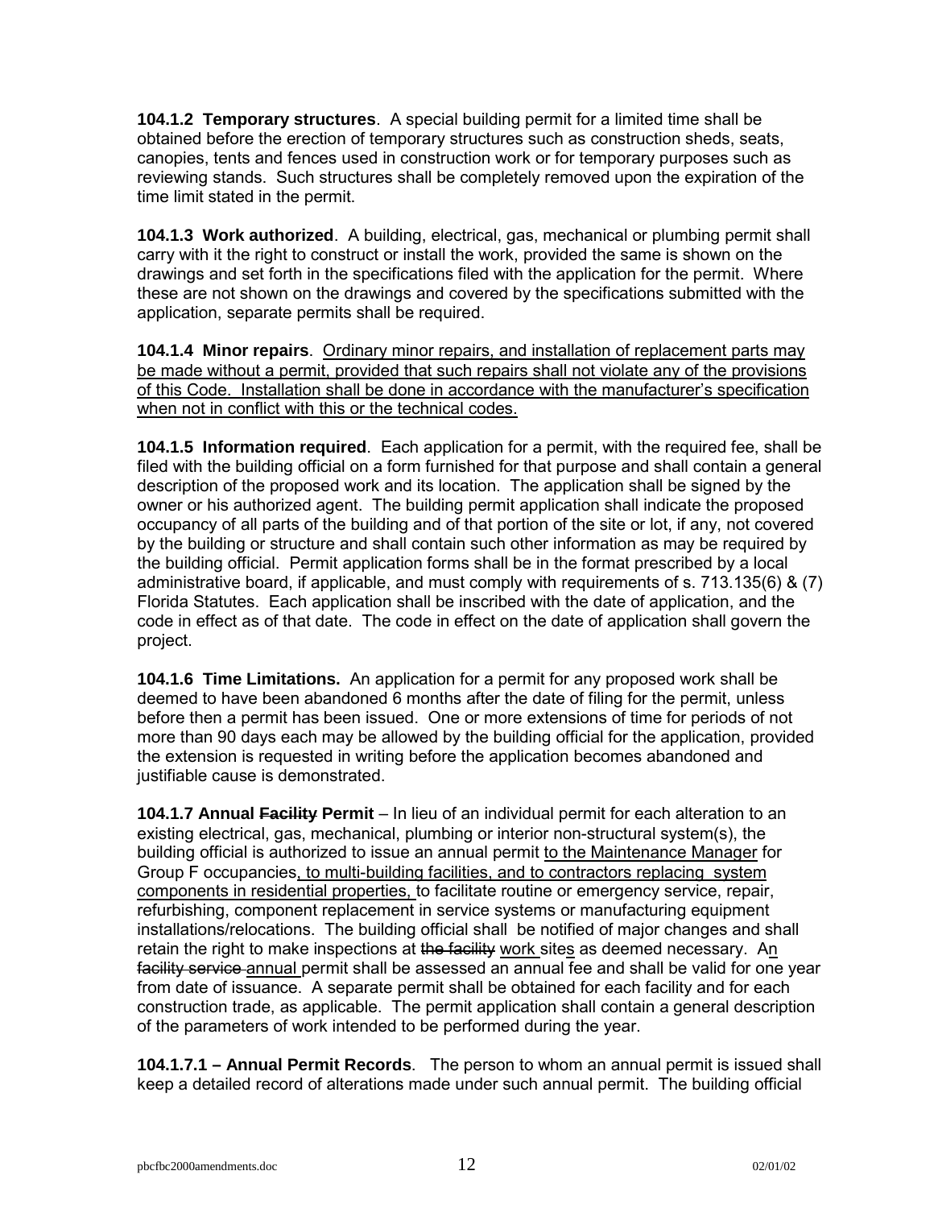**104.1.2 Temporary structures**. A special building permit for a limited time shall be obtained before the erection of temporary structures such as construction sheds, seats, canopies, tents and fences used in construction work or for temporary purposes such as reviewing stands. Such structures shall be completely removed upon the expiration of the time limit stated in the permit.

**104.1.3 Work authorized**. A building, electrical, gas, mechanical or plumbing permit shall carry with it the right to construct or install the work, provided the same is shown on the drawings and set forth in the specifications filed with the application for the permit. Where these are not shown on the drawings and covered by the specifications submitted with the application, separate permits shall be required.

**104.1.4 Minor repairs**. <u>Ordinary minor repairs, and installation of replacement parts may be made without a permit, provided that such repairs shall not violate any of the provisions of this Code. Installation shall be done in accordance with the manufacturer's specification when not in conflict with this or the technical codes.</u>

**104.1.5 Information required**. Each application for a permit, with the required fee, shall be filed with the building official on a form furnished for that purpose and shall contain a general description of the proposed work and its location. The application shall be signed by the owner or his authorized agent. The building permit application shall indicate the proposed occupancy of all parts of the building and of that portion of the site or lot, if any, not covered by the building or structure and shall contain such other information as may be required by the building official. Permit application forms shall be in the format prescribed by a local administrative board, if applicable, and must comply with requirements of s. 713.135(6) & (7) Florida Statutes. Each application shall be inscribed with the date of application, and the code in effect as of that date. The code in effect on the date of application shall govern the project.

**104.1.6 Time Limitations.** An application for a permit for any proposed work shall be deemed to have been abandoned 6 months after the date of filing for the permit, unless before then a permit has been issued. One or more extensions of time for periods of not more than 90 days each may be allowed by the building official for the application, provided the extension is requested in writing before the application becomes abandoned and justifiable cause is demonstrated.

**104.1.7 Annual ~~Facility~~ Permit** – In lieu of an individual permit for each alteration to an existing electrical, gas, mechanical, plumbing or interior non-structural system(s), the building official is authorized to issue an annual permit <u>to the Maintenance Manager</u> for Group F occupancies<u>, to multi-building facilities, and to contractors replacing system components in residential properties,</u> to facilitate routine or emergency service, repair, refurbishing, component replacement in service systems or manufacturing equipment installations/relocations. The building official shall be notified of major changes and shall retain the right to make inspections at ~~the facility~~ <u>work</u> site<u>s</u> as deemed necessary. A<u>n</u> ~~facility service~~ <u>annual</u> permit shall be assessed an annual fee and shall be valid for one year from date of issuance. A separate permit shall be obtained for each facility and for each construction trade, as applicable. The permit application shall contain a general description of the parameters of work intended to be performed during the year.

**104.1.7.1 – Annual Permit Records**. The person to whom an annual permit is issued shall keep a detailed record of alterations made under such annual permit. The building official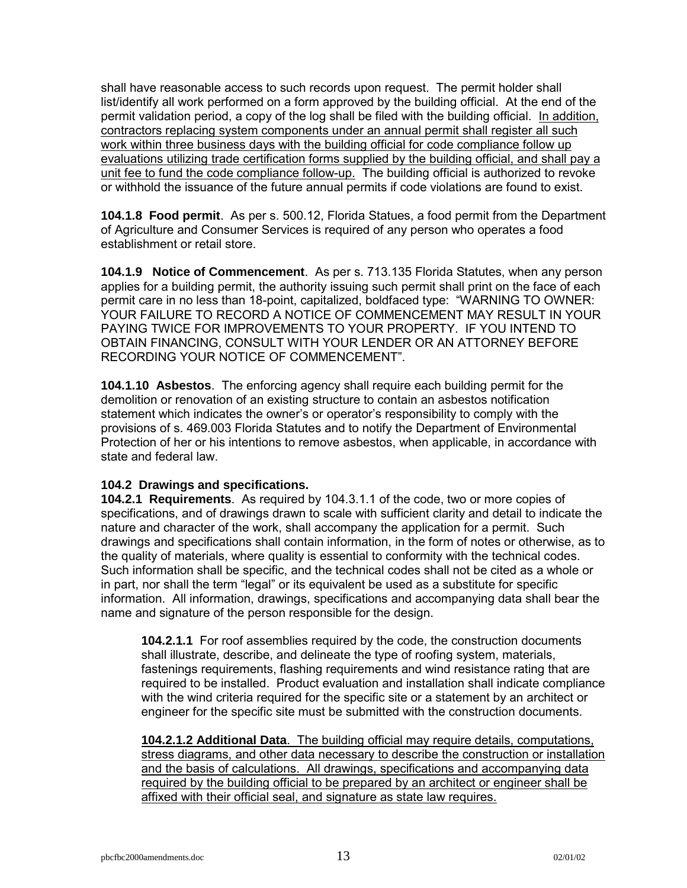shall have reasonable access to such records upon request. The permit holder shall list/identify all work performed on a form approved by the building official. At the end of the permit validation period, a copy of the log shall be filed with the building official. <u>In addition, contractors replacing system components under an annual permit shall register all such work within three business days with the building official for code compliance follow up evaluations utilizing trade certification forms supplied by the building official, and shall pay a unit fee to fund the code compliance follow-up.</u> The building official is authorized to revoke or withhold the issuance of the future annual permits if code violations are found to exist.

**104.1.8 Food permit**. As per s. 500.12, Florida Statues, a food permit from the Department of Agriculture and Consumer Services is required of any person who operates a food establishment or retail store.

**104.1.9 Notice of Commencement**. As per s. 713.135 Florida Statutes, when any person applies for a building permit, the authority issuing such permit shall print on the face of each permit care in no less than 18-point, capitalized, boldfaced type: "WARNING TO OWNER: YOUR FAILURE TO RECORD A NOTICE OF COMMENCEMENT MAY RESULT IN YOUR PAYING TWICE FOR IMPROVEMENTS TO YOUR PROPERTY. IF YOU INTEND TO OBTAIN FINANCING, CONSULT WITH YOUR LENDER OR AN ATTORNEY BEFORE RECORDING YOUR NOTICE OF COMMENCEMENT".

**104.1.10 Asbestos**. The enforcing agency shall require each building permit for the demolition or renovation of an existing structure to contain an asbestos notification statement which indicates the owner's or operator's responsibility to comply with the provisions of s. 469.003 Florida Statutes and to notify the Department of Environmental Protection of her or his intentions to remove asbestos, when applicable, in accordance with state and federal law.

**104.2 Drawings and specifications.**

**104.2.1 Requirements**. As required by 104.3.1.1 of the code, two or more copies of specifications, and of drawings drawn to scale with sufficient clarity and detail to indicate the nature and character of the work, shall accompany the application for a permit. Such drawings and specifications shall contain information, in the form of notes or otherwise, as to the quality of materials, where quality is essential to conformity with the technical codes. Such information shall be specific, and the technical codes shall not be cited as a whole or in part, nor shall the term "legal" or its equivalent be used as a substitute for specific information. All information, drawings, specifications and accompanying data shall bear the name and signature of the person responsible for the design.

> **104.2.1.1** For roof assemblies required by the code, the construction documents shall illustrate, describe, and delineate the type of roofing system, materials, fastenings requirements, flashing requirements and wind resistance rating that are required to be installed. Product evaluation and installation shall indicate compliance with the wind criteria required for the specific site or a statement by an architect or engineer for the specific site must be submitted with the construction documents.
>
> <u>**104.2.1.2 Additional Data**. The building official may require details, computations, stress diagrams, and other data necessary to describe the construction or installation and the basis of calculations. All drawings, specifications and accompanying data required by the building official to be prepared by an architect or engineer shall be affixed with their official seal, and signature as state law requires.</u>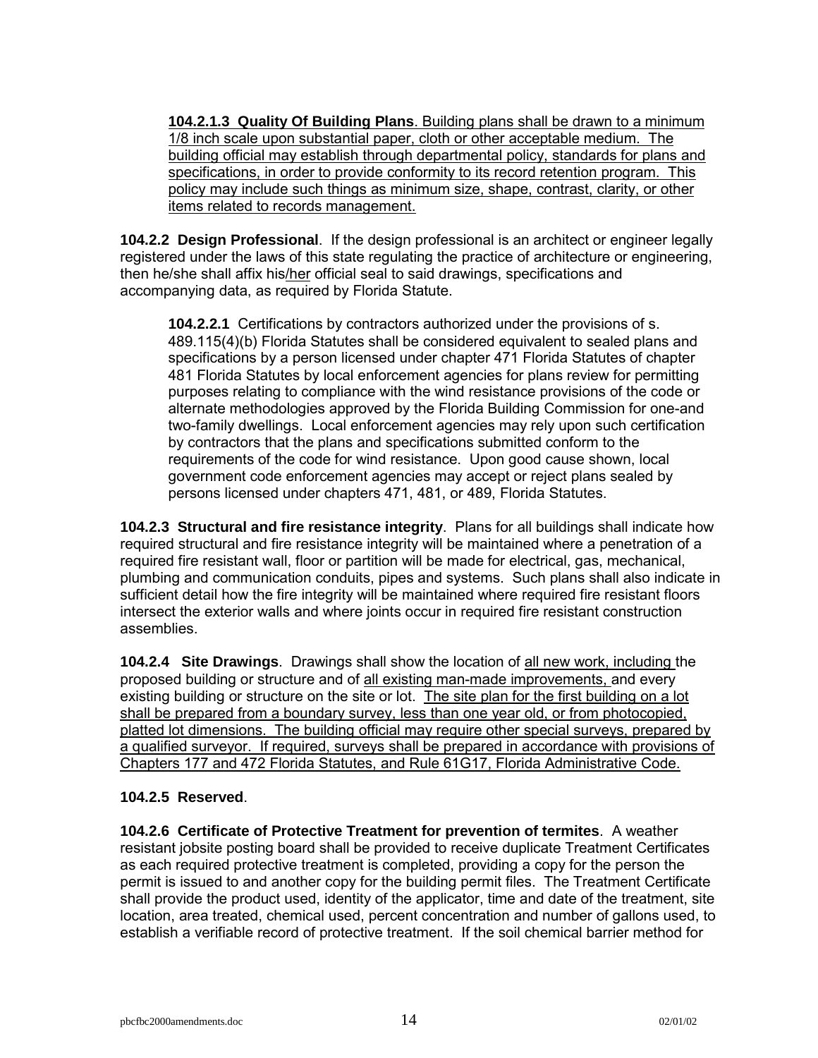**104.2.1.3 Quality Of Building Plans**. Building plans shall be drawn to a minimum 1/8 inch scale upon substantial paper, cloth or other acceptable medium. The building official may establish through departmental policy, standards for plans and specifications, in order to provide conformity to its record retention program. This policy may include such things as minimum size, shape, contrast, clarity, or other items related to records management.

**104.2.2 Design Professional**. If the design professional is an architect or engineer legally registered under the laws of this state regulating the practice of architecture or engineering, then he/she shall affix his/her official seal to said drawings, specifications and accompanying data, as required by Florida Statute.

**104.2.2.1** Certifications by contractors authorized under the provisions of s. 489.115(4)(b) Florida Statutes shall be considered equivalent to sealed plans and specifications by a person licensed under chapter 471 Florida Statutes of chapter 481 Florida Statutes by local enforcement agencies for plans review for permitting purposes relating to compliance with the wind resistance provisions of the code or alternate methodologies approved by the Florida Building Commission for one-and two-family dwellings. Local enforcement agencies may rely upon such certification by contractors that the plans and specifications submitted conform to the requirements of the code for wind resistance. Upon good cause shown, local government code enforcement agencies may accept or reject plans sealed by persons licensed under chapters 471, 481, or 489, Florida Statutes.

**104.2.3 Structural and fire resistance integrity**. Plans for all buildings shall indicate how required structural and fire resistance integrity will be maintained where a penetration of a required fire resistant wall, floor or partition will be made for electrical, gas, mechanical, plumbing and communication conduits, pipes and systems. Such plans shall also indicate in sufficient detail how the fire integrity will be maintained where required fire resistant floors intersect the exterior walls and where joints occur in required fire resistant construction assemblies.

**104.2.4 Site Drawings**. Drawings shall show the location of all new work, including the proposed building or structure and of all existing man-made improvements, and every existing building or structure on the site or lot. The site plan for the first building on a lot shall be prepared from a boundary survey, less than one year old, or from photocopied, platted lot dimensions. The building official may require other special surveys, prepared by a qualified surveyor. If required, surveys shall be prepared in accordance with provisions of Chapters 177 and 472 Florida Statutes, and Rule 61G17, Florida Administrative Code.

**104.2.5 Reserved**.

**104.2.6 Certificate of Protective Treatment for prevention of termites**. A weather resistant jobsite posting board shall be provided to receive duplicate Treatment Certificates as each required protective treatment is completed, providing a copy for the person the permit is issued to and another copy for the building permit files. The Treatment Certificate shall provide the product used, identity of the applicator, time and date of the treatment, site location, area treated, chemical used, percent concentration and number of gallons used, to establish a verifiable record of protective treatment. If the soil chemical barrier method for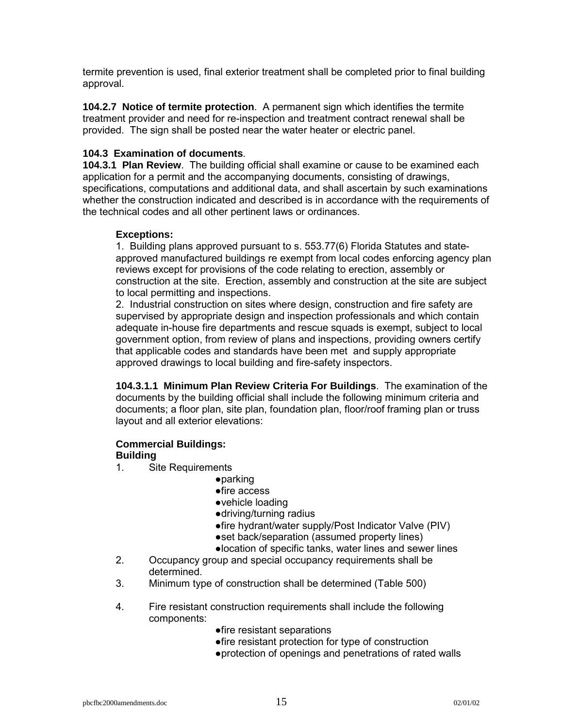termite prevention is used, final exterior treatment shall be completed prior to final building approval.

**104.2.7 Notice of termite protection**. A permanent sign which identifies the termite treatment provider and need for re-inspection and treatment contract renewal shall be provided. The sign shall be posted near the water heater or electric panel.

**104.3 Examination of documents**.

**104.3.1 Plan Review**. The building official shall examine or cause to be examined each application for a permit and the accompanying documents, consisting of drawings, specifications, computations and additional data, and shall ascertain by such examinations whether the construction indicated and described is in accordance with the requirements of the technical codes and all other pertinent laws or ordinances.

**Exceptions:**

1. Building plans approved pursuant to s. 553.77(6) Florida Statutes and state-approved manufactured buildings re exempt from local codes enforcing agency plan reviews except for provisions of the code relating to erection, assembly or construction at the site. Erection, assembly and construction at the site are subject to local permitting and inspections.
2. Industrial construction on sites where design, construction and fire safety are supervised by appropriate design and inspection professionals and which contain adequate in-house fire departments and rescue squads is exempt, subject to local government option, from review of plans and inspections, providing owners certify that applicable codes and standards have been met and supply appropriate approved drawings to local building and fire-safety inspectors.

**104.3.1.1 Minimum Plan Review Criteria For Buildings**. The examination of the documents by the building official shall include the following minimum criteria and documents; a floor plan, site plan, foundation plan, floor/roof framing plan or truss layout and all exterior elevations:

**Commercial Buildings:**
**Building**

1. Site Requirements
   - parking
   - fire access
   - vehicle loading
   - driving/turning radius
   - fire hydrant/water supply/Post Indicator Valve (PIV)
   - set back/separation (assumed property lines)
   - location of specific tanks, water lines and sewer lines
2. Occupancy group and special occupancy requirements shall be determined.
3. Minimum type of construction shall be determined (Table 500)
4. Fire resistant construction requirements shall include the following components:
   - fire resistant separations
   - fire resistant protection for type of construction
   - protection of openings and penetrations of rated walls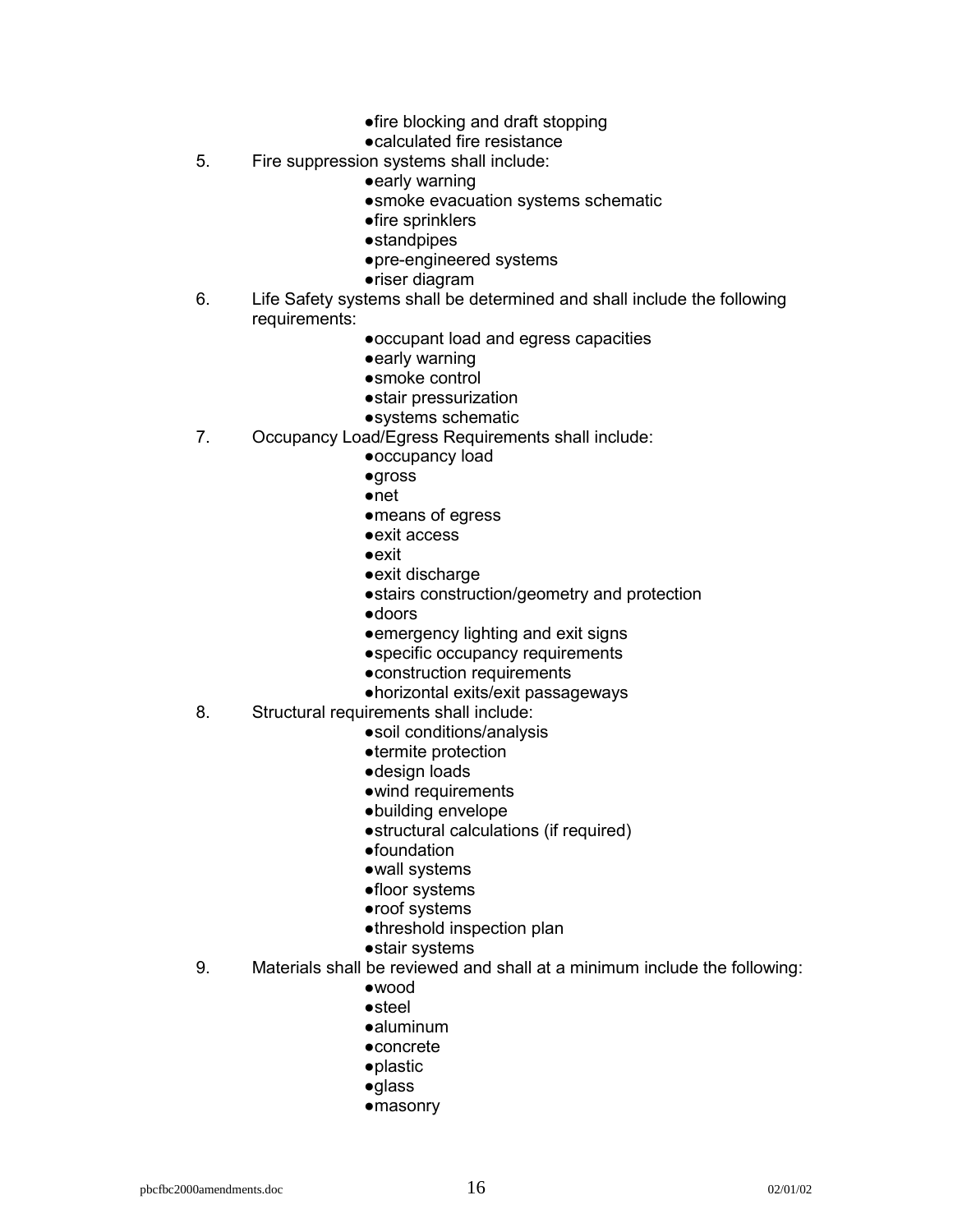- fire blocking and draft stopping
- calculated fire resistance

5. Fire suppression systems shall include:
    - early warning
    - smoke evacuation systems schematic
    - fire sprinklers
    - standpipes
    - pre-engineered systems
    - riser diagram
6. Life Safety systems shall be determined and shall include the following requirements:
    - occupant load and egress capacities
    - early warning
    - smoke control
    - stair pressurization
    - systems schematic
7. Occupancy Load/Egress Requirements shall include:
    - occupancy load
    - gross
    - net
    - means of egress
    - exit access
    - exit
    - exit discharge
    - stairs construction/geometry and protection
    - doors
    - emergency lighting and exit signs
    - specific occupancy requirements
    - construction requirements
    - horizontal exits/exit passageways
8. Structural requirements shall include:
    - soil conditions/analysis
    - termite protection
    - design loads
    - wind requirements
    - building envelope
    - structural calculations (if required)
    - foundation
    - wall systems
    - floor systems
    - roof systems
    - threshold inspection plan
    - stair systems
9. Materials shall be reviewed and shall at a minimum include the following:
    - wood
    - steel
    - aluminum
    - concrete
    - plastic
    - glass
    - masonry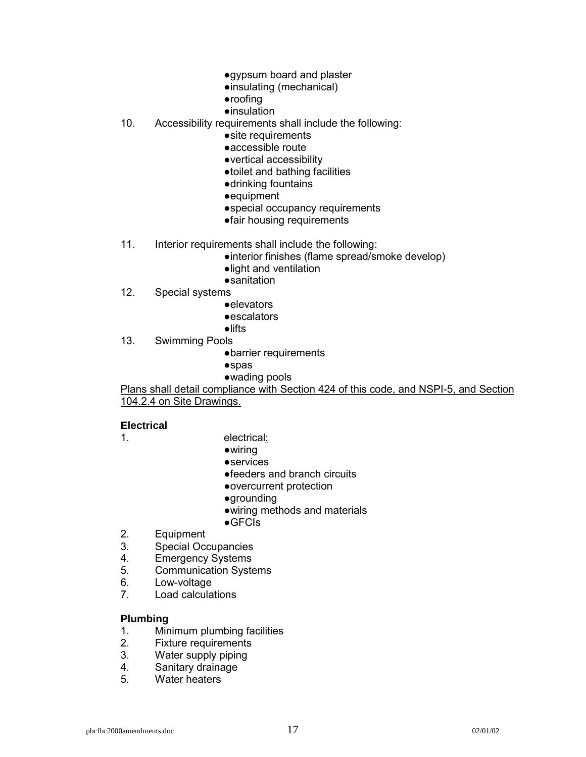- gypsum board and plaster
- insulating (mechanical)
- roofing
- insulation

10. Accessibility requirements shall include the following:
    - site requirements
    - accessible route
    - vertical accessibility
    - toilet and bathing facilities
    - drinking fountains
    - equipment
    - special occupancy requirements
    - fair housing requirements

11. Interior requirements shall include the following:
    - interior finishes (flame spread/smoke develop)
    - light and ventilation
    - sanitation

12. Special systems
    - elevators
    - escalators
    - lifts

13. Swimming Pools
    - barrier requirements
    - spas
    - wading pools

<u>Plans shall detail compliance with Section 424 of this code, and NSPI-5, and Section 104.2.4 on Site Drawings.</u>

**Electrical**

1. electrical<u>:</u>
    - wiring
    - services
    - feeders and branch circuits
    - overcurrent protection
    - grounding
    - wiring methods and materials
    - GFCIs
2. Equipment
3. Special Occupancies
4. Emergency Systems
5. Communication Systems
6. Low-voltage
7. Load calculations

**Plumbing**

1. Minimum plumbing facilities
2. Fixture requirements
3. Water supply piping
4. Sanitary drainage
5. Water heaters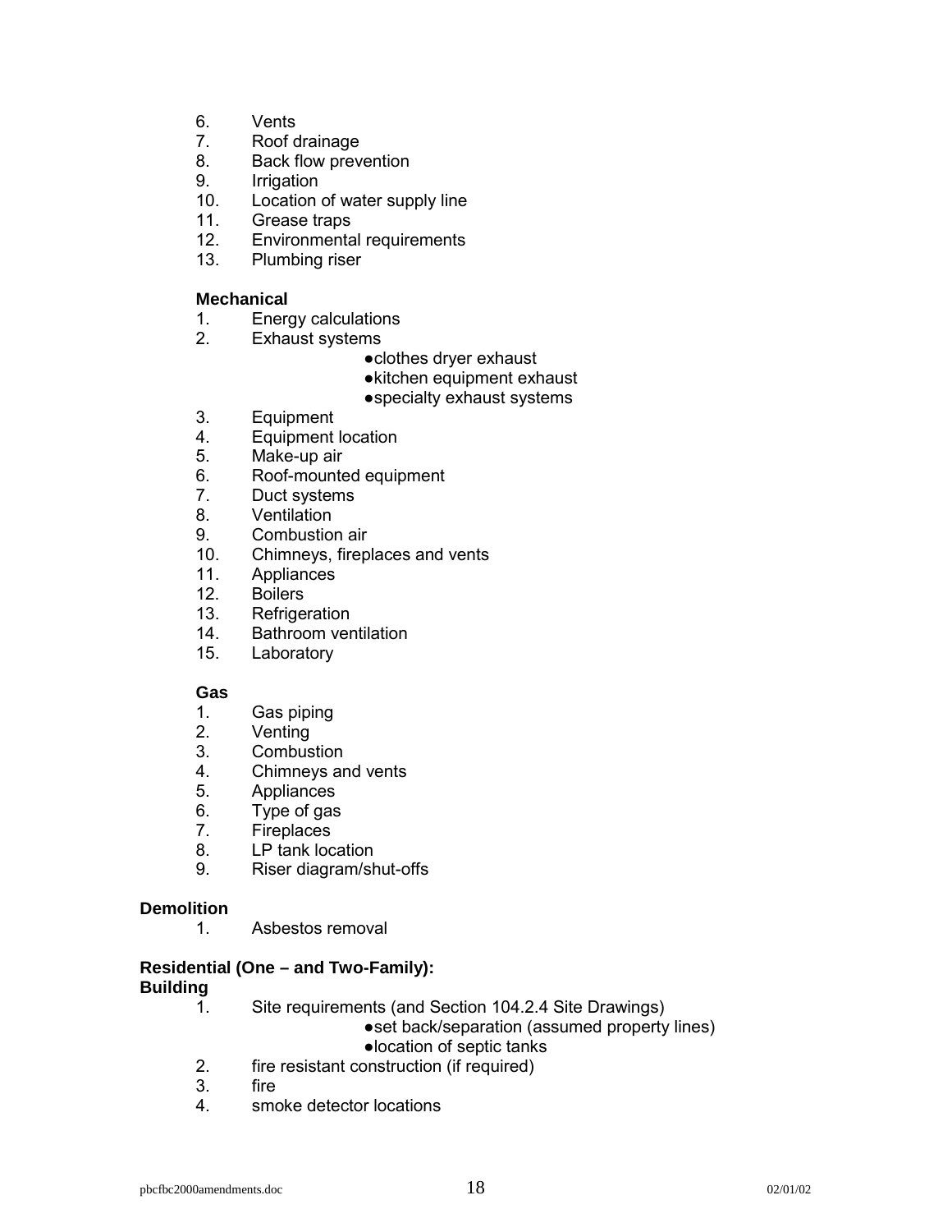6. Vents
7. Roof drainage
8. Back flow prevention
9. Irrigation
10. Location of water supply line
11. Grease traps
12. Environmental requirements
13. Plumbing riser

**Mechanical**

1. Energy calculations
2. Exhaust systems
    - clothes dryer exhaust
    - kitchen equipment exhaust
    - specialty exhaust systems
3. Equipment
4. Equipment location
5. Make-up air
6. Roof-mounted equipment
7. Duct systems
8. Ventilation
9. Combustion air
10. Chimneys, fireplaces and vents
11. Appliances
12. Boilers
13. Refrigeration
14. Bathroom ventilation
15. Laboratory

**Gas**

1. Gas piping
2. Venting
3. Combustion
4. Chimneys and vents
5. Appliances
6. Type of gas
7. Fireplaces
8. LP tank location
9. Riser diagram/shut-offs

**Demolition**

1. Asbestos removal

**Residential (One – and Two-Family):**
**Building**

1. Site requirements (and Section 104.2.4 Site Drawings)
    - set back/separation (assumed property lines)
    - location of septic tanks
2. fire resistant construction (if required)
3. fire
4. smoke detector locations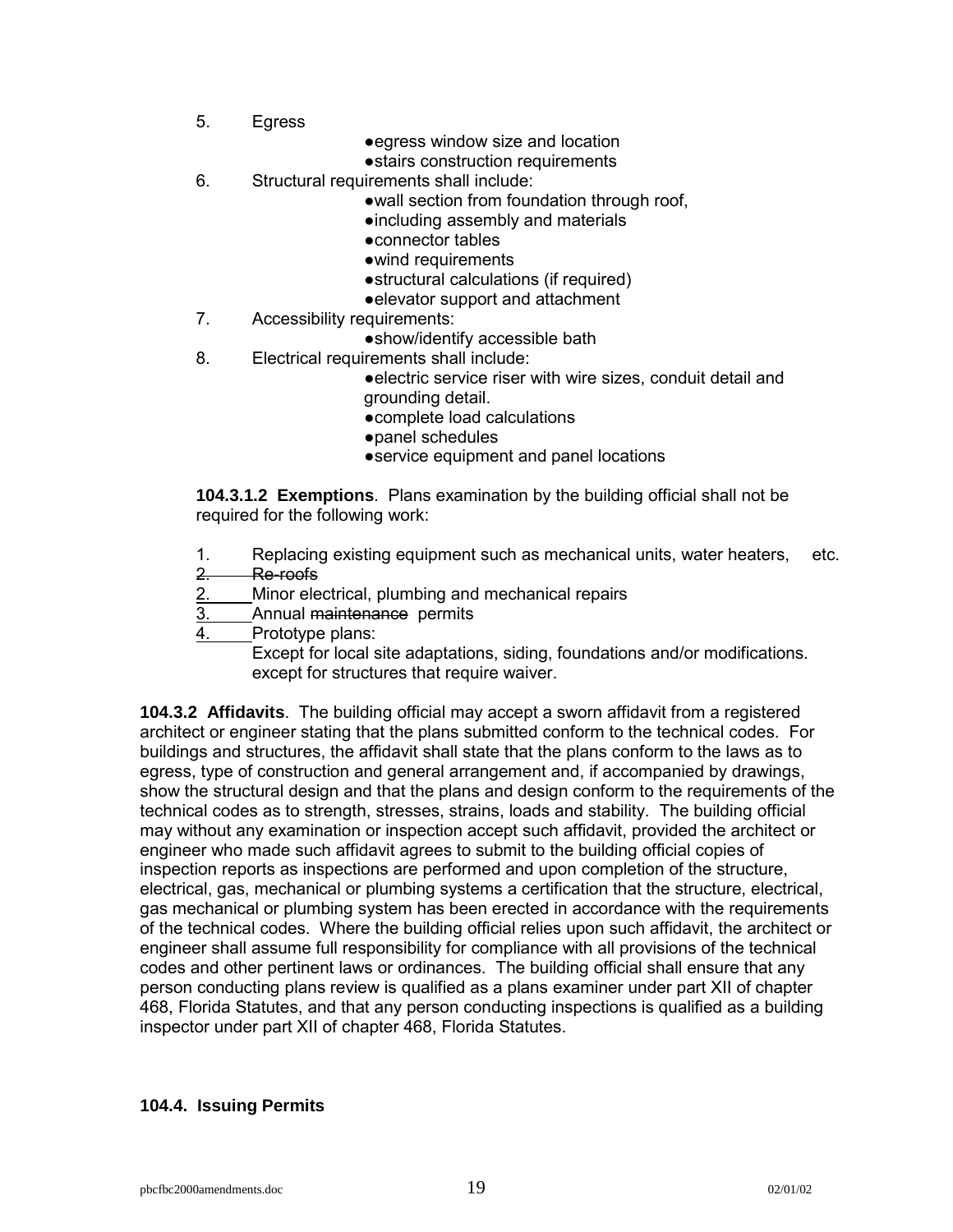5. Egress
    - egress window size and location
    - stairs construction requirements
6. Structural requirements shall include:
    - wall section from foundation through roof,
    - including assembly and materials
    - connector tables
    - wind requirements
    - structural calculations (if required)
    - elevator support and attachment
7. Accessibility requirements:
    - show/identify accessible bath
8. Electrical requirements shall include:
    - electric service riser with wire sizes, conduit detail and grounding detail.
    - complete load calculations
    - panel schedules
    - service equipment and panel locations

**104.3.1.2 Exemptions**. Plans examination by the building official shall not be required for the following work:

1. Replacing existing equipment such as mechanical units, water heaters, etc.
2. ~~Re-roofs~~
2. Minor electrical, plumbing and mechanical repairs
3. Annual ~~maintenance~~ permits
4. Prototype plans:
   Except for local site adaptations, siding, foundations and/or modifications. except for structures that require waiver.

**104.3.2 Affidavits**. The building official may accept a sworn affidavit from a registered architect or engineer stating that the plans submitted conform to the technical codes. For buildings and structures, the affidavit shall state that the plans conform to the laws as to egress, type of construction and general arrangement and, if accompanied by drawings, show the structural design and that the plans and design conform to the requirements of the technical codes as to strength, stresses, strains, loads and stability. The building official may without any examination or inspection accept such affidavit, provided the architect or engineer who made such affidavit agrees to submit to the building official copies of inspection reports as inspections are performed and upon completion of the structure, electrical, gas, mechanical or plumbing systems a certification that the structure, electrical, gas mechanical or plumbing system has been erected in accordance with the requirements of the technical codes. Where the building official relies upon such affidavit, the architect or engineer shall assume full responsibility for compliance with all provisions of the technical codes and other pertinent laws or ordinances. The building official shall ensure that any person conducting plans review is qualified as a plans examiner under part XII of chapter 468, Florida Statutes, and that any person conducting inspections is qualified as a building inspector under part XII of chapter 468, Florida Statutes.

**104.4. Issuing Permits**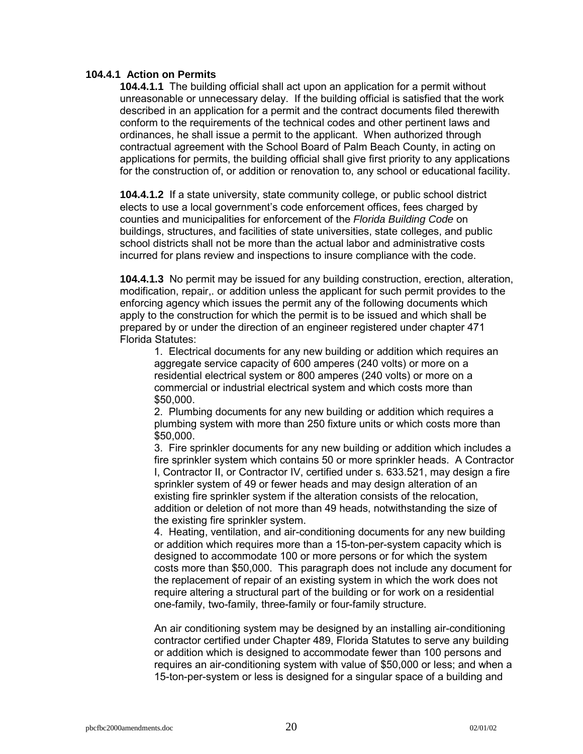**104.4.1 Action on Permits**

**104.4.1.1** The building official shall act upon an application for a permit without unreasonable or unnecessary delay. If the building official is satisfied that the work described in an application for a permit and the contract documents filed therewith conform to the requirements of the technical codes and other pertinent laws and ordinances, he shall issue a permit to the applicant. When authorized through contractual agreement with the School Board of Palm Beach County, in acting on applications for permits, the building official shall give first priority to any applications for the construction of, or addition or renovation to, any school or educational facility.

**104.4.1.2** If a state university, state community college, or public school district elects to use a local government's code enforcement offices, fees charged by counties and municipalities for enforcement of the *Florida Building Code* on buildings, structures, and facilities of state universities, state colleges, and public school districts shall not be more than the actual labor and administrative costs incurred for plans review and inspections to insure compliance with the code.

**104.4.1.3** No permit may be issued for any building construction, erection, alteration, modification, repair,. or addition unless the applicant for such permit provides to the enforcing agency which issues the permit any of the following documents which apply to the construction for which the permit is to be issued and which shall be prepared by or under the direction of an engineer registered under chapter 471 Florida Statutes:

1. Electrical documents for any new building or addition which requires an aggregate service capacity of 600 amperes (240 volts) or more on a residential electrical system or 800 amperes (240 volts) or more on a commercial or industrial electrical system and which costs more than $50,000.
2. Plumbing documents for any new building or addition which requires a plumbing system with more than 250 fixture units or which costs more than $50,000.
3. Fire sprinkler documents for any new building or addition which includes a fire sprinkler system which contains 50 or more sprinkler heads. A Contractor I, Contractor II, or Contractor IV, certified under s. 633.521, may design a fire sprinkler system of 49 or fewer heads and may design alteration of an existing fire sprinkler system if the alteration consists of the relocation, addition or deletion of not more than 49 heads, notwithstanding the size of the existing fire sprinkler system.
4. Heating, ventilation, and air-conditioning documents for any new building or addition which requires more than a 15-ton-per-system capacity which is designed to accommodate 100 or more persons or for which the system costs more than $50,000. This paragraph does not include any document for the replacement of repair of an existing system in which the work does not require altering a structural part of the building or for work on a residential one-family, two-family, three-family or four-family structure.

An air conditioning system may be designed by an installing air-conditioning contractor certified under Chapter 489, Florida Statutes to serve any building or addition which is designed to accommodate fewer than 100 persons and requires an air-conditioning system with value of $50,000 or less; and when a 15-ton-per-system or less is designed for a singular space of a building and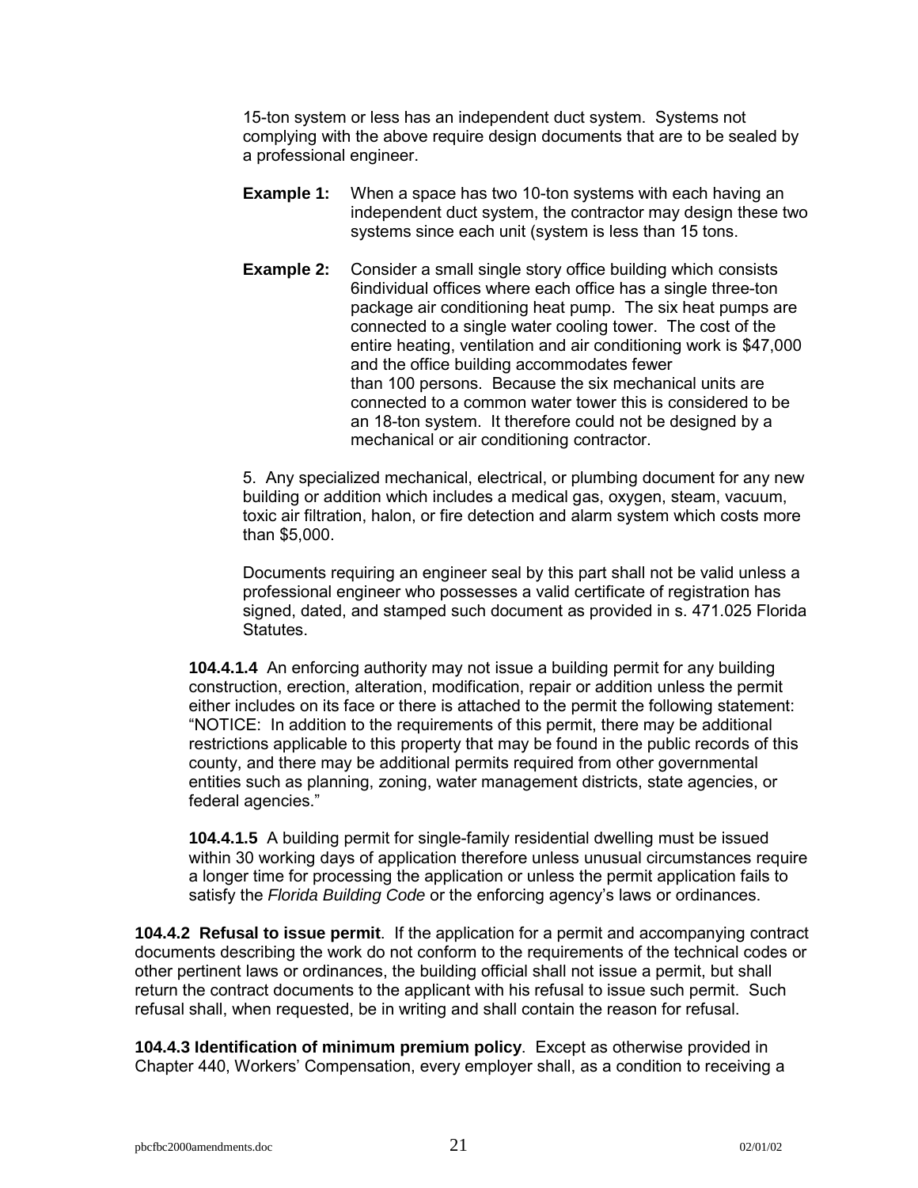15-ton system or less has an independent duct system. Systems not complying with the above require design documents that are to be sealed by a professional engineer.

**Example 1:** When a space has two 10-ton systems with each having an independent duct system, the contractor may design these two systems since each unit (system is less than 15 tons.

**Example 2:** Consider a small single story office building which consists 6individual offices where each office has a single three-ton package air conditioning heat pump. The six heat pumps are connected to a single water cooling tower. The cost of the entire heating, ventilation and air conditioning work is $47,000 and the office building accommodates fewer than 100 persons. Because the six mechanical units are connected to a common water tower this is considered to be an 18-ton system. It therefore could not be designed by a mechanical or air conditioning contractor.

5. Any specialized mechanical, electrical, or plumbing document for any new building or addition which includes a medical gas, oxygen, steam, vacuum, toxic air filtration, halon, or fire detection and alarm system which costs more than $5,000.

Documents requiring an engineer seal by this part shall not be valid unless a professional engineer who possesses a valid certificate of registration has signed, dated, and stamped such document as provided in s. 471.025 Florida Statutes.

**104.4.1.4** An enforcing authority may not issue a building permit for any building construction, erection, alteration, modification, repair or addition unless the permit either includes on its face or there is attached to the permit the following statement: "NOTICE: In addition to the requirements of this permit, there may be additional restrictions applicable to this property that may be found in the public records of this county, and there may be additional permits required from other governmental entities such as planning, zoning, water management districts, state agencies, or federal agencies."

**104.4.1.5** A building permit for single-family residential dwelling must be issued within 30 working days of application therefore unless unusual circumstances require a longer time for processing the application or unless the permit application fails to satisfy the *Florida Building Code* or the enforcing agency's laws or ordinances.

**104.4.2 Refusal to issue permit**. If the application for a permit and accompanying contract documents describing the work do not conform to the requirements of the technical codes or other pertinent laws or ordinances, the building official shall not issue a permit, but shall return the contract documents to the applicant with his refusal to issue such permit. Such refusal shall, when requested, be in writing and shall contain the reason for refusal.

**104.4.3 Identification of minimum premium policy**. Except as otherwise provided in Chapter 440, Workers' Compensation, every employer shall, as a condition to receiving a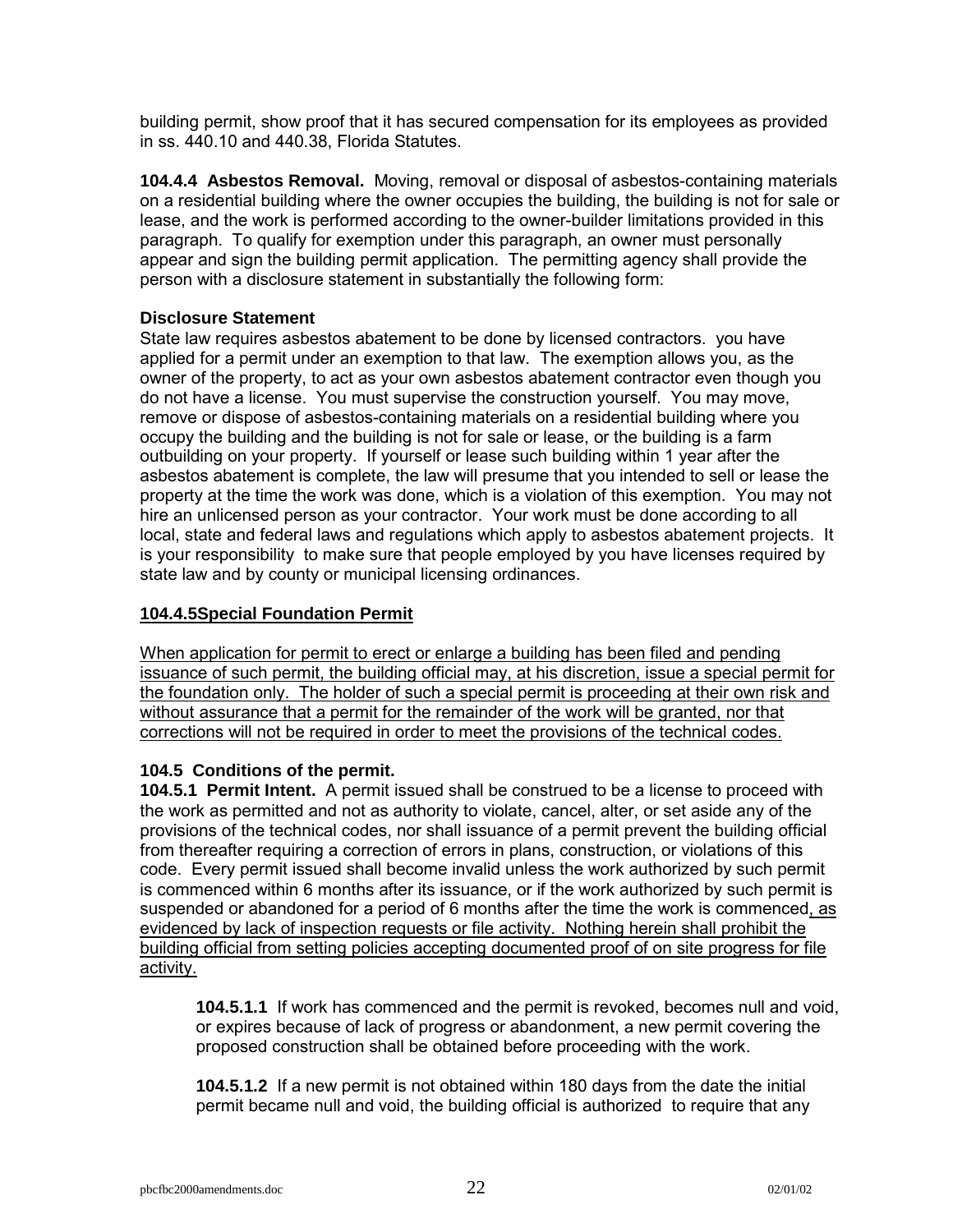building permit, show proof that it has secured compensation for its employees as provided in ss. 440.10 and 440.38, Florida Statutes.

**104.4.4 Asbestos Removal.** Moving, removal or disposal of asbestos-containing materials on a residential building where the owner occupies the building, the building is not for sale or lease, and the work is performed according to the owner-builder limitations provided in this paragraph. To qualify for exemption under this paragraph, an owner must personally appear and sign the building permit application. The permitting agency shall provide the person with a disclosure statement in substantially the following form:

**Disclosure Statement**

State law requires asbestos abatement to be done by licensed contractors. you have applied for a permit under an exemption to that law. The exemption allows you, as the owner of the property, to act as your own asbestos abatement contractor even though you do not have a license. You must supervise the construction yourself. You may move, remove or dispose of asbestos-containing materials on a residential building where you occupy the building and the building is not for sale or lease, or the building is a farm outbuilding on your property. If yourself or lease such building within 1 year after the asbestos abatement is complete, the law will presume that you intended to sell or lease the property at the time the work was done, which is a violation of this exemption. You may not hire an unlicensed person as your contractor. Your work must be done according to all local, state and federal laws and regulations which apply to asbestos abatement projects. It is your responsibility to make sure that people employed by you have licenses required by state law and by county or municipal licensing ordinances.

<u>**104.4.5Special Foundation Permit**</u>

<u>When application for permit to erect or enlarge a building has been filed and pending issuance of such permit, the building official may, at his discretion, issue a special permit for the foundation only. The holder of such a special permit is proceeding at their own risk and without assurance that a permit for the remainder of the work will be granted, nor that corrections will not be required in order to meet the provisions of the technical codes.</u>

**104.5 Conditions of the permit.**

**104.5.1 Permit Intent.** A permit issued shall be construed to be a license to proceed with the work as permitted and not as authority to violate, cancel, alter, or set aside any of the provisions of the technical codes, nor shall issuance of a permit prevent the building official from thereafter requiring a correction of errors in plans, construction, or violations of this code. Every permit issued shall become invalid unless the work authorized by such permit is commenced within 6 months after its issuance, or if the work authorized by such permit is suspended or abandoned for a period of 6 months after the time the work is commenced<u>, as evidenced by lack of inspection requests or file activity. Nothing herein shall prohibit the building official from setting policies accepting documented proof of on site progress for file activity.</u>

> **104.5.1.1** If work has commenced and the permit is revoked, becomes null and void, or expires because of lack of progress or abandonment, a new permit covering the proposed construction shall be obtained before proceeding with the work.
>
> **104.5.1.2** If a new permit is not obtained within 180 days from the date the initial permit became null and void, the building official is authorized to require that any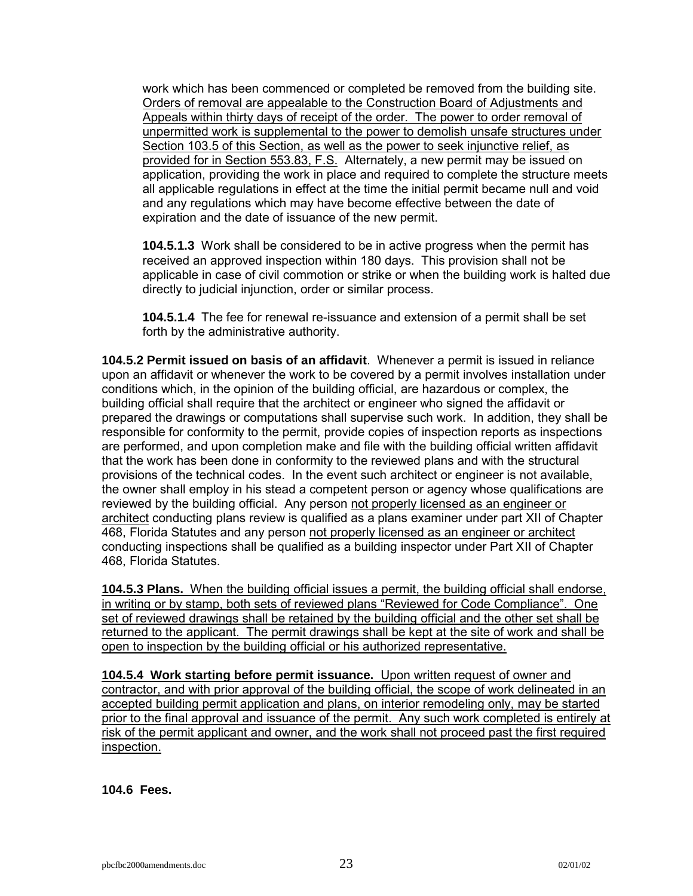work which has been commenced or completed be removed from the building site. Orders of removal are appealable to the Construction Board of Adjustments and Appeals within thirty days of receipt of the order. The power to order removal of unpermitted work is supplemental to the power to demolish unsafe structures under Section 103.5 of this Section, as well as the power to seek injunctive relief, as provided for in Section 553.83, F.S. Alternately, a new permit may be issued on application, providing the work in place and required to complete the structure meets all applicable regulations in effect at the time the initial permit became null and void and any regulations which may have become effective between the date of expiration and the date of issuance of the new permit.

**104.5.1.3** Work shall be considered to be in active progress when the permit has received an approved inspection within 180 days. This provision shall not be applicable in case of civil commotion or strike or when the building work is halted due directly to judicial injunction, order or similar process.

**104.5.1.4** The fee for renewal re-issuance and extension of a permit shall be set forth by the administrative authority.

**104.5.2 Permit issued on basis of an affidavit**. Whenever a permit is issued in reliance upon an affidavit or whenever the work to be covered by a permit involves installation under conditions which, in the opinion of the building official, are hazardous or complex, the building official shall require that the architect or engineer who signed the affidavit or prepared the drawings or computations shall supervise such work. In addition, they shall be responsible for conformity to the permit, provide copies of inspection reports as inspections are performed, and upon completion make and file with the building official written affidavit that the work has been done in conformity to the reviewed plans and with the structural provisions of the technical codes. In the event such architect or engineer is not available, the owner shall employ in his stead a competent person or agency whose qualifications are reviewed by the building official. Any person not properly licensed as an engineer or architect conducting plans review is qualified as a plans examiner under part XII of Chapter 468, Florida Statutes and any person not properly licensed as an engineer or architect conducting inspections shall be qualified as a building inspector under Part XII of Chapter 468, Florida Statutes.

**104.5.3 Plans.** When the building official issues a permit, the building official shall endorse, in writing or by stamp, both sets of reviewed plans "Reviewed for Code Compliance". One set of reviewed drawings shall be retained by the building official and the other set shall be returned to the applicant. The permit drawings shall be kept at the site of work and shall be open to inspection by the building official or his authorized representative.

**104.5.4 Work starting before permit issuance.** Upon written request of owner and contractor, and with prior approval of the building official, the scope of work delineated in an accepted building permit application and plans, on interior remodeling only, may be started prior to the final approval and issuance of the permit. Any such work completed is entirely at risk of the permit applicant and owner, and the work shall not proceed past the first required inspection.

**104.6 Fees.**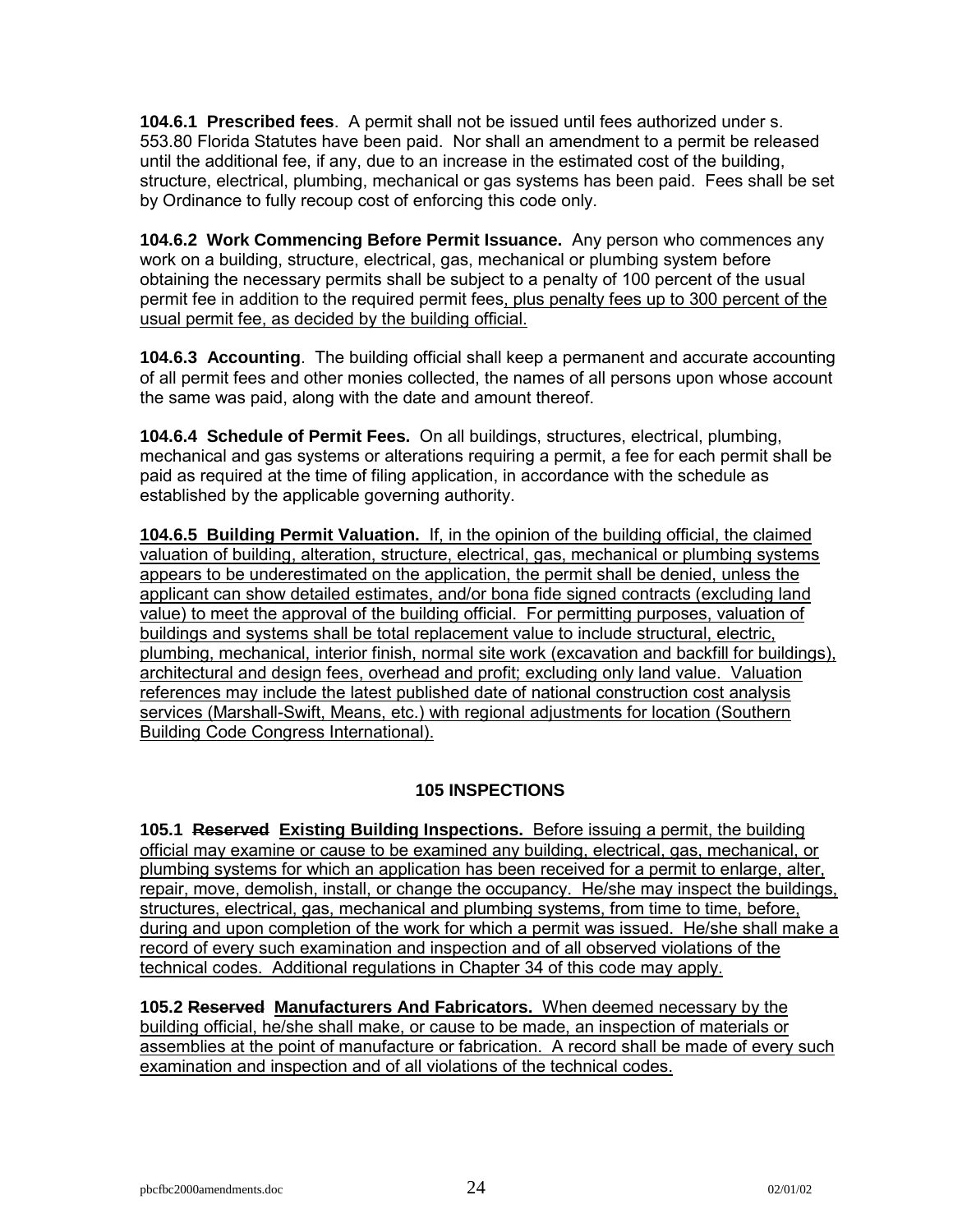**104.6.1 Prescribed fees**. A permit shall not be issued until fees authorized under s. 553.80 Florida Statutes have been paid. Nor shall an amendment to a permit be released until the additional fee, if any, due to an increase in the estimated cost of the building, structure, electrical, plumbing, mechanical or gas systems has been paid. Fees shall be set by Ordinance to fully recoup cost of enforcing this code only.

**104.6.2 Work Commencing Before Permit Issuance.** Any person who commences any work on a building, structure, electrical, gas, mechanical or plumbing system before obtaining the necessary permits shall be subject to a penalty of 100 percent of the usual permit fee in addition to the required permit fees, plus penalty fees up to 300 percent of the usual permit fee, as decided by the building official.

**104.6.3 Accounting**. The building official shall keep a permanent and accurate accounting of all permit fees and other monies collected, the names of all persons upon whose account the same was paid, along with the date and amount thereof.

**104.6.4 Schedule of Permit Fees.** On all buildings, structures, electrical, plumbing, mechanical and gas systems or alterations requiring a permit, a fee for each permit shall be paid as required at the time of filing application, in accordance with the schedule as established by the applicable governing authority.

**104.6.5 Building Permit Valuation.** If, in the opinion of the building official, the claimed valuation of building, alteration, structure, electrical, gas, mechanical or plumbing systems appears to be underestimated on the application, the permit shall be denied, unless the applicant can show detailed estimates, and/or bona fide signed contracts (excluding land value) to meet the approval of the building official. For permitting purposes, valuation of buildings and systems shall be total replacement value to include structural, electric, plumbing, mechanical, interior finish, normal site work (excavation and backfill for buildings), architectural and design fees, overhead and profit; excluding only land value. Valuation references may include the latest published date of national construction cost analysis services (Marshall-Swift, Means, etc.) with regional adjustments for location (Southern Building Code Congress International).

## 105 INSPECTIONS

**105.1 ~~Reserved~~ Existing Building Inspections.** Before issuing a permit, the building official may examine or cause to be examined any building, electrical, gas, mechanical, or plumbing systems for which an application has been received for a permit to enlarge, alter, repair, move, demolish, install, or change the occupancy. He/she may inspect the buildings, structures, electrical, gas, mechanical and plumbing systems, from time to time, before, during and upon completion of the work for which a permit was issued. He/she shall make a record of every such examination and inspection and of all observed violations of the technical codes. Additional regulations in Chapter 34 of this code may apply.

**105.2 ~~Reserved~~ Manufacturers And Fabricators.** When deemed necessary by the building official, he/she shall make, or cause to be made, an inspection of materials or assemblies at the point of manufacture or fabrication. A record shall be made of every such examination and inspection and of all violations of the technical codes.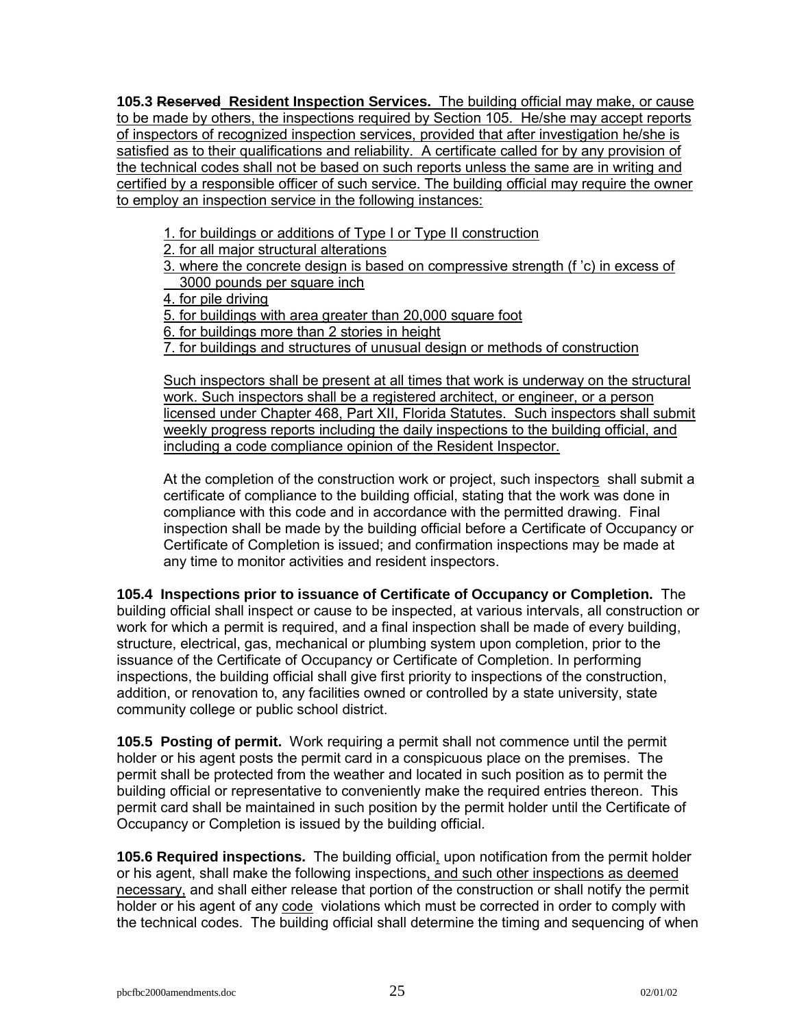**105.3 ~~Reserved~~ Resident Inspection Services.** The building official may make, or cause to be made by others, the inspections required by Section 105. He/she may accept reports of inspectors of recognized inspection services, provided that after investigation he/she is satisfied as to their qualifications and reliability. A certificate called for by any provision of the technical codes shall not be based on such reports unless the same are in writing and certified by a responsible officer of such service. The building official may require the owner to employ an inspection service in the following instances:

1. for buildings or additions of Type I or Type II construction
2. for all major structural alterations
3. where the concrete design is based on compressive strength (f 'c) in excess of 3000 pounds per square inch
4. for pile driving
5. for buildings with area greater than 20,000 square foot
6. for buildings more than 2 stories in height
7. for buildings and structures of unusual design or methods of construction

Such inspectors shall be present at all times that work is underway on the structural work. Such inspectors shall be a registered architect, or engineer, or a person licensed under Chapter 468, Part XII, Florida Statutes. Such inspectors shall submit weekly progress reports including the daily inspections to the building official, and including a code compliance opinion of the Resident Inspector.

At the completion of the construction work or project, such inspectors shall submit a certificate of compliance to the building official, stating that the work was done in compliance with this code and in accordance with the permitted drawing. Final inspection shall be made by the building official before a Certificate of Occupancy or Certificate of Completion is issued; and confirmation inspections may be made at any time to monitor activities and resident inspectors.

**105.4 Inspections prior to issuance of Certificate of Occupancy or Completion.** The building official shall inspect or cause to be inspected, at various intervals, all construction or work for which a permit is required, and a final inspection shall be made of every building, structure, electrical, gas, mechanical or plumbing system upon completion, prior to the issuance of the Certificate of Occupancy or Certificate of Completion. In performing inspections, the building official shall give first priority to inspections of the construction, addition, or renovation to, any facilities owned or controlled by a state university, state community college or public school district.

**105.5 Posting of permit.** Work requiring a permit shall not commence until the permit holder or his agent posts the permit card in a conspicuous place on the premises. The permit shall be protected from the weather and located in such position as to permit the building official or representative to conveniently make the required entries thereon. This permit card shall be maintained in such position by the permit holder until the Certificate of Occupancy or Completion is issued by the building official.

**105.6 Required inspections.** The building official, upon notification from the permit holder or his agent, shall make the following inspections, and such other inspections as deemed necessary, and shall either release that portion of the construction or shall notify the permit holder or his agent of any code violations which must be corrected in order to comply with the technical codes. The building official shall determine the timing and sequencing of when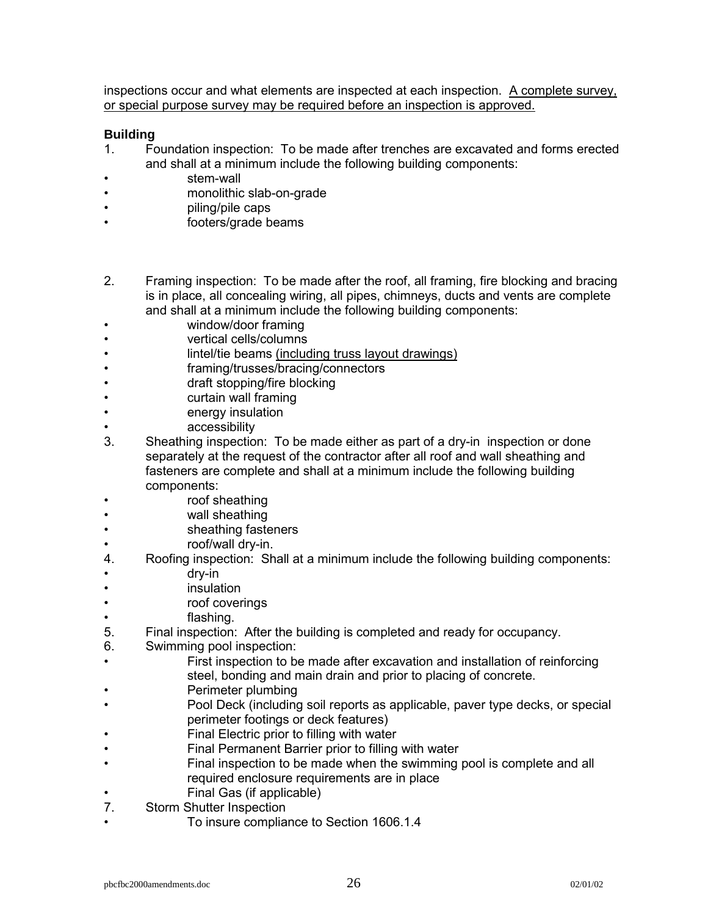inspections occur and what elements are inspected at each inspection. <u>A complete survey, or special purpose survey may be required before an inspection is approved.</u>

**Building**

1. Foundation inspection: To be made after trenches are excavated and forms erected and shall at a minimum include the following building components:
   - stem-wall
   - monolithic slab-on-grade
   - piling/pile caps
   - footers/grade beams

2. Framing inspection: To be made after the roof, all framing, fire blocking and bracing is in place, all concealing wiring, all pipes, chimneys, ducts and vents are complete and shall at a minimum include the following building components:
   - window/door framing
   - vertical cells/columns
   - lintel/tie beams <u>(including truss layout drawings)</u>
   - framing/trusses/bracing/connectors
   - draft stopping/fire blocking
   - curtain wall framing
   - energy insulation
   - accessibility
3. Sheathing inspection: To be made either as part of a dry-in inspection or done separately at the request of the contractor after all roof and wall sheathing and fasteners are complete and shall at a minimum include the following building components:
   - roof sheathing
   - wall sheathing
   - sheathing fasteners
   - roof/wall dry-in.
4. Roofing inspection: Shall at a minimum include the following building components:
   - dry-in
   - insulation
   - roof coverings
   - flashing.
5. Final inspection: After the building is completed and ready for occupancy.
6. Swimming pool inspection:
   - First inspection to be made after excavation and installation of reinforcing steel, bonding and main drain and prior to placing of concrete.
   - Perimeter plumbing
   - Pool Deck (including soil reports as applicable, paver type decks, or special perimeter footings or deck features)
   - Final Electric prior to filling with water
   - Final Permanent Barrier prior to filling with water
   - Final inspection to be made when the swimming pool is complete and all required enclosure requirements are in place
   - Final Gas (if applicable)
7. Storm Shutter Inspection
   - To insure compliance to Section 1606.1.4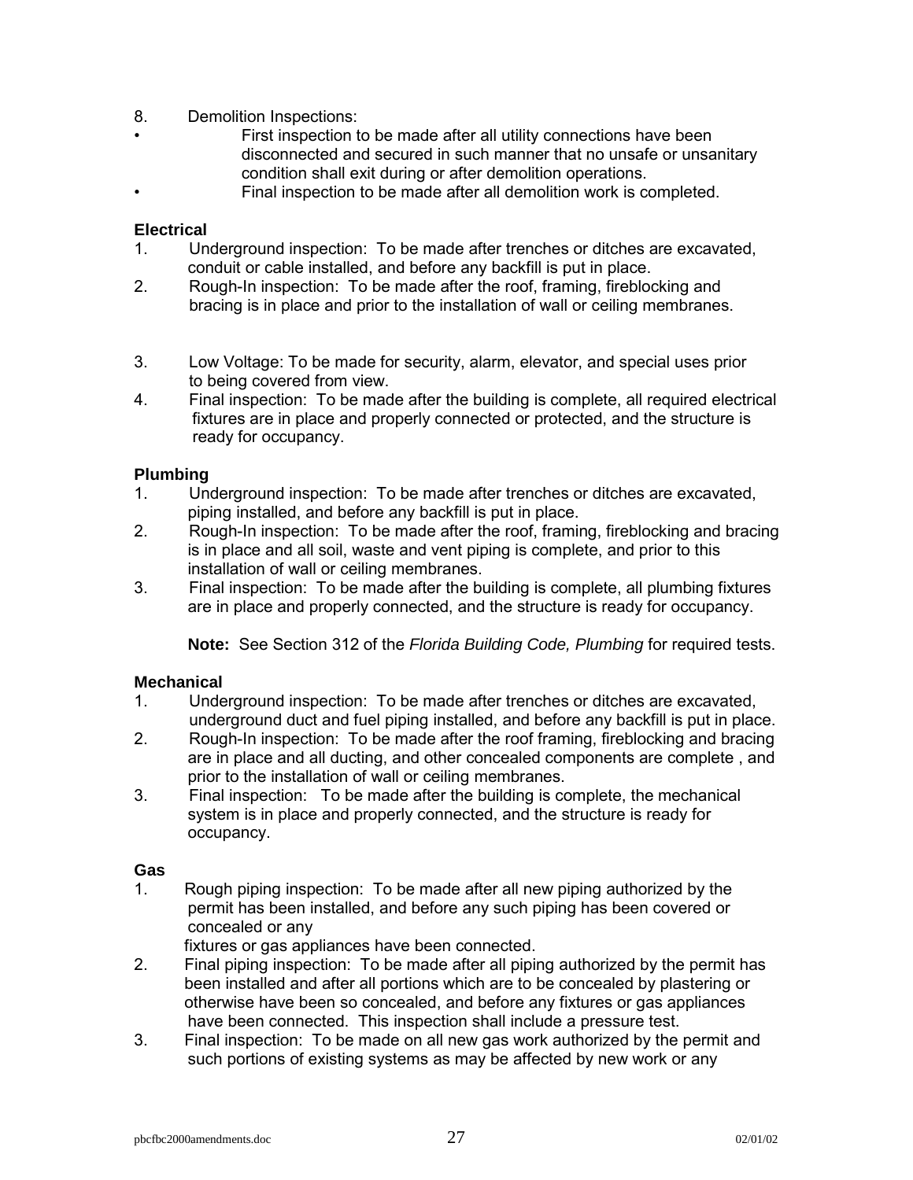8. Demolition Inspections:

- First inspection to be made after all utility connections have been disconnected and secured in such manner that no unsafe or unsanitary condition shall exit during or after demolition operations.
- Final inspection to be made after all demolition work is completed.

**Electrical**

1. Underground inspection: To be made after trenches or ditches are excavated, conduit or cable installed, and before any backfill is put in place.
2. Rough-In inspection: To be made after the roof, framing, fireblocking and bracing is in place and prior to the installation of wall or ceiling membranes.
3. Low Voltage: To be made for security, alarm, elevator, and special uses prior to being covered from view.
4. Final inspection: To be made after the building is complete, all required electrical fixtures are in place and properly connected or protected, and the structure is ready for occupancy.

**Plumbing**

1. Underground inspection: To be made after trenches or ditches are excavated, piping installed, and before any backfill is put in place.
2. Rough-In inspection: To be made after the roof, framing, fireblocking and bracing is in place and all soil, waste and vent piping is complete, and prior to this installation of wall or ceiling membranes.
3. Final inspection: To be made after the building is complete, all plumbing fixtures are in place and properly connected, and the structure is ready for occupancy.

   **Note:** See Section 312 of the *Florida Building Code, Plumbing* for required tests.

**Mechanical**

1. Underground inspection: To be made after trenches or ditches are excavated, underground duct and fuel piping installed, and before any backfill is put in place.
2. Rough-In inspection: To be made after the roof framing, fireblocking and bracing are in place and all ducting, and other concealed components are complete , and prior to the installation of wall or ceiling membranes.
3. Final inspection: To be made after the building is complete, the mechanical system is in place and properly connected, and the structure is ready for occupancy.

**Gas**

1. Rough piping inspection: To be made after all new piping authorized by the permit has been installed, and before any such piping has been covered or concealed or any fixtures or gas appliances have been connected.
2. Final piping inspection: To be made after all piping authorized by the permit has been installed and after all portions which are to be concealed by plastering or otherwise have been so concealed, and before any fixtures or gas appliances have been connected. This inspection shall include a pressure test.
3. Final inspection: To be made on all new gas work authorized by the permit and such portions of existing systems as may be affected by new work or any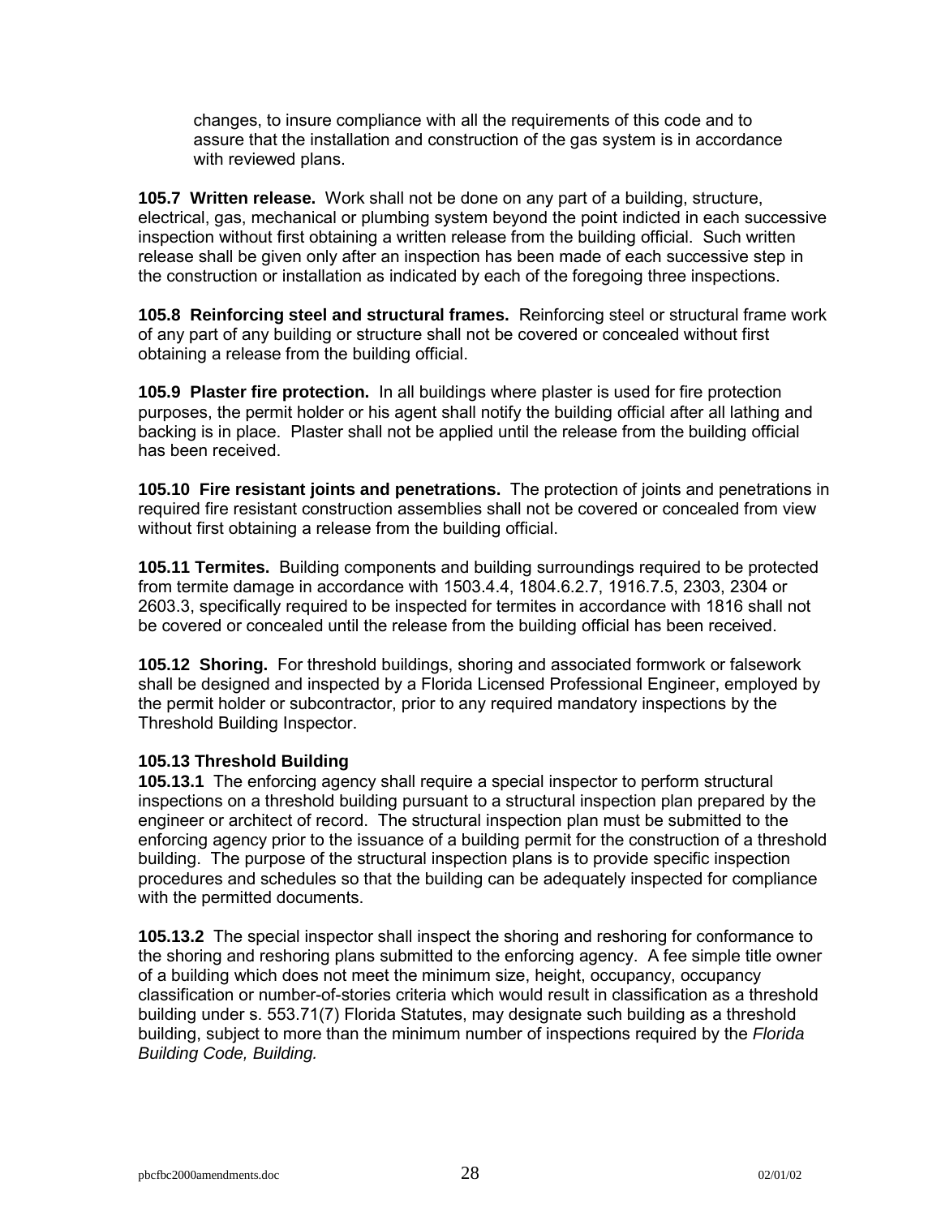changes, to insure compliance with all the requirements of this code and to assure that the installation and construction of the gas system is in accordance with reviewed plans.

**105.7 Written release.** Work shall not be done on any part of a building, structure, electrical, gas, mechanical or plumbing system beyond the point indicted in each successive inspection without first obtaining a written release from the building official. Such written release shall be given only after an inspection has been made of each successive step in the construction or installation as indicated by each of the foregoing three inspections.

**105.8 Reinforcing steel and structural frames.** Reinforcing steel or structural frame work of any part of any building or structure shall not be covered or concealed without first obtaining a release from the building official.

**105.9 Plaster fire protection.** In all buildings where plaster is used for fire protection purposes, the permit holder or his agent shall notify the building official after all lathing and backing is in place. Plaster shall not be applied until the release from the building official has been received.

**105.10 Fire resistant joints and penetrations.** The protection of joints and penetrations in required fire resistant construction assemblies shall not be covered or concealed from view without first obtaining a release from the building official.

**105.11 Termites.** Building components and building surroundings required to be protected from termite damage in accordance with 1503.4.4, 1804.6.2.7, 1916.7.5, 2303, 2304 or 2603.3, specifically required to be inspected for termites in accordance with 1816 shall not be covered or concealed until the release from the building official has been received.

**105.12 Shoring.** For threshold buildings, shoring and associated formwork or falsework shall be designed and inspected by a Florida Licensed Professional Engineer, employed by the permit holder or subcontractor, prior to any required mandatory inspections by the Threshold Building Inspector.

**105.13 Threshold Building**

**105.13.1** The enforcing agency shall require a special inspector to perform structural inspections on a threshold building pursuant to a structural inspection plan prepared by the engineer or architect of record. The structural inspection plan must be submitted to the enforcing agency prior to the issuance of a building permit for the construction of a threshold building. The purpose of the structural inspection plans is to provide specific inspection procedures and schedules so that the building can be adequately inspected for compliance with the permitted documents.

**105.13.2** The special inspector shall inspect the shoring and reshoring for conformance to the shoring and reshoring plans submitted to the enforcing agency. A fee simple title owner of a building which does not meet the minimum size, height, occupancy, occupancy classification or number-of-stories criteria which would result in classification as a threshold building under s. 553.71(7) Florida Statutes, may designate such building as a threshold building, subject to more than the minimum number of inspections required by the *Florida Building Code, Building.*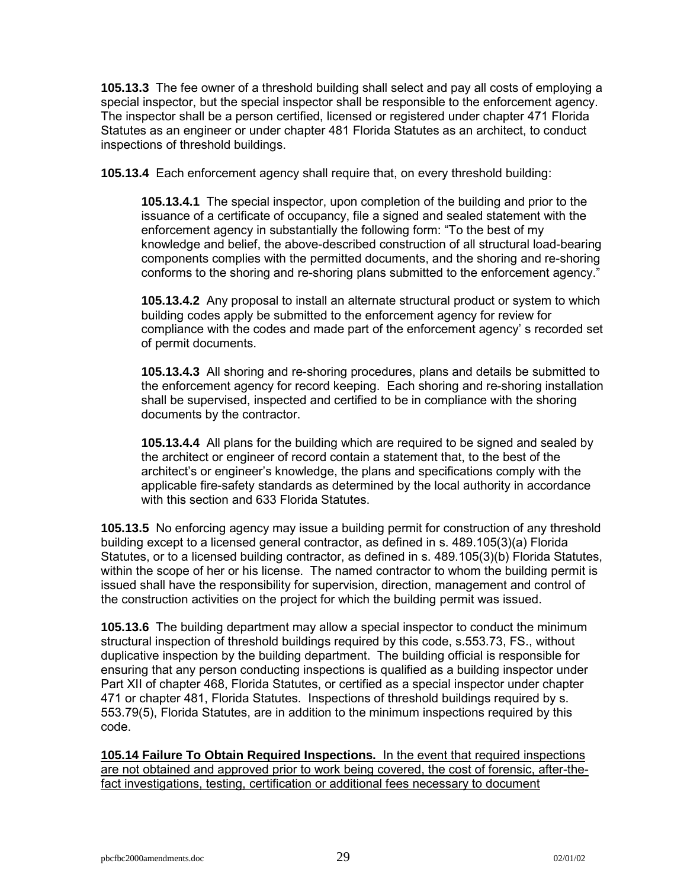**105.13.3** The fee owner of a threshold building shall select and pay all costs of employing a special inspector, but the special inspector shall be responsible to the enforcement agency. The inspector shall be a person certified, licensed or registered under chapter 471 Florida Statutes as an engineer or under chapter 481 Florida Statutes as an architect, to conduct inspections of threshold buildings.

**105.13.4** Each enforcement agency shall require that, on every threshold building:

> **105.13.4.1** The special inspector, upon completion of the building and prior to the issuance of a certificate of occupancy, file a signed and sealed statement with the enforcement agency in substantially the following form: "To the best of my knowledge and belief, the above-described construction of all structural load-bearing components complies with the permitted documents, and the shoring and re-shoring conforms to the shoring and re-shoring plans submitted to the enforcement agency."
>
> **105.13.4.2** Any proposal to install an alternate structural product or system to which building codes apply be submitted to the enforcement agency for review for compliance with the codes and made part of the enforcement agency' s recorded set of permit documents.
>
> **105.13.4.3** All shoring and re-shoring procedures, plans and details be submitted to the enforcement agency for record keeping. Each shoring and re-shoring installation shall be supervised, inspected and certified to be in compliance with the shoring documents by the contractor.
>
> **105.13.4.4** All plans for the building which are required to be signed and sealed by the architect or engineer of record contain a statement that, to the best of the architect's or engineer's knowledge, the plans and specifications comply with the applicable fire-safety standards as determined by the local authority in accordance with this section and 633 Florida Statutes.

**105.13.5** No enforcing agency may issue a building permit for construction of any threshold building except to a licensed general contractor, as defined in s. 489.105(3)(a) Florida Statutes, or to a licensed building contractor, as defined in s. 489.105(3)(b) Florida Statutes, within the scope of her or his license. The named contractor to whom the building permit is issued shall have the responsibility for supervision, direction, management and control of the construction activities on the project for which the building permit was issued.

**105.13.6** The building department may allow a special inspector to conduct the minimum structural inspection of threshold buildings required by this code, s.553.73, FS., without duplicative inspection by the building department. The building official is responsible for ensuring that any person conducting inspections is qualified as a building inspector under Part XII of chapter 468, Florida Statutes, or certified as a special inspector under chapter 471 or chapter 481, Florida Statutes. Inspections of threshold buildings required by s. 553.79(5), Florida Statutes, are in addition to the minimum inspections required by this code.

<u>**105.14 Failure To Obtain Required Inspections.** In the event that required inspections are not obtained and approved prior to work being covered, the cost of forensic, after-the-fact investigations, testing, certification or additional fees necessary to document</u>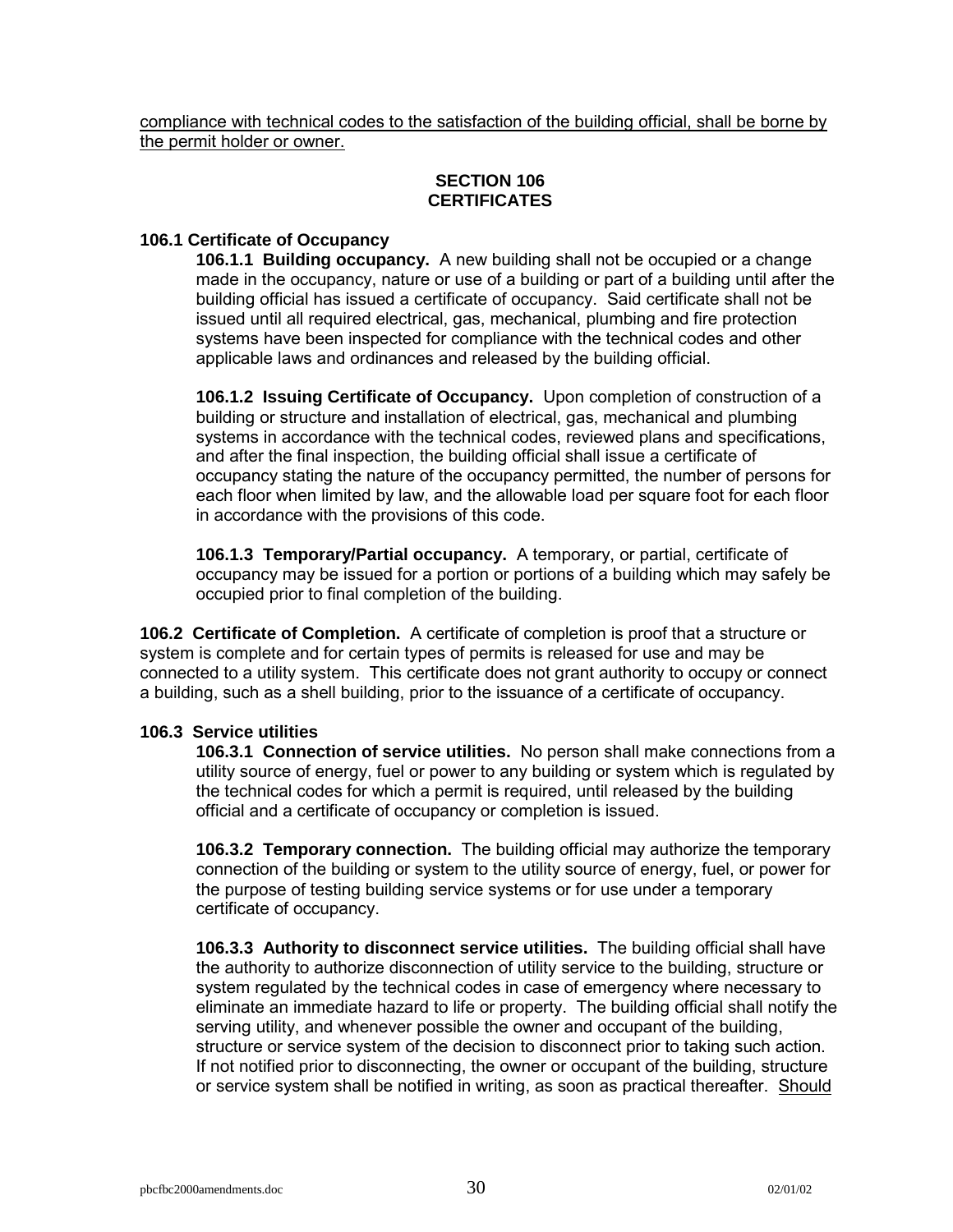compliance with technical codes to the satisfaction of the building official, shall be borne by the permit holder or owner.

## SECTION 106
## CERTIFICATES

### 106.1 Certificate of Occupancy

**106.1.1 Building occupancy.** A new building shall not be occupied or a change made in the occupancy, nature or use of a building or part of a building until after the building official has issued a certificate of occupancy. Said certificate shall not be issued until all required electrical, gas, mechanical, plumbing and fire protection systems have been inspected for compliance with the technical codes and other applicable laws and ordinances and released by the building official.

**106.1.2 Issuing Certificate of Occupancy.** Upon completion of construction of a building or structure and installation of electrical, gas, mechanical and plumbing systems in accordance with the technical codes, reviewed plans and specifications, and after the final inspection, the building official shall issue a certificate of occupancy stating the nature of the occupancy permitted, the number of persons for each floor when limited by law, and the allowable load per square foot for each floor in accordance with the provisions of this code.

**106.1.3 Temporary/Partial occupancy.** A temporary, or partial, certificate of occupancy may be issued for a portion or portions of a building which may safely be occupied prior to final completion of the building.

**106.2 Certificate of Completion.** A certificate of completion is proof that a structure or system is complete and for certain types of permits is released for use and may be connected to a utility system. This certificate does not grant authority to occupy or connect a building, such as a shell building, prior to the issuance of a certificate of occupancy.

### 106.3 Service utilities

**106.3.1 Connection of service utilities.** No person shall make connections from a utility source of energy, fuel or power to any building or system which is regulated by the technical codes for which a permit is required, until released by the building official and a certificate of occupancy or completion is issued.

**106.3.2 Temporary connection.** The building official may authorize the temporary connection of the building or system to the utility source of energy, fuel, or power for the purpose of testing building service systems or for use under a temporary certificate of occupancy.

**106.3.3 Authority to disconnect service utilities.** The building official shall have the authority to authorize disconnection of utility service to the building, structure or system regulated by the technical codes in case of emergency where necessary to eliminate an immediate hazard to life or property. The building official shall notify the serving utility, and whenever possible the owner and occupant of the building, structure or service system of the decision to disconnect prior to taking such action. If not notified prior to disconnecting, the owner or occupant of the building, structure or service system shall be notified in writing, as soon as practical thereafter. Should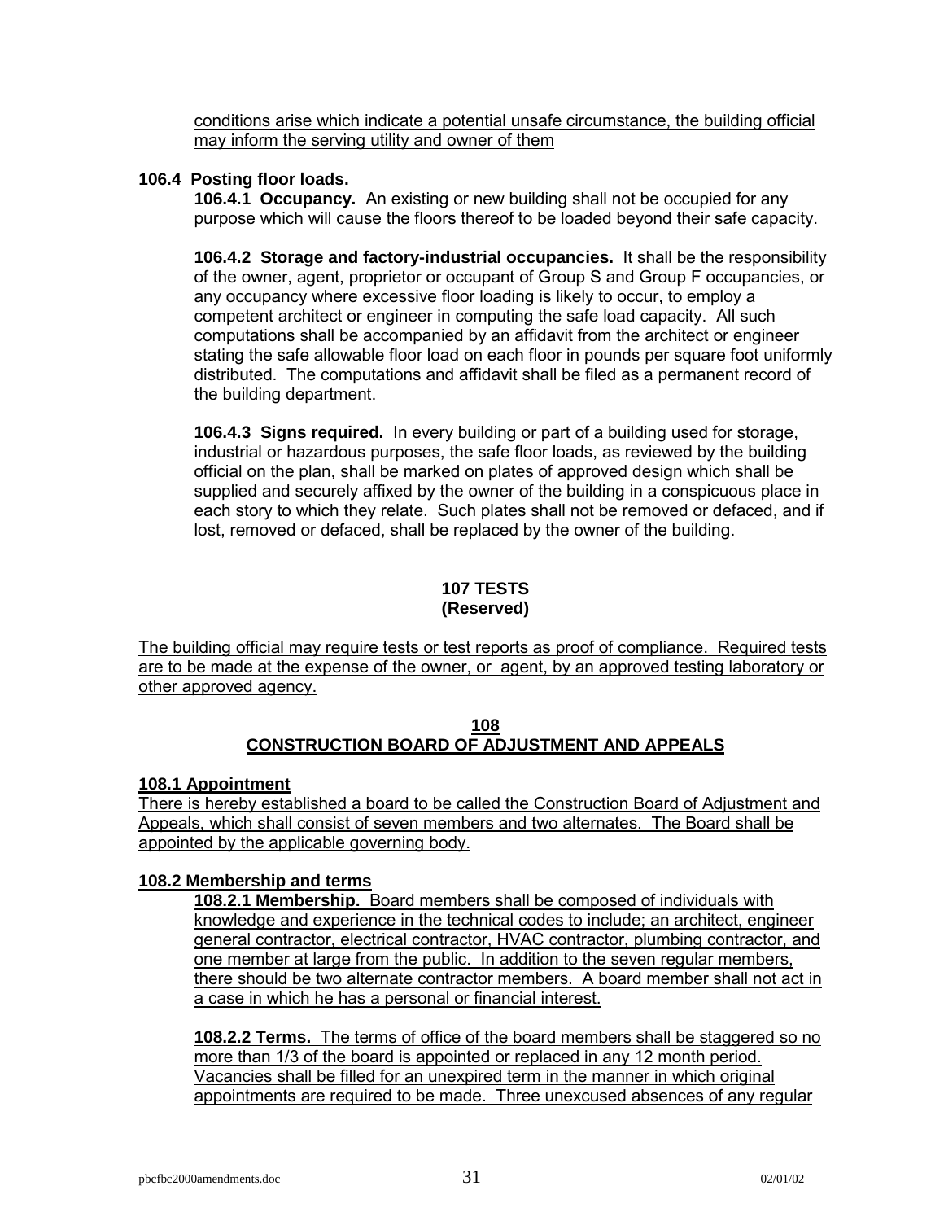conditions arise which indicate a potential unsafe circumstance, the building official may inform the serving utility and owner of them

**106.4 Posting floor loads.**

**106.4.1 Occupancy.** An existing or new building shall not be occupied for any purpose which will cause the floors thereof to be loaded beyond their safe capacity.

**106.4.2 Storage and factory-industrial occupancies.** It shall be the responsibility of the owner, agent, proprietor or occupant of Group S and Group F occupancies, or any occupancy where excessive floor loading is likely to occur, to employ a competent architect or engineer in computing the safe load capacity. All such computations shall be accompanied by an affidavit from the architect or engineer stating the safe allowable floor load on each floor in pounds per square foot uniformly distributed. The computations and affidavit shall be filed as a permanent record of the building department.

**106.4.3 Signs required.** In every building or part of a building used for storage, industrial or hazardous purposes, the safe floor loads, as reviewed by the building official on the plan, shall be marked on plates of approved design which shall be supplied and securely affixed by the owner of the building in a conspicuous place in each story to which they relate. Such plates shall not be removed or defaced, and if lost, removed or defaced, shall be replaced by the owner of the building.

## 107 TESTS
**~~(Reserved)~~**

The building official may require tests or test reports as proof of compliance. Required tests are to be made at the expense of the owner, or agent, by an approved testing laboratory or other approved agency.

## 108
## CONSTRUCTION BOARD OF ADJUSTMENT AND APPEALS

**108.1 Appointment**

There is hereby established a board to be called the Construction Board of Adjustment and Appeals, which shall consist of seven members and two alternates. The Board shall be appointed by the applicable governing body.

**108.2 Membership and terms**

**108.2.1 Membership.** Board members shall be composed of individuals with knowledge and experience in the technical codes to include; an architect, engineer general contractor, electrical contractor, HVAC contractor, plumbing contractor, and one member at large from the public. In addition to the seven regular members, there should be two alternate contractor members. A board member shall not act in a case in which he has a personal or financial interest.

**108.2.2 Terms.** The terms of office of the board members shall be staggered so no more than 1/3 of the board is appointed or replaced in any 12 month period. Vacancies shall be filled for an unexpired term in the manner in which original appointments are required to be made. Three unexcused absences of any regular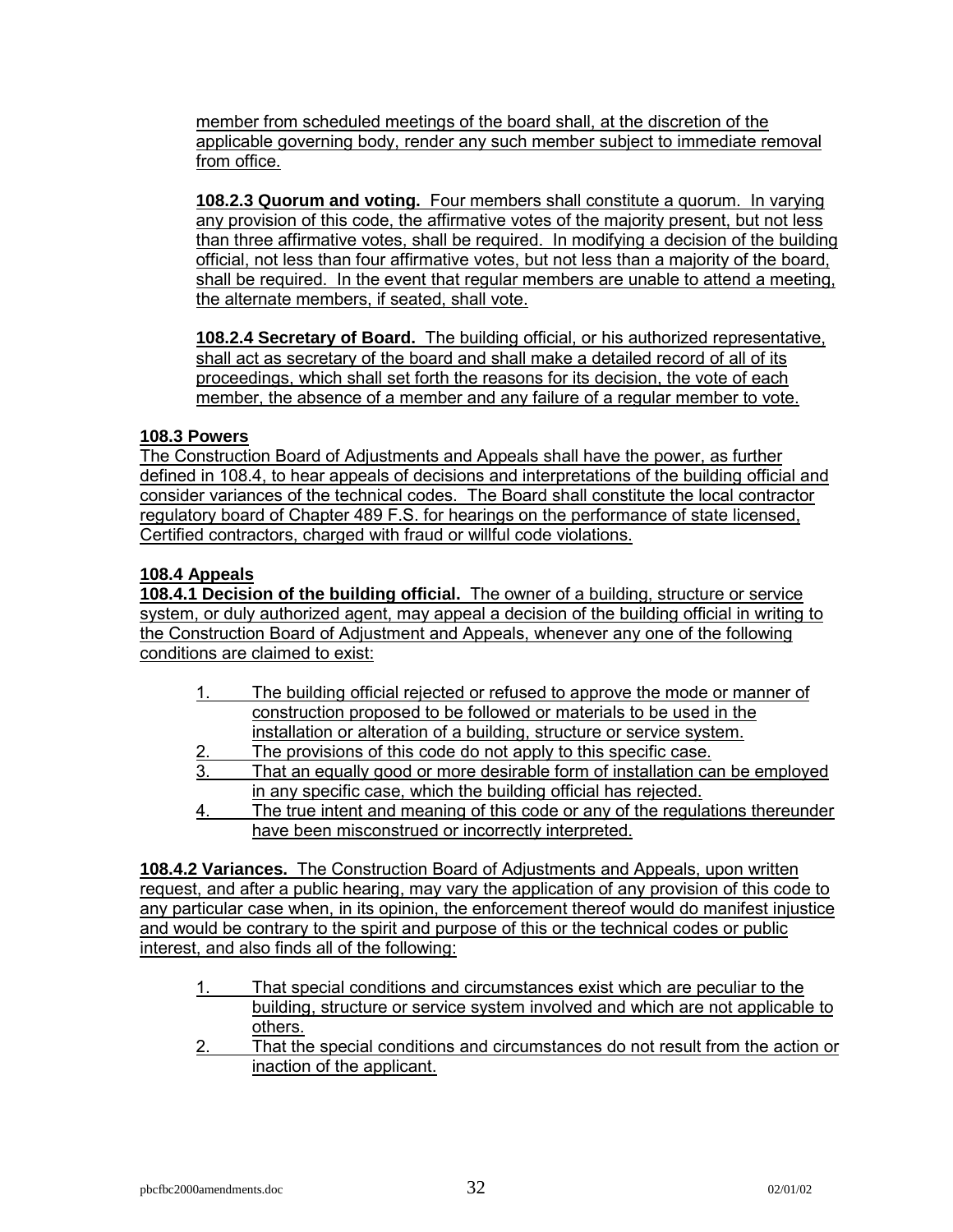member from scheduled meetings of the board shall, at the discretion of the applicable governing body, render any such member subject to immediate removal from office.

**108.2.3 Quorum and voting.** Four members shall constitute a quorum. In varying any provision of this code, the affirmative votes of the majority present, but not less than three affirmative votes, shall be required. In modifying a decision of the building official, not less than four affirmative votes, but not less than a majority of the board, shall be required. In the event that regular members are unable to attend a meeting, the alternate members, if seated, shall vote.

**108.2.4 Secretary of Board.** The building official, or his authorized representative, shall act as secretary of the board and shall make a detailed record of all of its proceedings, which shall set forth the reasons for its decision, the vote of each member, the absence of a member and any failure of a regular member to vote.

**108.3 Powers**

The Construction Board of Adjustments and Appeals shall have the power, as further defined in 108.4, to hear appeals of decisions and interpretations of the building official and consider variances of the technical codes. The Board shall constitute the local contractor regulatory board of Chapter 489 F.S. for hearings on the performance of state licensed, Certified contractors, charged with fraud or willful code violations.

**108.4 Appeals**

**108.4.1 Decision of the building official.** The owner of a building, structure or service system, or duly authorized agent, may appeal a decision of the building official in writing to the Construction Board of Adjustment and Appeals, whenever any one of the following conditions are claimed to exist:

1. The building official rejected or refused to approve the mode or manner of construction proposed to be followed or materials to be used in the installation or alteration of a building, structure or service system.
2. The provisions of this code do not apply to this specific case.
3. That an equally good or more desirable form of installation can be employed in any specific case, which the building official has rejected.
4. The true intent and meaning of this code or any of the regulations thereunder have been misconstrued or incorrectly interpreted.

**108.4.2 Variances.** The Construction Board of Adjustments and Appeals, upon written request, and after a public hearing, may vary the application of any provision of this code to any particular case when, in its opinion, the enforcement thereof would do manifest injustice and would be contrary to the spirit and purpose of this or the technical codes or public interest, and also finds all of the following:

1. That special conditions and circumstances exist which are peculiar to the building, structure or service system involved and which are not applicable to others.
2. That the special conditions and circumstances do not result from the action or inaction of the applicant.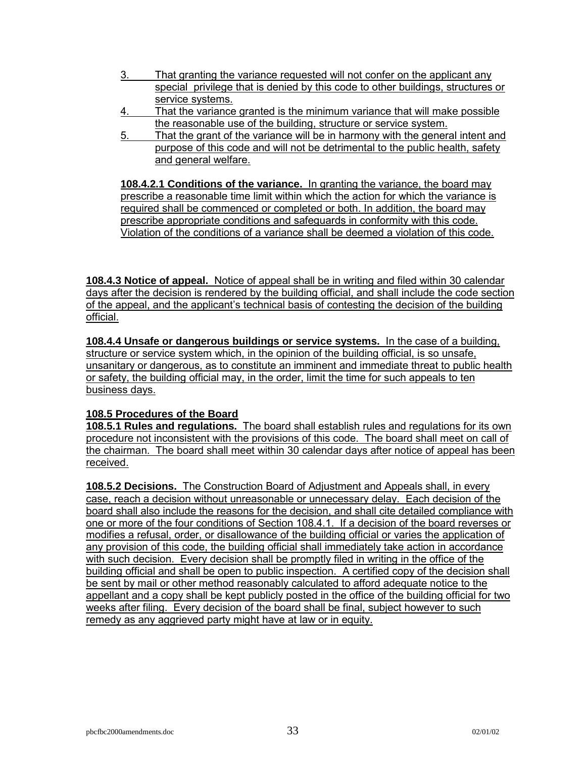3. That granting the variance requested will not confer on the applicant any special privilege that is denied by this code to other buildings, structures or service systems.
4. That the variance granted is the minimum variance that will make possible the reasonable use of the building, structure or service system.
5. That the grant of the variance will be in harmony with the general intent and purpose of this code and will not be detrimental to the public health, safety and general welfare.

**108.4.2.1 Conditions of the variance.** In granting the variance, the board may prescribe a reasonable time limit within which the action for which the variance is required shall be commenced or completed or both. In addition, the board may prescribe appropriate conditions and safeguards in conformity with this code. Violation of the conditions of a variance shall be deemed a violation of this code.

**108.4.3 Notice of appeal.** Notice of appeal shall be in writing and filed within 30 calendar days after the decision is rendered by the building official, and shall include the code section of the appeal, and the applicant's technical basis of contesting the decision of the building official.

**108.4.4 Unsafe or dangerous buildings or service systems.** In the case of a building, structure or service system which, in the opinion of the building official, is so unsafe, unsanitary or dangerous, as to constitute an imminent and immediate threat to public health or safety, the building official may, in the order, limit the time for such appeals to ten business days.

**108.5 Procedures of the Board**

**108.5.1 Rules and regulations.** The board shall establish rules and regulations for its own procedure not inconsistent with the provisions of this code. The board shall meet on call of the chairman. The board shall meet within 30 calendar days after notice of appeal has been received.

**108.5.2 Decisions.** The Construction Board of Adjustment and Appeals shall, in every case, reach a decision without unreasonable or unnecessary delay. Each decision of the board shall also include the reasons for the decision, and shall cite detailed compliance with one or more of the four conditions of Section 108.4.1. If a decision of the board reverses or modifies a refusal, order, or disallowance of the building official or varies the application of any provision of this code, the building official shall immediately take action in accordance with such decision. Every decision shall be promptly filed in writing in the office of the building official and shall be open to public inspection. A certified copy of the decision shall be sent by mail or other method reasonably calculated to afford adequate notice to the appellant and a copy shall be kept publicly posted in the office of the building official for two weeks after filing. Every decision of the board shall be final, subject however to such remedy as any aggrieved party might have at law or in equity.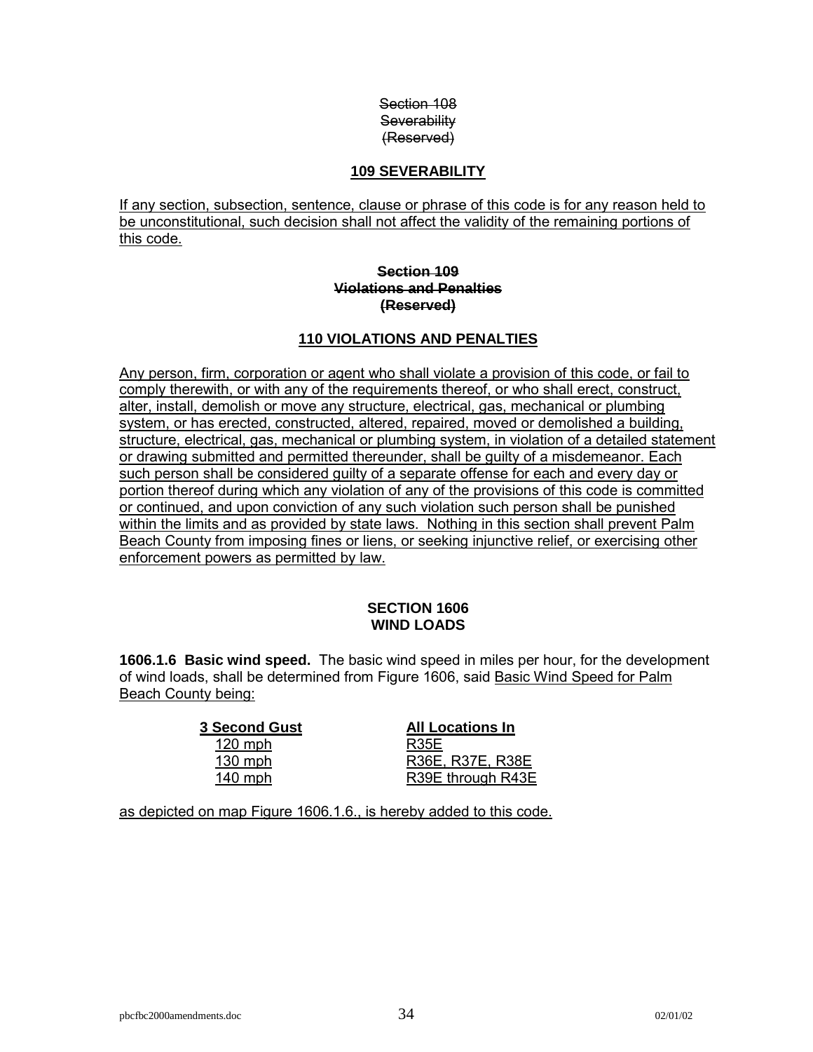~~Section 108~~
~~Severability~~
~~(Reserved)~~

## 109 SEVERABILITY

If any section, subsection, sentence, clause or phrase of this code is for any reason held to be unconstitutional, such decision shall not affect the validity of the remaining portions of this code.

~~**Section 109**~~
~~**Violations and Penalties**~~
~~**(Reserved)**~~

## 110 VIOLATIONS AND PENALTIES

Any person, firm, corporation or agent who shall violate a provision of this code, or fail to comply therewith, or with any of the requirements thereof, or who shall erect, construct, alter, install, demolish or move any structure, electrical, gas, mechanical or plumbing system, or has erected, constructed, altered, repaired, moved or demolished a building, structure, electrical, gas, mechanical or plumbing system, in violation of a detailed statement or drawing submitted and permitted thereunder, shall be guilty of a misdemeanor. Each such person shall be considered guilty of a separate offense for each and every day or portion thereof during which any violation of any of the provisions of this code is committed or continued, and upon conviction of any such violation such person shall be punished within the limits and as provided by state laws. Nothing in this section shall prevent Palm Beach County from imposing fines or liens, or seeking injunctive relief, or exercising other enforcement powers as permitted by law.

## SECTION 1606
## WIND LOADS

**1606.1.6 Basic wind speed.** The basic wind speed in miles per hour, for the development of wind loads, shall be determined from Figure 1606, said Basic Wind Speed for Palm Beach County being:

| 3 Second Gust | All Locations In |
|---|---|
| 120 mph | R35E |
| 130 mph | R36E, R37E, R38E |
| 140 mph | R39E through R43E |

as depicted on map Figure 1606.1.6., is hereby added to this code.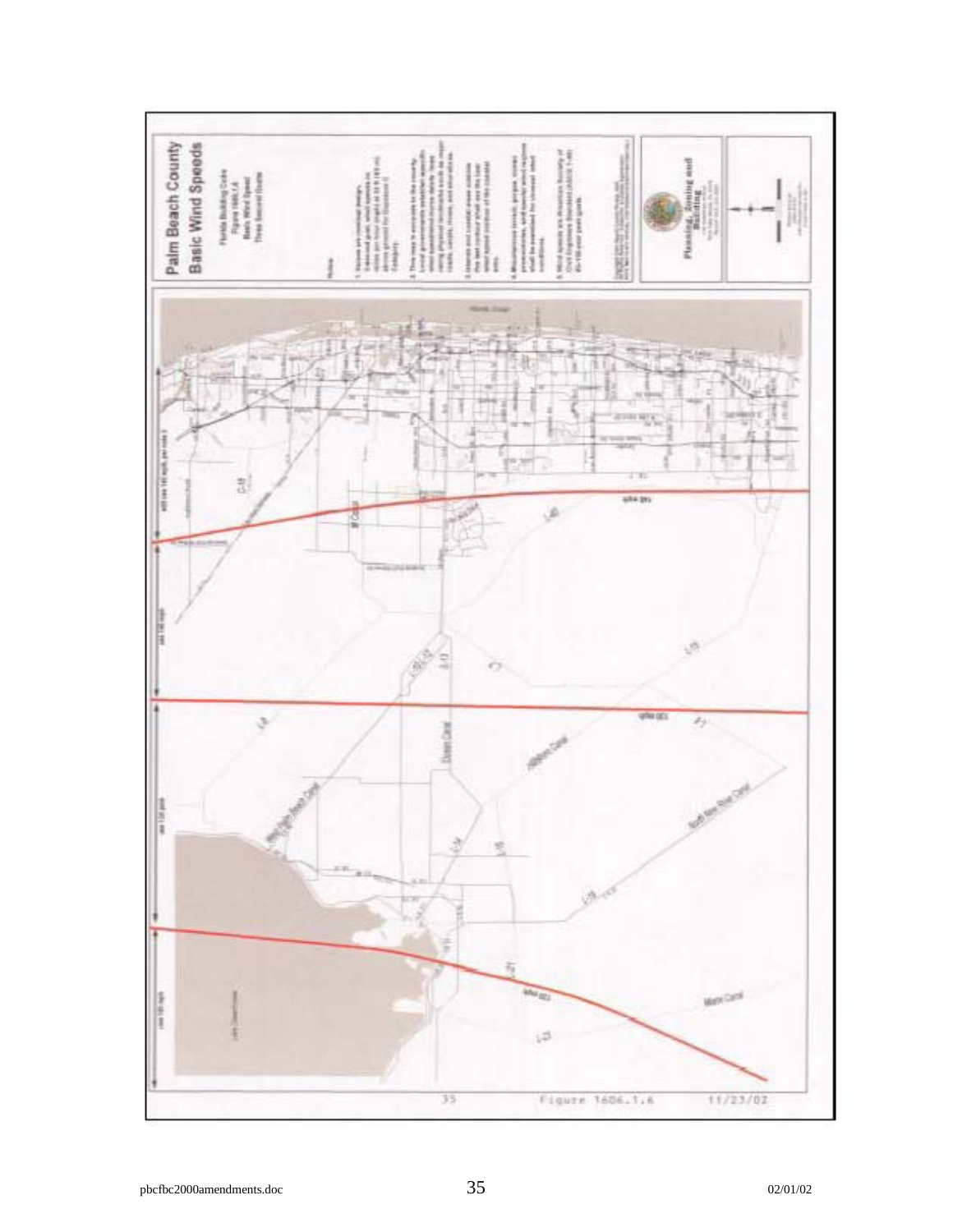# Palm Beach County Basic Wind Speeds

Florida Building Code
Figure 1606.1.6
Basic Wind Speed
Three Second Gusts

Notes

Figure 1606.1.6 11/23/02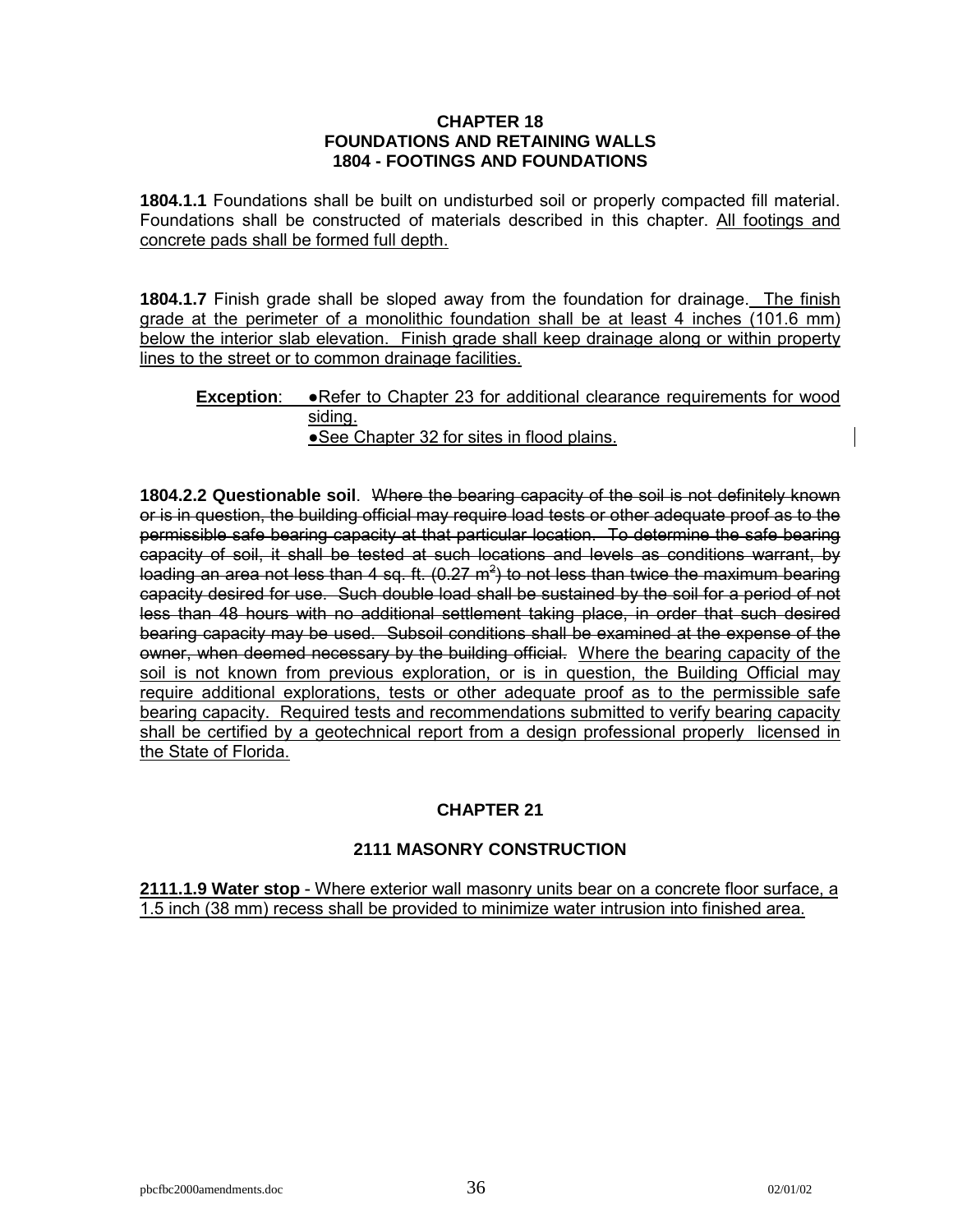# CHAPTER 18
# FOUNDATIONS AND RETAINING WALLS
## 1804 - FOOTINGS AND FOUNDATIONS

**1804.1.1** Foundations shall be built on undisturbed soil or properly compacted fill material. Foundations shall be constructed of materials described in this chapter. <u>All footings and concrete pads shall be formed full depth.</u>

**1804.1.7** Finish grade shall be sloped away from the foundation for drainage. <u>The finish grade at the perimeter of a monolithic foundation shall be at least 4 inches (101.6 mm) below the interior slab elevation. Finish grade shall keep drainage along or within property lines to the street or to common drainage facilities.</u>

> **<u>Exception</u>**: <u>●Refer to Chapter 23 for additional clearance requirements for wood siding.</u>
> <u>●See Chapter 32 for sites in flood plains.</u>

**1804.2.2 Questionable soil**. ~~Where the bearing capacity of the soil is not definitely known or is in question, the building official may require load tests or other adequate proof as to the permissible safe bearing capacity at that particular location. To determine the safe bearing capacity of soil, it shall be tested at such locations and levels as conditions warrant, by loading an area not less than 4 sq. ft. (0.27 m²) to not less than twice the maximum bearing capacity desired for use. Such double load shall be sustained by the soil for a period of not less than 48 hours with no additional settlement taking place, in order that such desired bearing capacity may be used. Subsoil conditions shall be examined at the expense of the owner, when deemed necessary by the building official.~~ <u>Where the bearing capacity of the soil is not known from previous exploration, or is in question, the Building Official may require additional explorations, tests or other adequate proof as to the permissible safe bearing capacity. Required tests and recommendations submitted to verify bearing capacity shall be certified by a geotechnical report from a design professional properly licensed in the State of Florida.</u>

# CHAPTER 21

## 2111 MASONRY CONSTRUCTION

<u>**2111.1.9 Water stop** - Where exterior wall masonry units bear on a concrete floor surface, a 1.5 inch (38 mm) recess shall be provided to minimize water intrusion into finished area.</u>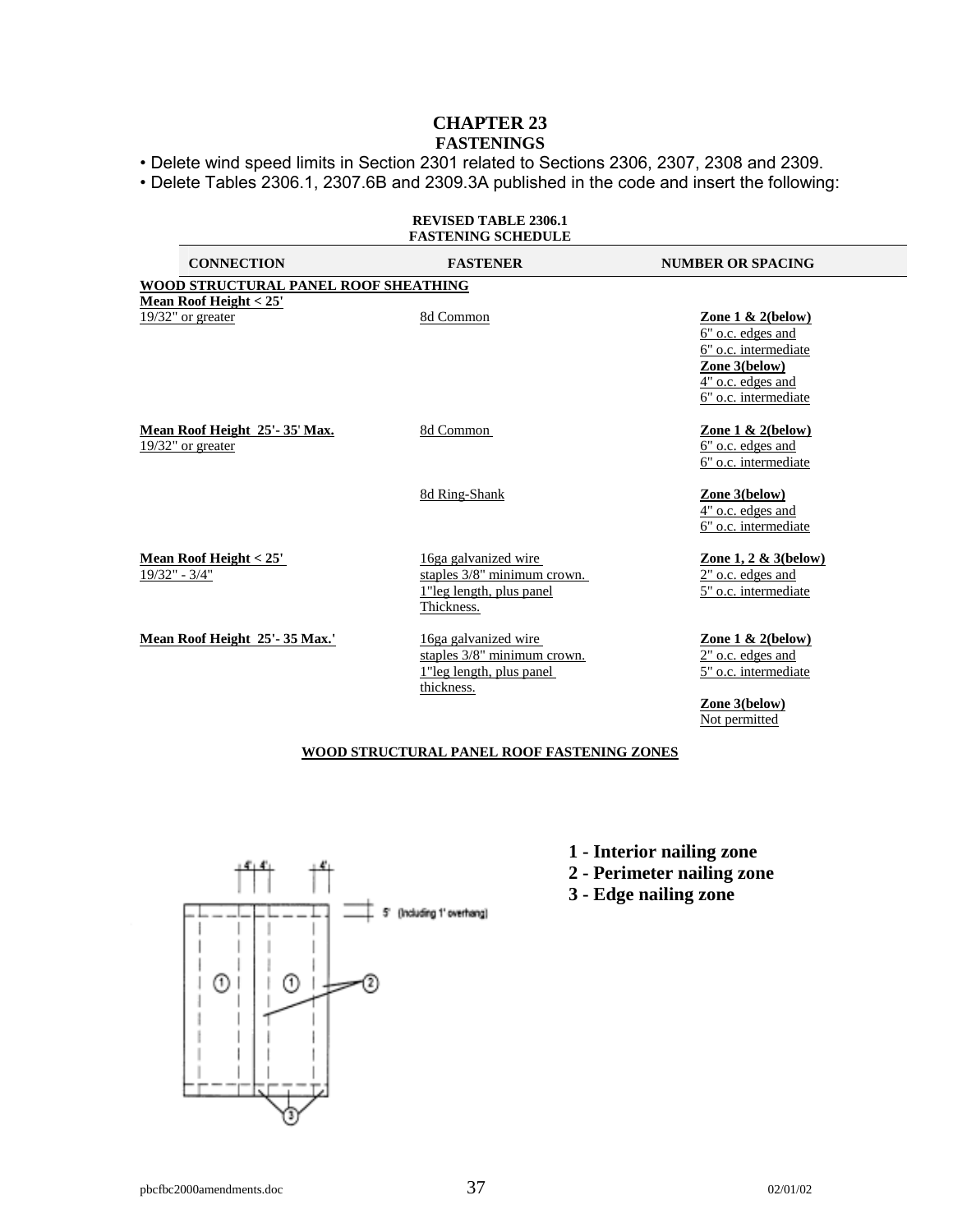# CHAPTER 23
## FASTENINGS

- Delete wind speed limits in Section 2301 related to Sections 2306, 2307, 2308 and 2309.
- Delete Tables 2306.1, 2307.6B and 2309.3A published in the code and insert the following:

**REVISED TABLE 2306.1**
**FASTENING SCHEDULE**

| CONNECTION | FASTENER | NUMBER OR SPACING |
|---|---|---|
| **WOOD STRUCTURAL PANEL ROOF SHEATHING** | | |
| **Mean Roof Height < 25'** 19/32" or greater | 8d Common | **Zone 1 & 2(below)** 6" o.c. edges and 6" o.c. intermediate **Zone 3(below)** 4" o.c. edges and 6" o.c. intermediate |
| **Mean Roof Height 25'- 35' Max.** 19/32" or greater | 8d Common | **Zone 1 & 2(below)** 6" o.c. edges and 6" o.c. intermediate |
| | 8d Ring-Shank | **Zone 3(below)** 4" o.c. edges and 6" o.c. intermediate |
| **Mean Roof Height < 25'** 19/32" - 3/4" | 16ga galvanized wire staples 3/8" minimum crown. 1"leg length, plus panel Thickness. | **Zone 1, 2 & 3(below)** 2" o.c. edges and 5" o.c. intermediate |
| **Mean Roof Height 25'- 35 Max.'** | 16ga galvanized wire staples 3/8" minimum crown. 1"leg length, plus panel thickness. | **Zone 1 & 2(below)** 2" o.c. edges and 5" o.c. intermediate **Zone 3(below)** Not permitted |

**WOOD STRUCTURAL PANEL ROOF FASTENING ZONES**

4' 4' 4'

5' (Including 1' overhang)

**1 - Interior nailing zone**
**2 - Perimeter nailing zone**
**3 - Edge nailing zone**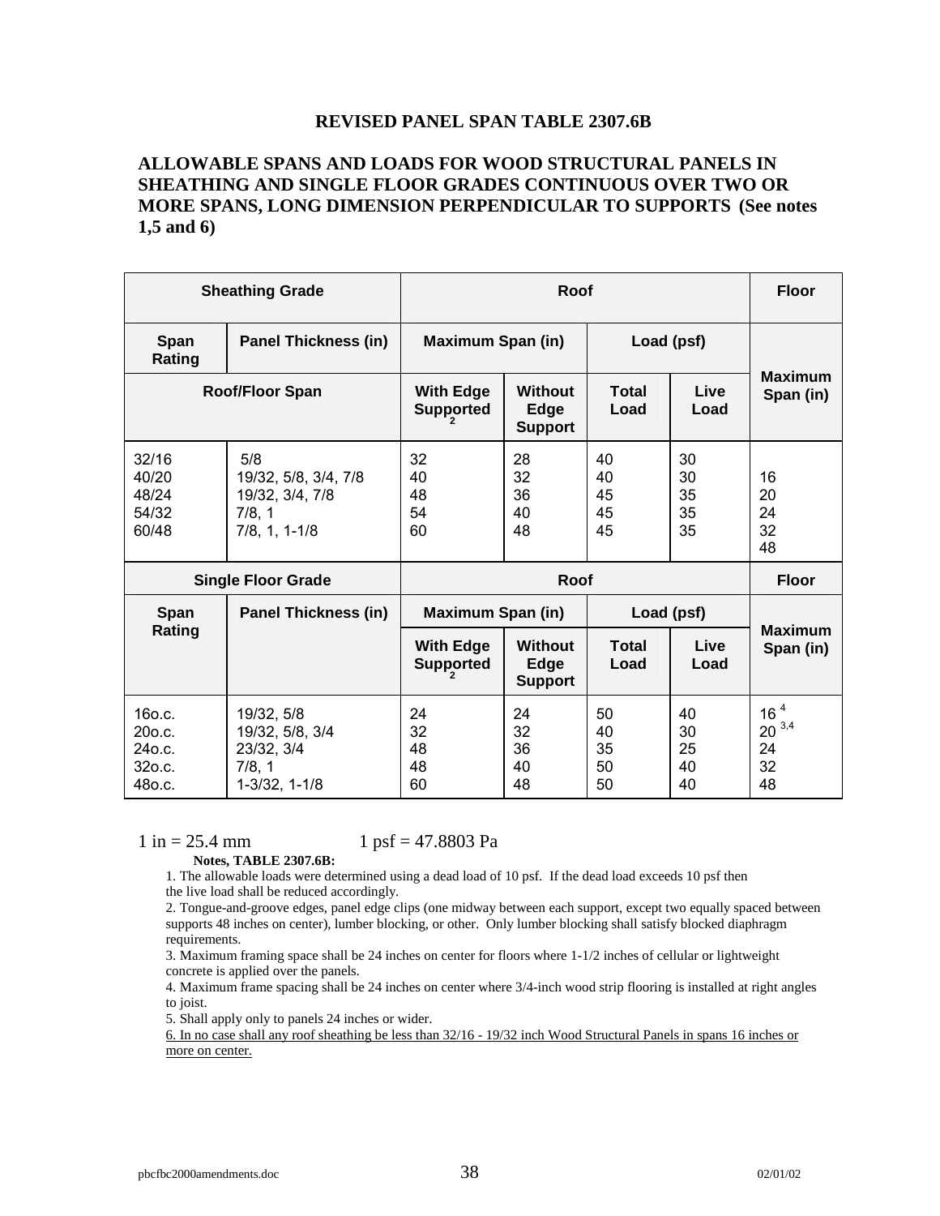**REVISED PANEL SPAN TABLE 2307.6B**

**ALLOWABLE SPANS AND LOADS FOR WOOD STRUCTURAL PANELS IN SHEATHING AND SINGLE FLOOR GRADES CONTINUOUS OVER TWO OR MORE SPANS, LONG DIMENSION PERPENDICULAR TO SUPPORTS (See notes 1,5 and 6)**

| Sheathing Grade | | Roof | | | | Floor |
|---|---|---|---|---|---|---|
| Span Rating | Panel Thickness (in) | Maximum Span (in) | | Load (psf) | | Maximum Span (in) |
| Roof/Floor Span | | With Edge Supported [2] | Without Edge Support | Total Load | Live Load | |
| 32/16 | 5/8 | 32 | 28 | 40 | 30 | 16 |
| 40/20 | 19/32, 5/8, 3/4, 7/8 | 40 | 32 | 40 | 30 | 20 |
| 48/24 | 19/32, 3/4, 7/8 | 48 | 36 | 45 | 35 | 24 |
| 54/32 | 7/8, 1 | 54 | 40 | 45 | 35 | 32 |
| 60/48 | 7/8, 1, 1-1/8 | 60 | 48 | 45 | 35 | 48 |
| **Single Floor Grade** | | **Roof** | | | | **Floor** |
| **Span Rating** | **Panel Thickness (in)** | **Maximum Span (in)** | | **Load (psf)** | | **Maximum Span (in)** |
| | | **With Edge Supported [2]** | **Without Edge Support** | **Total Load** | **Live Load** | |
| 16o.c. | 19/32, 5/8 | 24 | 24 | 50 | 40 | 16 [4] |
| 20o.c. | 19/32, 5/8, 3/4 | 32 | 32 | 40 | 30 | 20 [3,4] |
| 24o.c. | 23/32, 3/4 | 48 | 36 | 35 | 25 | 24 |
| 32o.c. | 7/8, 1 | 48 | 40 | 50 | 40 | 32 |
| 48o.c. | 1-3/32, 1-1/8 | 60 | 48 | 50 | 40 | 48 |

1 in = 25.4 mm 1 psf = 47.8803 Pa

**Notes, TABLE 2307.6B:**

1. The allowable loads were determined using a dead load of 10 psf. If the dead load exceeds 10 psf then the live load shall be reduced accordingly.
2. Tongue-and-groove edges, panel edge clips (one midway between each support, except two equally spaced between supports 48 inches on center), lumber blocking, or other. Only lumber blocking shall satisfy blocked diaphragm requirements.
3. Maximum framing space shall be 24 inches on center for floors where 1-1/2 inches of cellular or lightweight concrete is applied over the panels.
4. Maximum frame spacing shall be 24 inches on center where 3/4-inch wood strip flooring is installed at right angles to joist.
5. Shall apply only to panels 24 inches or wider.
6. <u>In no case shall any roof sheathing be less than 32/16 - 19/32 inch Wood Structural Panels in spans 16 inches or more on center.</u>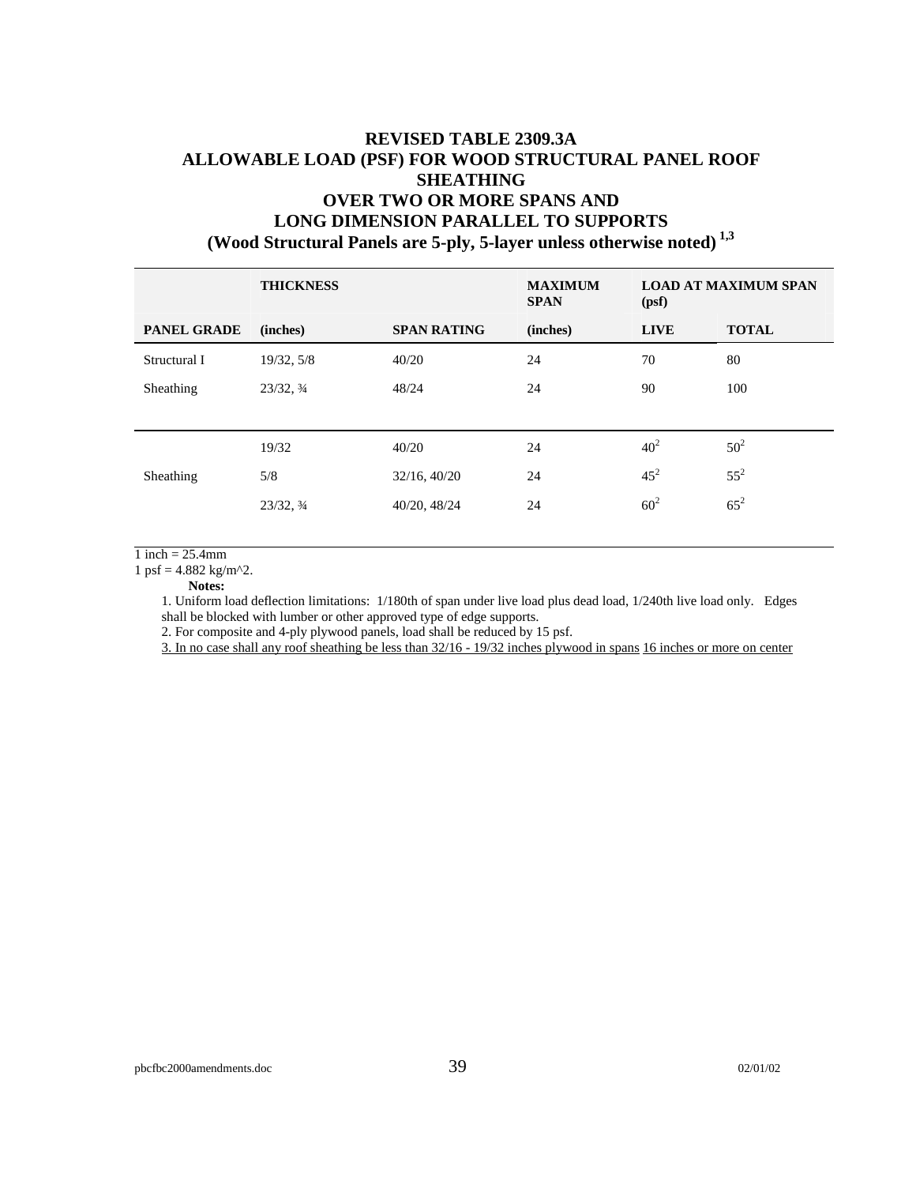# REVISED TABLE 2309.3A ALLOWABLE LOAD (PSF) FOR WOOD STRUCTURAL PANEL ROOF SHEATHING OVER TWO OR MORE SPANS AND LONG DIMENSION PARALLEL TO SUPPORTS (Wood Structural Panels are 5-ply, 5-layer unless otherwise noted) [1,3]

| | THICKNESS | | MAXIMUM SPAN | LOAD AT MAXIMUM SPAN (psf) | |
|---|---|---|---|---|---|
| PANEL GRADE | (inches) | SPAN RATING | (inches) | LIVE | TOTAL |
| Structural I | 19/32, 5/8 | 40/20 | 24 | 70 | 80 |
| Sheathing | 23/32, ¾ | 48/24 | 24 | 90 | 100 |
| | 19/32 | 40/20 | 24 | 40[2] | 50[2] |
| Sheathing | 5/8 | 32/16, 40/20 | 24 | 45[2] | 55[2] |
| | 23/32, ¾ | 40/20, 48/24 | 24 | 60[2] | 65[2] |

1 inch = 25.4mm

1 psf = 4.882 kg/m^2.

**Notes:**

1. Uniform load deflection limitations: 1/180th of span under live load plus dead load, 1/240th live load only. Edges shall be blocked with lumber or other approved type of edge supports.
2. For composite and 4-ply plywood panels, load shall be reduced by 15 psf.
3. In no case shall any roof sheathing be less than 32/16 - 19/32 inches plywood in spans 16 inches or more on center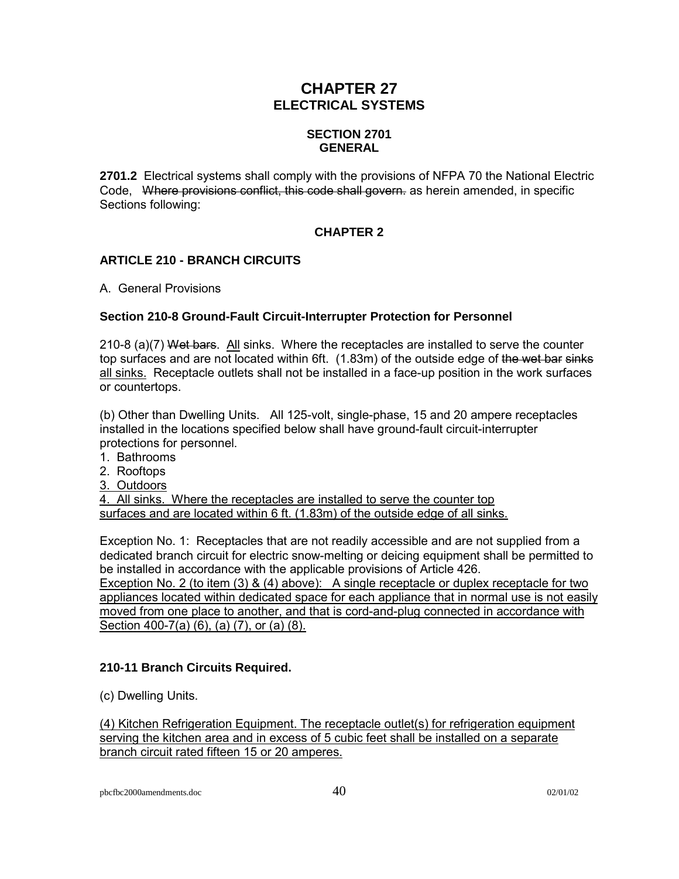# CHAPTER 27
## ELECTRICAL SYSTEMS

### SECTION 2701
### GENERAL

**2701.2** Electrical systems shall comply with the provisions of NFPA 70 the National Electric Code, ~~Where provisions conflict, this code shall govern.~~ as herein amended, in specific Sections following:

### CHAPTER 2

### ARTICLE 210 - BRANCH CIRCUITS

A. General Provisions

#### Section 210-8 Ground-Fault Circuit-Interrupter Protection for Personnel

210-8 (a)(7) ~~Wet bars~~. <u>All</u> sinks. Where the receptacles are installed to serve the counter top surfaces and are not located within 6ft. (1.83m) of the outside edge of ~~the wet bar sinks~~ <u>all sinks.</u> Receptacle outlets shall not be installed in a face-up position in the work surfaces or countertops.

(b) Other than Dwelling Units. All 125-volt, single-phase, 15 and 20 ampere receptacles installed in the locations specified below shall have ground-fault circuit-interrupter protections for personnel.

1. Bathrooms
2. Rooftops
3. <u>Outdoors</u>
4. <u>All sinks. Where the receptacles are installed to serve the counter top surfaces and are located within 6 ft. (1.83m) of the outside edge of all sinks.</u>

Exception No. 1: Receptacles that are not readily accessible and are not supplied from a dedicated branch circuit for electric snow-melting or deicing equipment shall be permitted to be installed in accordance with the applicable provisions of Article 426.
<u>Exception No. 2 (to item (3) & (4) above): A single receptacle or duplex receptacle for two appliances located within dedicated space for each appliance that in normal use is not easily moved from one place to another, and that is cord-and-plug connected in accordance with Section 400-7(a) (6), (a) (7), or (a) (8).</u>

#### 210-11 Branch Circuits Required.

(c) Dwelling Units.

<u>(4) Kitchen Refrigeration Equipment. The receptacle outlet(s) for refrigeration equipment serving the kitchen area and in excess of 5 cubic feet shall be installed on a separate branch circuit rated fifteen 15 or 20 amperes.</u>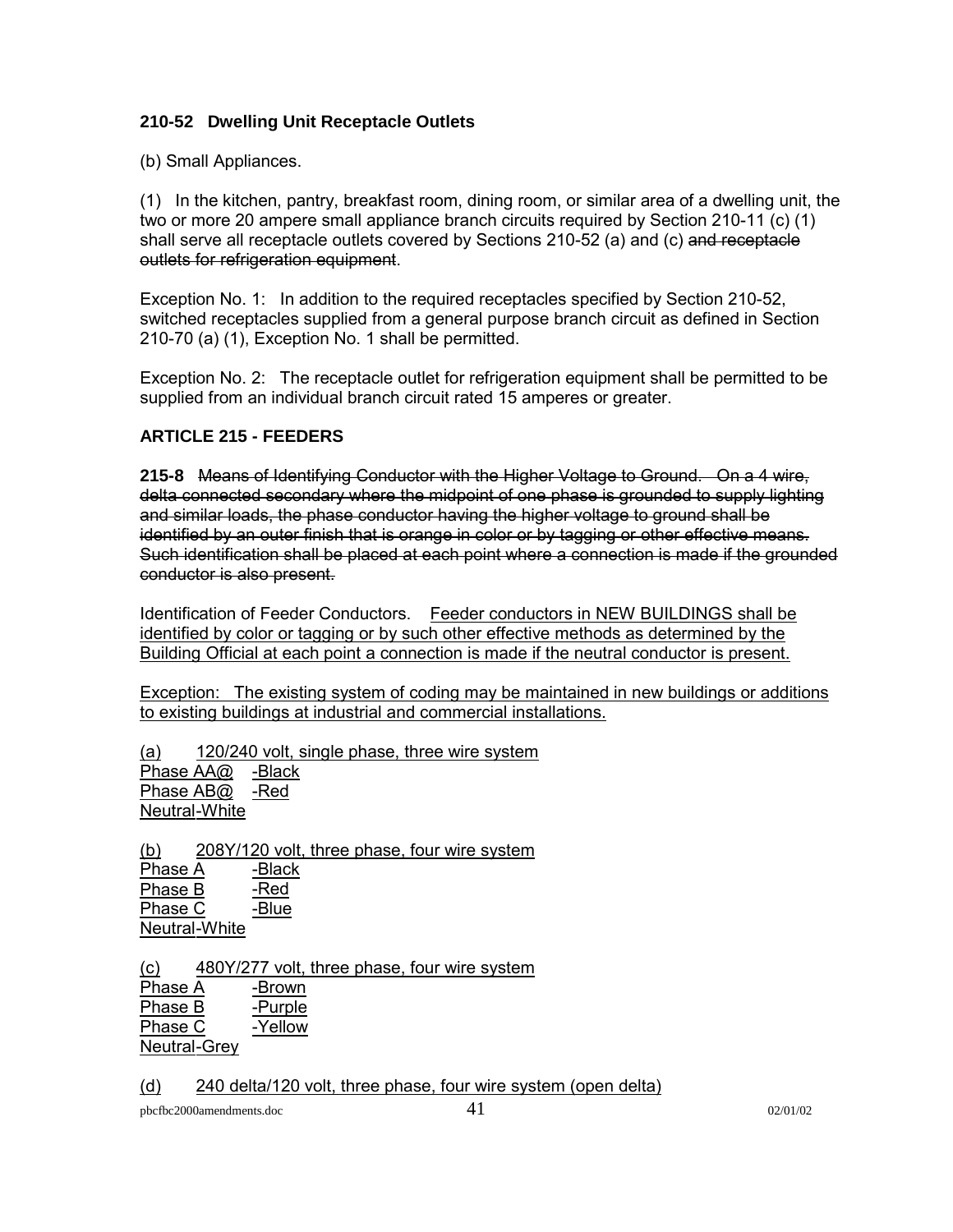**210-52 Dwelling Unit Receptacle Outlets**

(b) Small Appliances.

(1) In the kitchen, pantry, breakfast room, dining room, or similar area of a dwelling unit, the two or more 20 ampere small appliance branch circuits required by Section 210-11 (c) (1) shall serve all receptacle outlets covered by Sections 210-52 (a) and (c) ~~and receptacle outlets for refrigeration equipment~~.

Exception No. 1: In addition to the required receptacles specified by Section 210-52, switched receptacles supplied from a general purpose branch circuit as defined in Section 210-70 (a) (1), Exception No. 1 shall be permitted.

Exception No. 2: The receptacle outlet for refrigeration equipment shall be permitted to be supplied from an individual branch circuit rated 15 amperes or greater.

**ARTICLE 215 - FEEDERS**

**215-8** ~~Means of Identifying Conductor with the Higher Voltage to Ground. On a 4 wire, delta connected secondary where the midpoint of one phase is grounded to supply lighting and similar loads, the phase conductor having the higher voltage to ground shall be identified by an outer finish that is orange in color or by tagging or other effective means. Such identification shall be placed at each point where a connection is made if the grounded conductor is also present.~~

Identification of Feeder Conductors. <u>Feeder conductors in NEW BUILDINGS shall be identified by color or tagging or by such other effective methods as determined by the Building Official at each point a connection is made if the neutral conductor is present.</u>

<u>Exception: The existing system of coding may be maintained in new buildings or additions to existing buildings at industrial and commercial installations.</u>

<u>(a) 120/240 volt, single phase, three wire system</u>
<u>Phase AA@ -Black</u>
<u>Phase AB@ -Red</u>
<u>Neutral-White</u>

<u>(b) 208Y/120 volt, three phase, four wire system</u>
<u>Phase A -Black</u>
<u>Phase B -Red</u>
<u>Phase C -Blue</u>
<u>Neutral-White</u>

<u>(c) 480Y/277 volt, three phase, four wire system</u>
<u>Phase A -Brown</u>
<u>Phase B -Purple</u>
<u>Phase C -Yellow</u>
<u>Neutral-Grey</u>

<u>(d) 240 delta/120 volt, three phase, four wire system (open delta)</u>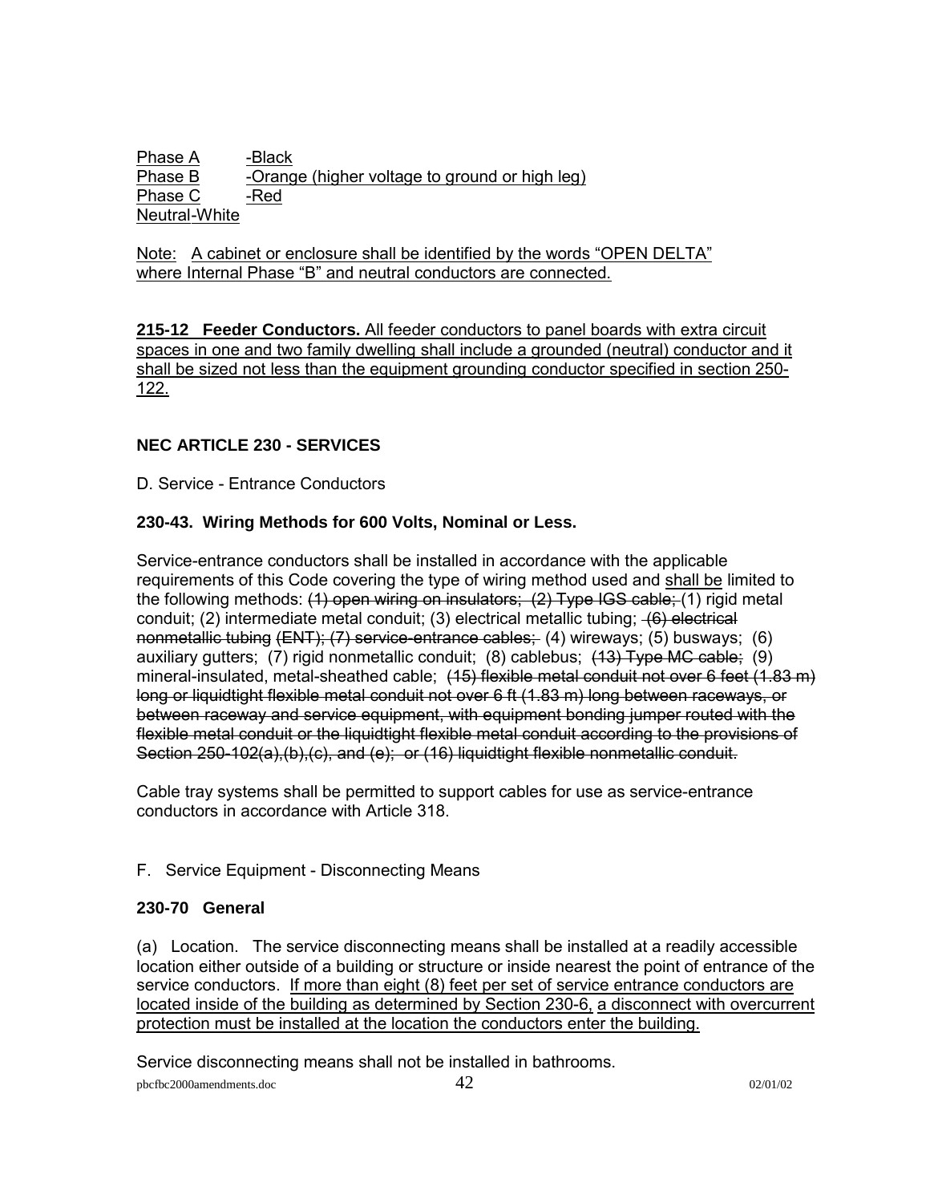Phase A -Black
Phase B -Orange (higher voltage to ground or high leg)
Phase C -Red
Neutral-White

Note: A cabinet or enclosure shall be identified by the words "OPEN DELTA" where Internal Phase "B" and neutral conductors are connected.

**215-12 Feeder Conductors.** All feeder conductors to panel boards with extra circuit spaces in one and two family dwelling shall include a grounded (neutral) conductor and it shall be sized not less than the equipment grounding conductor specified in section 250-122.

## NEC ARTICLE 230 - SERVICES

D. Service - Entrance Conductors

### 230-43. Wiring Methods for 600 Volts, Nominal or Less.

Service-entrance conductors shall be installed in accordance with the applicable requirements of this Code covering the type of wiring method used and shall be limited to the following methods: ~~(1) open wiring on insulators; (2) Type IGS cable;~~ (1) rigid metal conduit; (2) intermediate metal conduit; (3) electrical metallic tubing; ~~(6) electrical nonmetallic tubing (ENT); (7) service-entrance cables;~~ (4) wireways; (5) busways; (6) auxiliary gutters; (7) rigid nonmetallic conduit; (8) cablebus; ~~(13) Type MC cable;~~ (9) mineral-insulated, metal-sheathed cable; ~~(15) flexible metal conduit not over 6 feet (1.83 m) long or liquidtight flexible metal conduit not over 6 ft (1.83 m) long between raceways, or between raceway and service equipment, with equipment bonding jumper routed with the flexible metal conduit or the liquidtight flexible metal conduit according to the provisions of Section 250-102(a),(b),(c), and (e); or (16) liquidtight flexible nonmetallic conduit.~~

Cable tray systems shall be permitted to support cables for use as service-entrance conductors in accordance with Article 318.

F. Service Equipment - Disconnecting Means

### 230-70 General

(a) Location. The service disconnecting means shall be installed at a readily accessible location either outside of a building or structure or inside nearest the point of entrance of the service conductors. If more than eight (8) feet per set of service entrance conductors are located inside of the building as determined by Section 230-6, a disconnect with overcurrent protection must be installed at the location the conductors enter the building.

Service disconnecting means shall not be installed in bathrooms.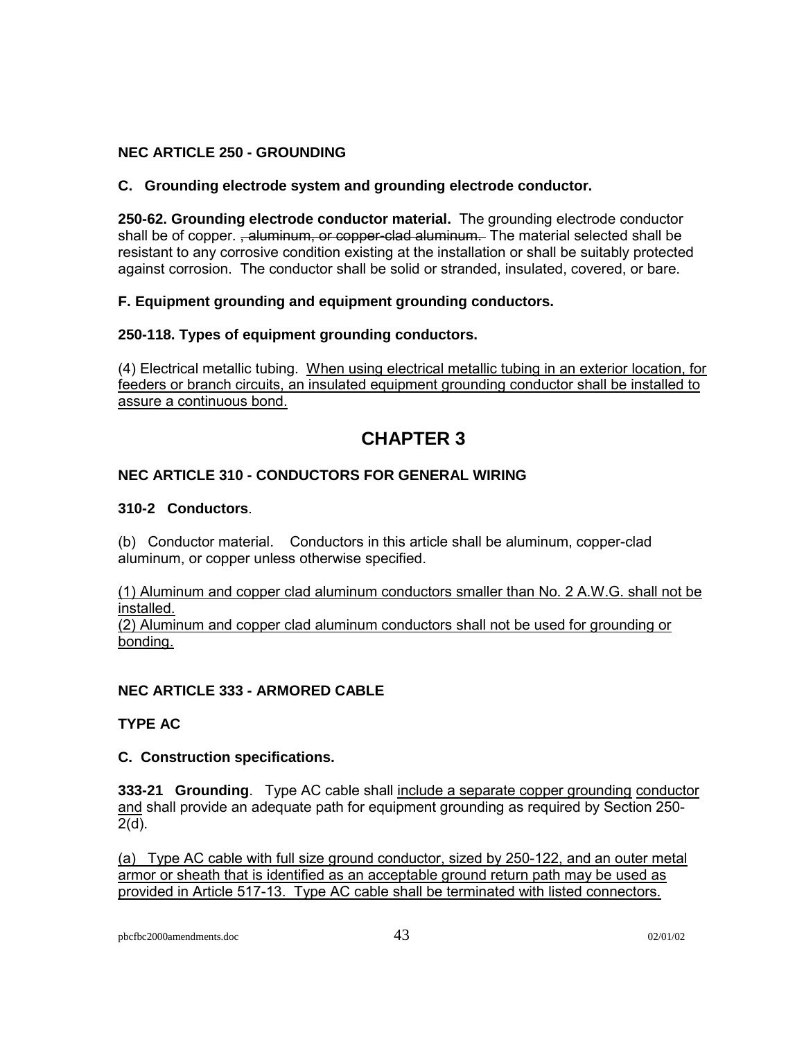**NEC ARTICLE 250 - GROUNDING**

**C. Grounding electrode system and grounding electrode conductor.**

**250-62. Grounding electrode conductor material.** The grounding electrode conductor shall be of copper. ~~, aluminum, or copper-clad aluminum.~~ The material selected shall be resistant to any corrosive condition existing at the installation or shall be suitably protected against corrosion. The conductor shall be solid or stranded, insulated, covered, or bare.

**F. Equipment grounding and equipment grounding conductors.**

**250-118. Types of equipment grounding conductors.**

(4) Electrical metallic tubing. <u>When using electrical metallic tubing in an exterior location, for feeders or branch circuits, an insulated equipment grounding conductor shall be installed to assure a continuous bond.</u>

# CHAPTER 3

**NEC ARTICLE 310 - CONDUCTORS FOR GENERAL WIRING**

**310-2 Conductors**.

(b) Conductor material. Conductors in this article shall be aluminum, copper-clad aluminum, or copper unless otherwise specified.

<u>(1) Aluminum and copper clad aluminum conductors smaller than No. 2 A.W.G. shall not be installed.</u>
<u>(2) Aluminum and copper clad aluminum conductors shall not be used for grounding or bonding.</u>

**NEC ARTICLE 333 - ARMORED CABLE**

**TYPE AC**

**C. Construction specifications.**

**333-21 Grounding**. Type AC cable shall <u>include a separate copper grounding conductor and</u> shall provide an adequate path for equipment grounding as required by Section 250-2(d).

<u>(a) Type AC cable with full size ground conductor, sized by 250-122, and an outer metal armor or sheath that is identified as an acceptable ground return path may be used as provided in Article 517-13. Type AC cable shall be terminated with listed connectors.</u>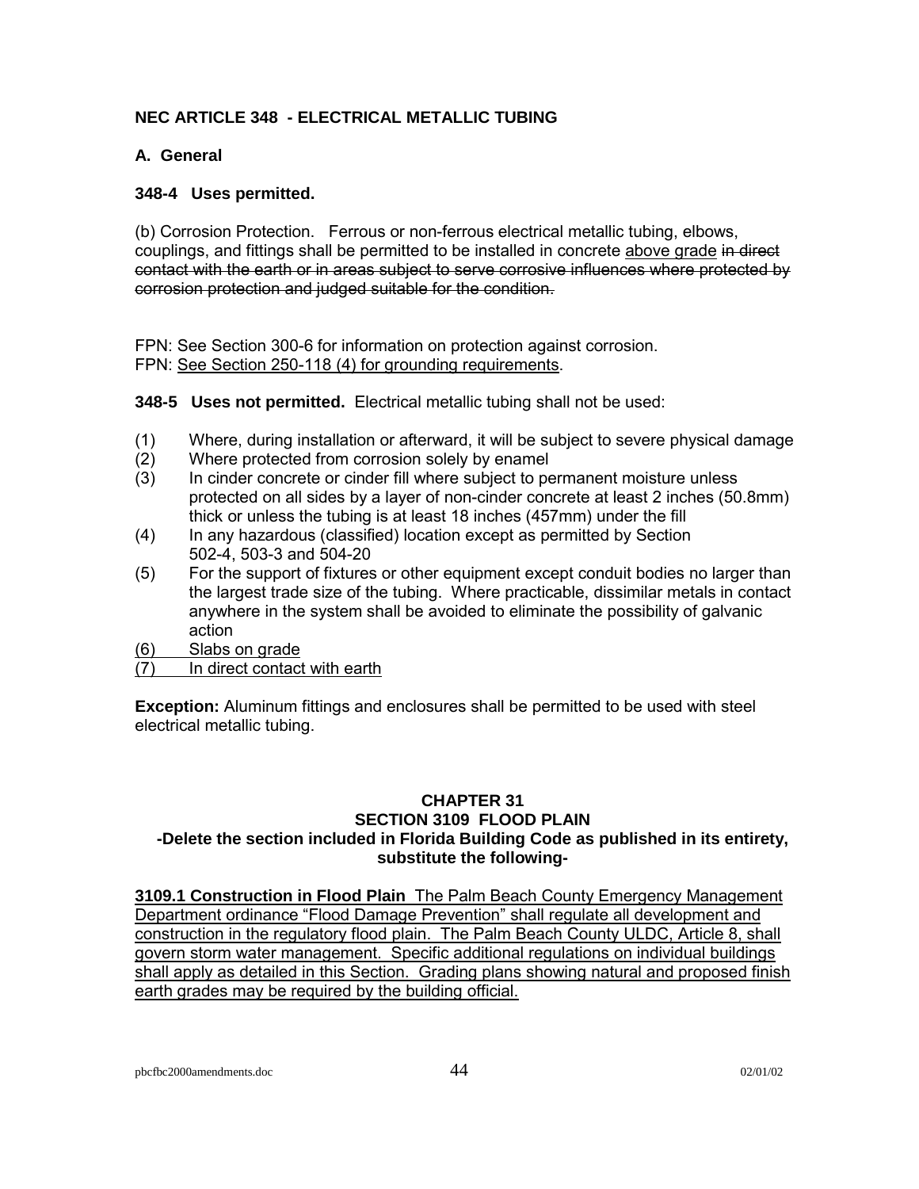## NEC ARTICLE 348 - ELECTRICAL METALLIC TUBING

### A. General

### 348-4 Uses permitted.

(b) Corrosion Protection. Ferrous or non-ferrous electrical metallic tubing, elbows, couplings, and fittings shall be permitted to be installed in concrete <u>above grade</u> ~~in direct contact with the earth or in areas subject to serve corrosive influences where protected by corrosion protection and judged suitable for the condition.~~

FPN: See Section 300-6 for information on protection against corrosion.
FPN: <u>See Section 250-118 (4) for grounding requirements</u>.

**348-5 Uses not permitted.** Electrical metallic tubing shall not be used:

(1) Where, during installation or afterward, it will be subject to severe physical damage
(2) Where protected from corrosion solely by enamel
(3) In cinder concrete or cinder fill where subject to permanent moisture unless protected on all sides by a layer of non-cinder concrete at least 2 inches (50.8mm) thick or unless the tubing is at least 18 inches (457mm) under the fill
(4) In any hazardous (classified) location except as permitted by Section 502-4, 503-3 and 504-20
(5) For the support of fixtures or other equipment except conduit bodies no larger than the largest trade size of the tubing. Where practicable, dissimilar metals in contact anywhere in the system shall be avoided to eliminate the possibility of galvanic action
<u>(6) Slabs on grade</u>
<u>(7) In direct contact with earth</u>

**Exception:** Aluminum fittings and enclosures shall be permitted to be used with steel electrical metallic tubing.

## CHAPTER 31
## SECTION 3109 FLOOD PLAIN
**-Delete the section included in Florida Building Code as published in its entirety, substitute the following-**

<u>**3109.1 Construction in Flood Plain** The Palm Beach County Emergency Management Department ordinance "Flood Damage Prevention" shall regulate all development and construction in the regulatory flood plain. The Palm Beach County ULDC, Article 8, shall govern storm water management. Specific additional regulations on individual buildings shall apply as detailed in this Section. Grading plans showing natural and proposed finish earth grades may be required by the building official.</u>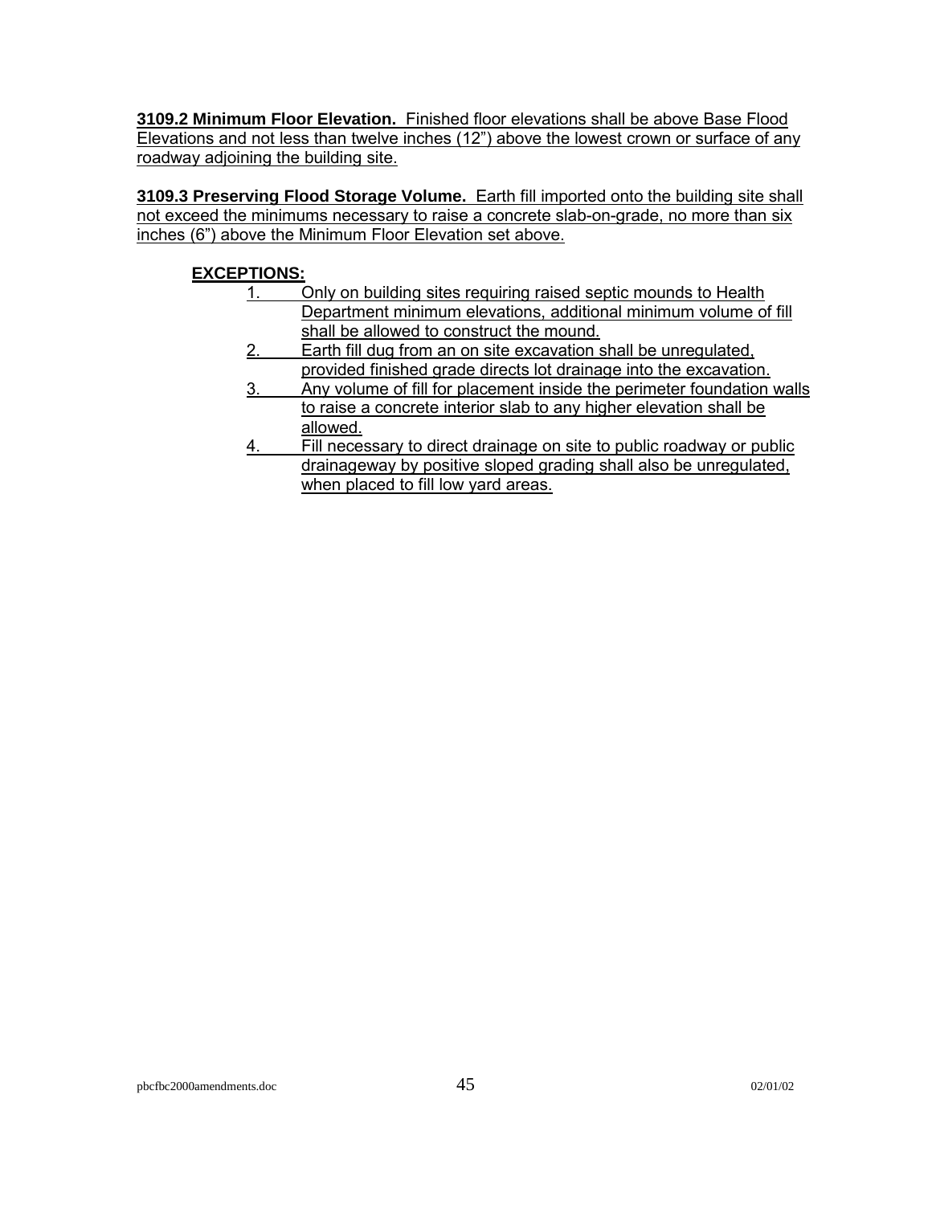**3109.2 Minimum Floor Elevation.** Finished floor elevations shall be above Base Flood Elevations and not less than twelve inches (12") above the lowest crown or surface of any roadway adjoining the building site.

**3109.3 Preserving Flood Storage Volume.** Earth fill imported onto the building site shall not exceed the minimums necessary to raise a concrete slab-on-grade, no more than six inches (6") above the Minimum Floor Elevation set above.

**EXCEPTIONS:**

1. Only on building sites requiring raised septic mounds to Health Department minimum elevations, additional minimum volume of fill shall be allowed to construct the mound.
2. Earth fill dug from an on site excavation shall be unregulated, provided finished grade directs lot drainage into the excavation.
3. Any volume of fill for placement inside the perimeter foundation walls to raise a concrete interior slab to any higher elevation shall be allowed.
4. Fill necessary to direct drainage on site to public roadway or public drainageway by positive sloped grading shall also be unregulated, when placed to fill low yard areas.